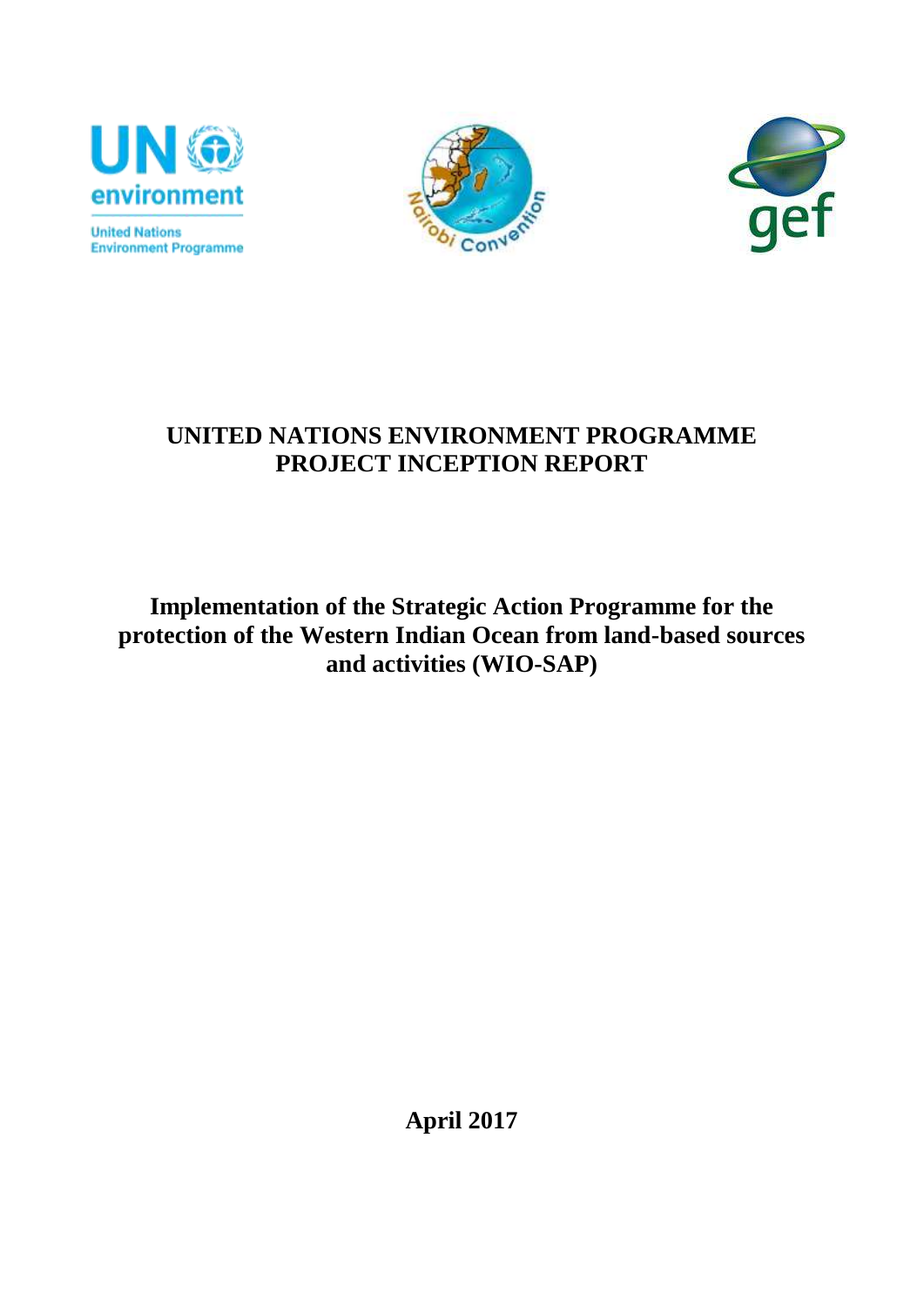# UNITED NATIONS ENVIRONMENT PROGRAMME PROJECT INCEPTION REPORT

## Implementation of the Strategic Action Programme for the protection of the Western Indian Ocean from land-based sources and activities (WIO-SAP)

**April 2017**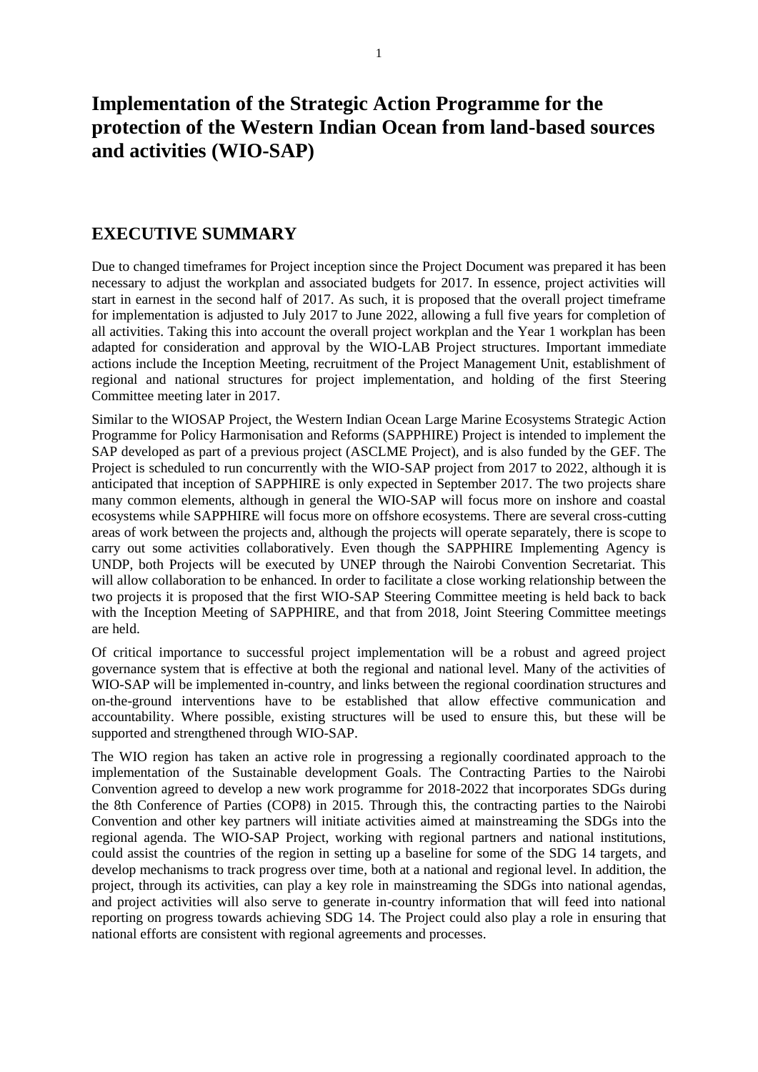# Implementation of the Strategic Action Programme for the protection of the Western Indian Ocean from land-based sources and activities (WIO-SAP)

## EXECUTIVE SUMMARY

Due to changed timeframes for Project inception since the Project Document was prepared it has been necessary to adjust the workplan and associated budgets for 2017. In essence, project activities will start in earnest in the second half of 2017. As such, it is proposed that the overall project timeframe for implementation is adjusted to July 2017 to June 2022, allowing a full five years for completion of all activities. Taking this into account the overall project workplan and the Year 1 workplan has been adapted for consideration and approval by the WIO-LAB Project structures. Important immediate actions include the Inception Meeting, recruitment of the Project Management Unit, establishment of regional and national structures for project implementation, and holding of the first Steering Committee meeting later in 2017.

Similar to the WIOSAP Project, the Western Indian Ocean Large Marine Ecosystems Strategic Action Programme for Policy Harmonisation and Reforms (SAPPHIRE) Project is intended to implement the SAP developed as part of a previous project (ASCLME Project), and is also funded by the GEF. The Project is scheduled to run concurrently with the WIO-SAP project from 2017 to 2022, although it is anticipated that inception of SAPPHIRE is only expected in September 2017. The two projects share many common elements, although in general the WIO-SAP will focus more on inshore and coastal ecosystems while SAPPHIRE will focus more on offshore ecosystems. There are several cross-cutting areas of work between the projects and, although the projects will operate separately, there is scope to carry out some activities collaboratively. Even though the SAPPHIRE Implementing Agency is UNDP, both Projects will be executed by UNEP through the Nairobi Convention Secretariat. This will allow collaboration to be enhanced. In order to facilitate a close working relationship between the two projects it is proposed that the first WIO-SAP Steering Committee meeting is held back to back with the Inception Meeting of SAPPHIRE, and that from 2018, Joint Steering Committee meetings are held.

Of critical importance to successful project implementation will be a robust and agreed project governance system that is effective at both the regional and national level. Many of the activities of WIO-SAP will be implemented in-country, and links between the regional coordination structures and on-the-ground interventions have to be established that allow effective communication and accountability. Where possible, existing structures will be used to ensure this, but these will be supported and strengthened through WIO-SAP.

The WIO region has taken an active role in progressing a regionally coordinated approach to the implementation of the Sustainable development Goals. The Contracting Parties to the Nairobi Convention agreed to develop a new work programme for 2018-2022 that incorporates SDGs during the 8th Conference of Parties (COP8) in 2015. Through this, the contracting parties to the Nairobi Convention and other key partners will initiate activities aimed at mainstreaming the SDGs into the regional agenda. The WIO-SAP Project, working with regional partners and national institutions, could assist the countries of the region in setting up a baseline for some of the SDG 14 targets, and develop mechanisms to track progress over time, both at a national and regional level. In addition, the project, through its activities, can play a key role in mainstreaming the SDGs into national agendas, and project activities will also serve to generate in-country information that will feed into national reporting on progress towards achieving SDG 14. The Project could also play a role in ensuring that national efforts are consistent with regional agreements and processes.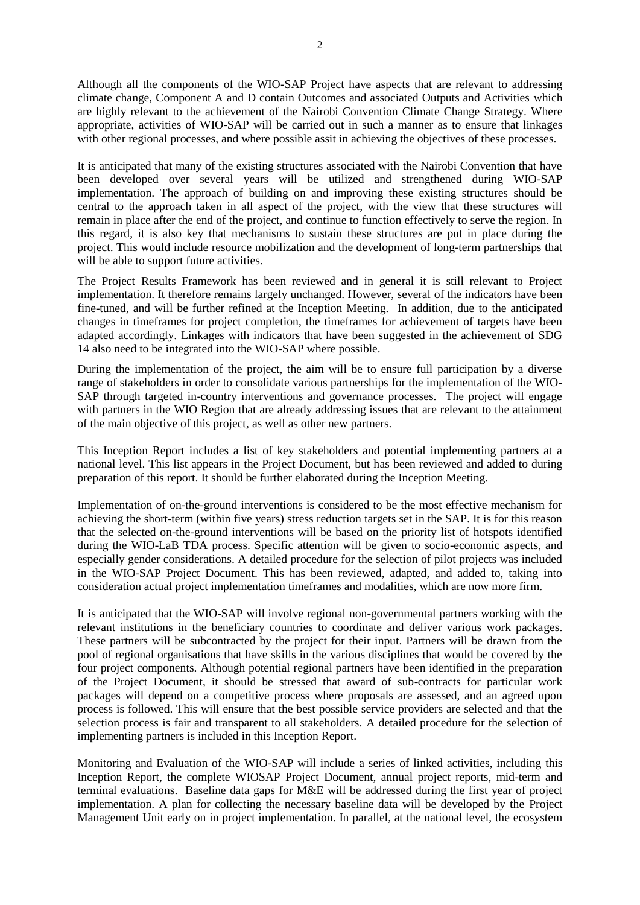Although all the components of the WIO-SAP Project have aspects that are relevant to addressing climate change, Component A and D contain Outcomes and associated Outputs and Activities which are highly relevant to the achievement of the Nairobi Convention Climate Change Strategy. Where appropriate, activities of WIO-SAP will be carried out in such a manner as to ensure that linkages with other regional processes, and where possible assit in achieving the objectives of these processes.

It is anticipated that many of the existing structures associated with the Nairobi Convention that have been developed over several years will be utilized and strengthened during WIO-SAP implementation. The approach of building on and improving these existing structures should be central to the approach taken in all aspect of the project, with the view that these structures will remain in place after the end of the project, and continue to function effectively to serve the region. In this regard, it is also key that mechanisms to sustain these structures are put in place during the project. This would include resource mobilization and the development of long-term partnerships that will be able to support future activities.

The Project Results Framework has been reviewed and in general it is still relevant to Project implementation. It therefore remains largely unchanged. However, several of the indicators have been fine-tuned, and will be further refined at the Inception Meeting. In addition, due to the anticipated changes in timeframes for project completion, the timeframes for achievement of targets have been adapted accordingly. Linkages with indicators that have been suggested in the achievement of SDG 14 also need to be integrated into the WIO-SAP where possible.

During the implementation of the project, the aim will be to ensure full participation by a diverse range of stakeholders in order to consolidate various partnerships for the implementation of the WIO-SAP through targeted in-country interventions and governance processes. The project will engage with partners in the WIO Region that are already addressing issues that are relevant to the attainment of the main objective of this project, as well as other new partners.

This Inception Report includes a list of key stakeholders and potential implementing partners at a national level. This list appears in the Project Document, but has been reviewed and added to during preparation of this report. It should be further elaborated during the Inception Meeting.

Implementation of on-the-ground interventions is considered to be the most effective mechanism for achieving the short-term (within five years) stress reduction targets set in the SAP. It is for this reason that the selected on-the-ground interventions will be based on the priority list of hotspots identified during the WIO-LaB TDA process. Specific attention will be given to socio-economic aspects, and especially gender considerations. A detailed procedure for the selection of pilot projects was included in the WIO-SAP Project Document. This has been reviewed, adapted, and added to, taking into consideration actual project implementation timeframes and modalities, which are now more firm.

It is anticipated that the WIO-SAP will involve regional non-governmental partners working with the relevant institutions in the beneficiary countries to coordinate and deliver various work packages. These partners will be subcontracted by the project for their input. Partners will be drawn from the pool of regional organisations that have skills in the various disciplines that would be covered by the four project components. Although potential regional partners have been identified in the preparation of the Project Document, it should be stressed that award of sub-contracts for particular work packages will depend on a competitive process where proposals are assessed, and an agreed upon process is followed. This will ensure that the best possible service providers are selected and that the selection process is fair and transparent to all stakeholders. A detailed procedure for the selection of implementing partners is included in this Inception Report.

Monitoring and Evaluation of the WIO-SAP will include a series of linked activities, including this Inception Report, the complete WIOSAP Project Document, annual project reports, mid-term and terminal evaluations. Baseline data gaps for M&E will be addressed during the first year of project implementation. A plan for collecting the necessary baseline data will be developed by the Project Management Unit early on in project implementation. In parallel, at the national level, the ecosystem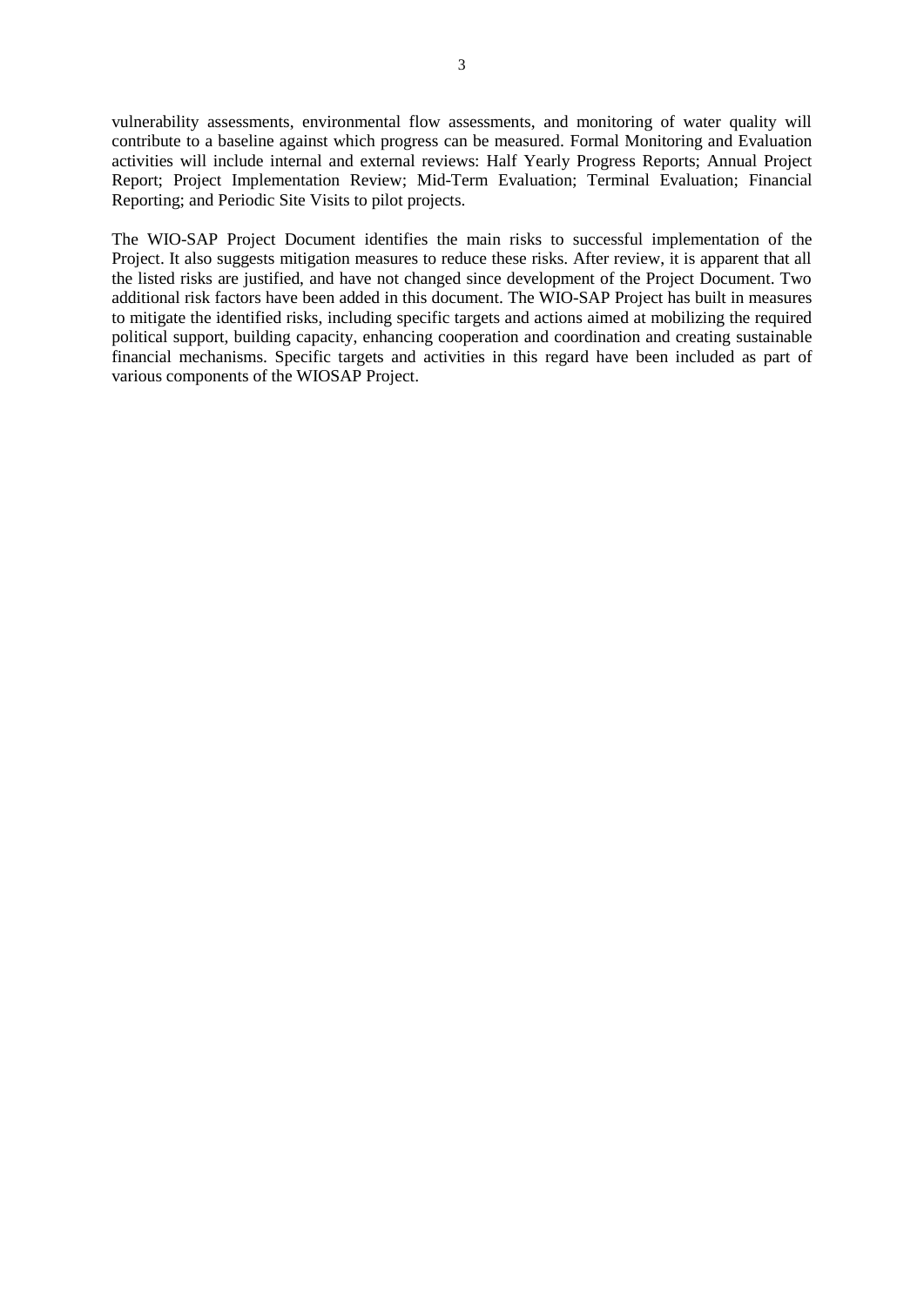vulnerability assessments, environmental flow assessments, and monitoring of water quality will contribute to a baseline against which progress can be measured. Formal Monitoring and Evaluation activities will include internal and external reviews: Half Yearly Progress Reports; Annual Project Report; Project Implementation Review; Mid-Term Evaluation; Terminal Evaluation; Financial Reporting; and Periodic Site Visits to pilot projects.

The WIO-SAP Project Document identifies the main risks to successful implementation of the Project. It also suggests mitigation measures to reduce these risks. After review, it is apparent that all the listed risks are justified, and have not changed since development of the Project Document. Two additional risk factors have been added in this document. The WIO-SAP Project has built in measures to mitigate the identified risks, including specific targets and actions aimed at mobilizing the required political support, building capacity, enhancing cooperation and coordination and creating sustainable financial mechanisms. Specific targets and activities in this regard have been included as part of various components of the WIOSAP Project.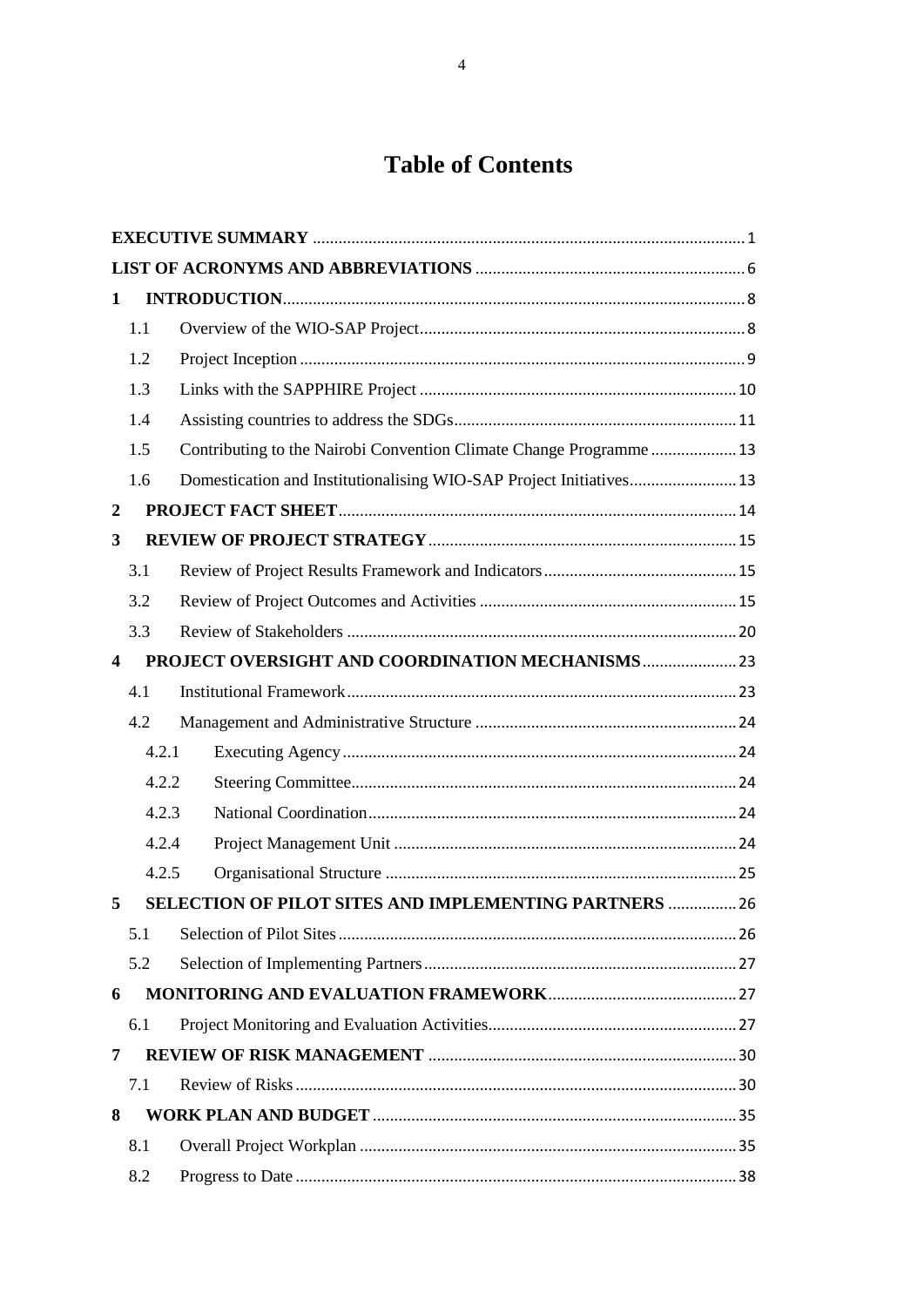# Table of Contents

**EXECUTIVE SUMMARY** ........ 1

**LIST OF ACRONYMS AND ABBREVIATIONS** ........ 6

**1 INTRODUCTION** ........ 8

- 1.1 Overview of the WIO-SAP Project ........ 8
- 1.2 Project Inception ........ 9
- 1.3 Links with the SAPPHIRE Project ........ 10
- 1.4 Assisting countries to address the SDGs ........ 11
- 1.5 Contributing to the Nairobi Convention Climate Change Programme ........ 13
- 1.6 Domestication and Institutionalising WIO-SAP Project Initiatives ........ 13

**2 PROJECT FACT SHEET** ........ 14

**3 REVIEW OF PROJECT STRATEGY** ........ 15

- 3.1 Review of Project Results Framework and Indicators ........ 15
- 3.2 Review of Project Outcomes and Activities ........ 15
- 3.3 Review of Stakeholders ........ 20

**4 PROJECT OVERSIGHT AND COORDINATION MECHANISMS** ........ 23

- 4.1 Institutional Framework ........ 23
- 4.2 Management and Administrative Structure ........ 24
  - 4.2.1 Executing Agency ........ 24
  - 4.2.2 Steering Committee ........ 24
  - 4.2.3 National Coordination ........ 24
  - 4.2.4 Project Management Unit ........ 24
  - 4.2.5 Organisational Structure ........ 25

**5 SELECTION OF PILOT SITES AND IMPLEMENTING PARTNERS** ........ 26

- 5.1 Selection of Pilot Sites ........ 26
- 5.2 Selection of Implementing Partners ........ 27

**6 MONITORING AND EVALUATION FRAMEWORK** ........ 27

- 6.1 Project Monitoring and Evaluation Activities ........ 27

**7 REVIEW OF RISK MANAGEMENT** ........ 30

- 7.1 Review of Risks ........ 30

**8 WORK PLAN AND BUDGET** ........ 35

- 8.1 Overall Project Workplan ........ 35
- 8.2 Progress to Date ........ 38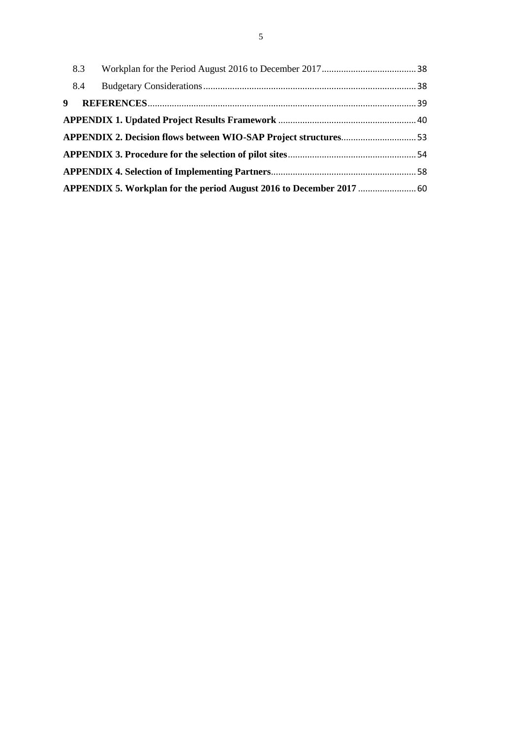8.3 Workplan for the Period August 2016 to December 2017 ....................................... 38

8.4 Budgetary Considerations ....................................................................................... 38

**9 REFERENCES** ............................................................................................................. 39

**APPENDIX 1. Updated Project Results Framework** ......................................................... 40

**APPENDIX 2. Decision flows between WIO-SAP Project structures** ............................... 53

**APPENDIX 3. Procedure for the selection of pilot sites** .................................................... 54

**APPENDIX 4. Selection of Implementing Partners** ........................................................... 58

**APPENDIX 5. Workplan for the period August 2016 to December 2017** ........................ 60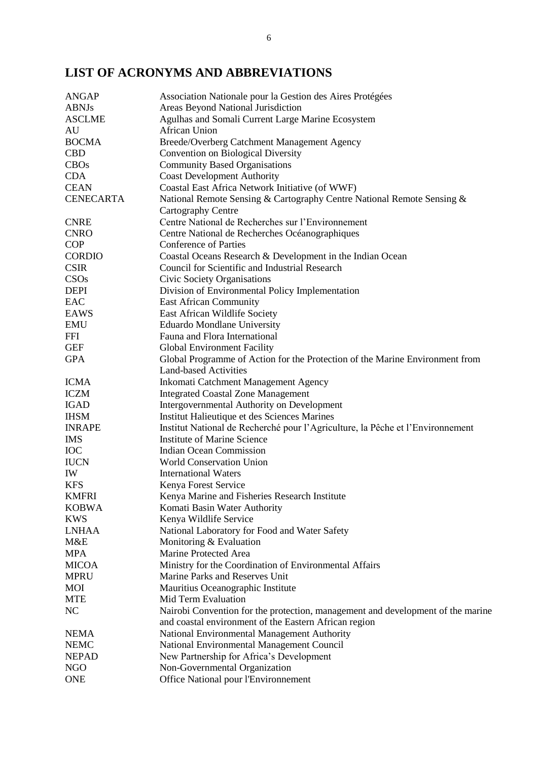# LIST OF ACRONYMS AND ABBREVIATIONS

| | |
|---|---|
| ANGAP | Association Nationale pour la Gestion des Aires Protégées |
| ABNJs | Areas Beyond National Jurisdiction |
| ASCLME | Agulhas and Somali Current Large Marine Ecosystem |
| AU | African Union |
| BOCMA | Breede/Overberg Catchment Management Agency |
| CBD | Convention on Biological Diversity |
| CBOs | Community Based Organisations |
| CDA | Coast Development Authority |
| CEAN | Coastal East Africa Network Initiative (of WWF) |
| CENECARTA | National Remote Sensing & Cartography Centre National Remote Sensing & Cartography Centre |
| CNRE | Centre National de Recherches sur l'Environnement |
| CNRO | Centre National de Recherches Océanographiques |
| COP | Conference of Parties |
| CORDIO | Coastal Oceans Research & Development in the Indian Ocean |
| CSIR | Council for Scientific and Industrial Research |
| CSOs | Civic Society Organisations |
| DEPI | Division of Environmental Policy Implementation |
| EAC | East African Community |
| EAWS | East African Wildlife Society |
| EMU | Eduardo Mondlane University |
| FFI | Fauna and Flora International |
| GEF | Global Environment Facility |
| GPA | Global Programme of Action for the Protection of the Marine Environment from Land-based Activities |
| ICMA | Inkomati Catchment Management Agency |
| ICZM | Integrated Coastal Zone Management |
| IGAD | Intergovernmental Authority on Development |
| IHSM | Institut Halieutique et des Sciences Marines |
| INRAPE | Institut National de Recherché pour l'Agriculture, la Pêche et l'Environnement |
| IMS | Institute of Marine Science |
| IOC | Indian Ocean Commission |
| IUCN | World Conservation Union |
| IW | International Waters |
| KFS | Kenya Forest Service |
| KMFRI | Kenya Marine and Fisheries Research Institute |
| KOBWA | Komati Basin Water Authority |
| KWS | Kenya Wildlife Service |
| LNHAA | National Laboratory for Food and Water Safety |
| M&E | Monitoring & Evaluation |
| MPA | Marine Protected Area |
| MICOA | Ministry for the Coordination of Environmental Affairs |
| MPRU | Marine Parks and Reserves Unit |
| MOI | Mauritius Oceanographic Institute |
| MTE | Mid Term Evaluation |
| NC | Nairobi Convention for the protection, management and development of the marine and coastal environment of the Eastern African region |
| NEMA | National Environmental Management Authority |
| NEMC | National Environmental Management Council |
| NEPAD | New Partnership for Africa's Development |
| NGO | Non-Governmental Organization |
| ONE | Office National pour l'Environnement |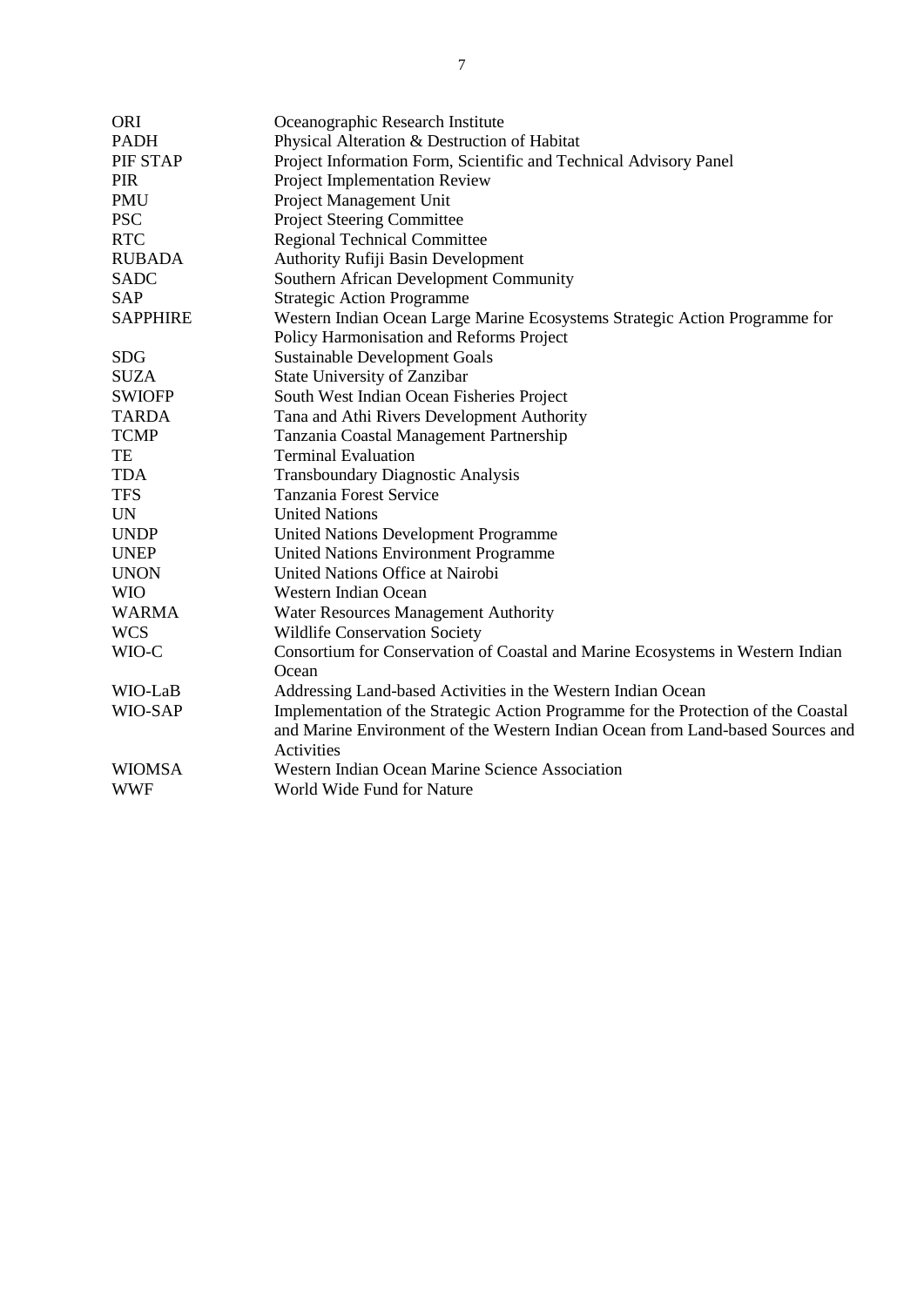| | |
|---|---|
| ORI | Oceanographic Research Institute |
| PADH | Physical Alteration & Destruction of Habitat |
| PIF STAP | Project Information Form, Scientific and Technical Advisory Panel |
| PIR | Project Implementation Review |
| PMU | Project Management Unit |
| PSC | Project Steering Committee |
| RTC | Regional Technical Committee |
| RUBADA | Authority Rufiji Basin Development |
| SADC | Southern African Development Community |
| SAP | Strategic Action Programme |
| SAPPHIRE | Western Indian Ocean Large Marine Ecosystems Strategic Action Programme for Policy Harmonisation and Reforms Project |
| SDG | Sustainable Development Goals |
| SUZA | State University of Zanzibar |
| SWIOFP | South West Indian Ocean Fisheries Project |
| TARDA | Tana and Athi Rivers Development Authority |
| TCMP | Tanzania Coastal Management Partnership |
| TE | Terminal Evaluation |
| TDA | Transboundary Diagnostic Analysis |
| TFS | Tanzania Forest Service |
| UN | United Nations |
| UNDP | United Nations Development Programme |
| UNEP | United Nations Environment Programme |
| UNON | United Nations Office at Nairobi |
| WIO | Western Indian Ocean |
| WARMA | Water Resources Management Authority |
| WCS | Wildlife Conservation Society |
| WIO-C | Consortium for Conservation of Coastal and Marine Ecosystems in Western Indian Ocean |
| WIO-LaB | Addressing Land-based Activities in the Western Indian Ocean |
| WIO-SAP | Implementation of the Strategic Action Programme for the Protection of the Coastal and Marine Environment of the Western Indian Ocean from Land-based Sources and Activities |
| WIOMSA | Western Indian Ocean Marine Science Association |
| WWF | World Wide Fund for Nature |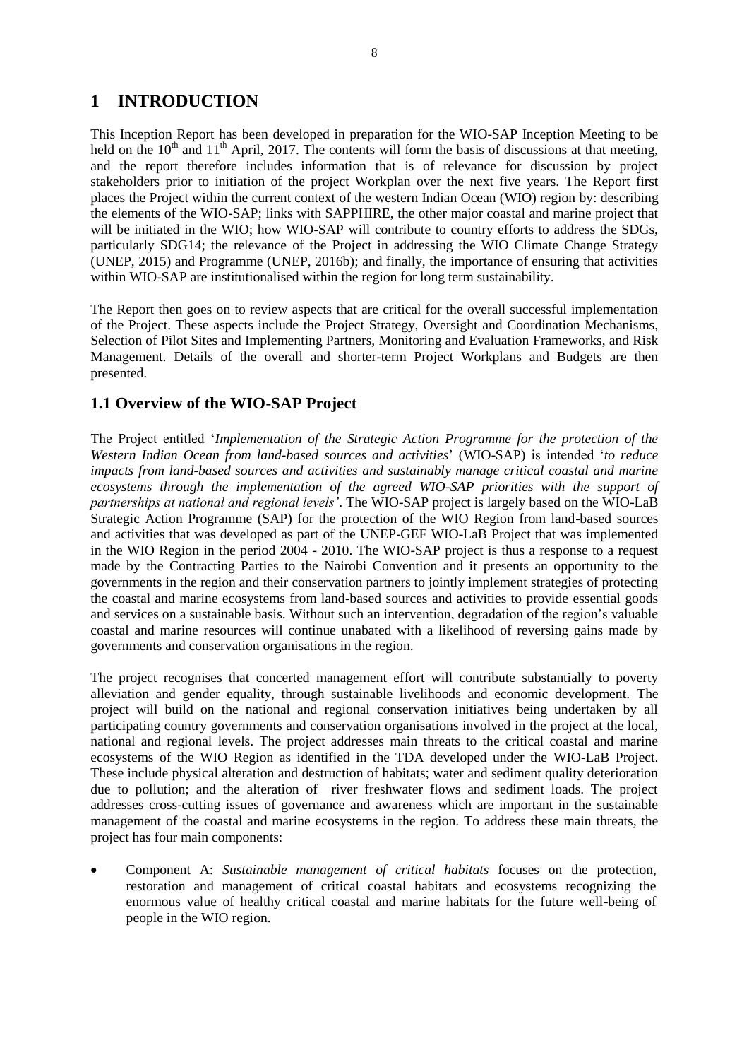# 1 INTRODUCTION

This Inception Report has been developed in preparation for the WIO-SAP Inception Meeting to be held on the 10th and 11th April, 2017. The contents will form the basis of discussions at that meeting, and the report therefore includes information that is of relevance for discussion by project stakeholders prior to initiation of the project Workplan over the next five years. The Report first places the Project within the current context of the western Indian Ocean (WIO) region by: describing the elements of the WIO-SAP; links with SAPPHIRE, the other major coastal and marine project that will be initiated in the WIO; how WIO-SAP will contribute to country efforts to address the SDGs, particularly SDG14; the relevance of the Project in addressing the WIO Climate Change Strategy (UNEP, 2015) and Programme (UNEP, 2016b); and finally, the importance of ensuring that activities within WIO-SAP are institutionalised within the region for long term sustainability.

The Report then goes on to review aspects that are critical for the overall successful implementation of the Project. These aspects include the Project Strategy, Oversight and Coordination Mechanisms, Selection of Pilot Sites and Implementing Partners, Monitoring and Evaluation Frameworks, and Risk Management. Details of the overall and shorter-term Project Workplans and Budgets are then presented.

## 1.1 Overview of the WIO-SAP Project

The Project entitled '*Implementation of the Strategic Action Programme for the protection of the Western Indian Ocean from land-based sources and activities*' (WIO-SAP) is intended '*to reduce impacts from land-based sources and activities and sustainably manage critical coastal and marine ecosystems through the implementation of the agreed WIO-SAP priorities with the support of partnerships at national and regional levels'*. The WIO-SAP project is largely based on the WIO-LaB Strategic Action Programme (SAP) for the protection of the WIO Region from land-based sources and activities that was developed as part of the UNEP-GEF WIO-LaB Project that was implemented in the WIO Region in the period 2004 - 2010. The WIO-SAP project is thus a response to a request made by the Contracting Parties to the Nairobi Convention and it presents an opportunity to the governments in the region and their conservation partners to jointly implement strategies of protecting the coastal and marine ecosystems from land-based sources and activities to provide essential goods and services on a sustainable basis. Without such an intervention, degradation of the region's valuable coastal and marine resources will continue unabated with a likelihood of reversing gains made by governments and conservation organisations in the region.

The project recognises that concerted management effort will contribute substantially to poverty alleviation and gender equality, through sustainable livelihoods and economic development. The project will build on the national and regional conservation initiatives being undertaken by all participating country governments and conservation organisations involved in the project at the local, national and regional levels. The project addresses main threats to the critical coastal and marine ecosystems of the WIO Region as identified in the TDA developed under the WIO-LaB Project. These include physical alteration and destruction of habitats; water and sediment quality deterioration due to pollution; and the alteration of river freshwater flows and sediment loads. The project addresses cross-cutting issues of governance and awareness which are important in the sustainable management of the coastal and marine ecosystems in the region. To address these main threats, the project has four main components:

- Component A: *Sustainable management of critical habitats* focuses on the protection, restoration and management of critical coastal habitats and ecosystems recognizing the enormous value of healthy critical coastal and marine habitats for the future well-being of people in the WIO region.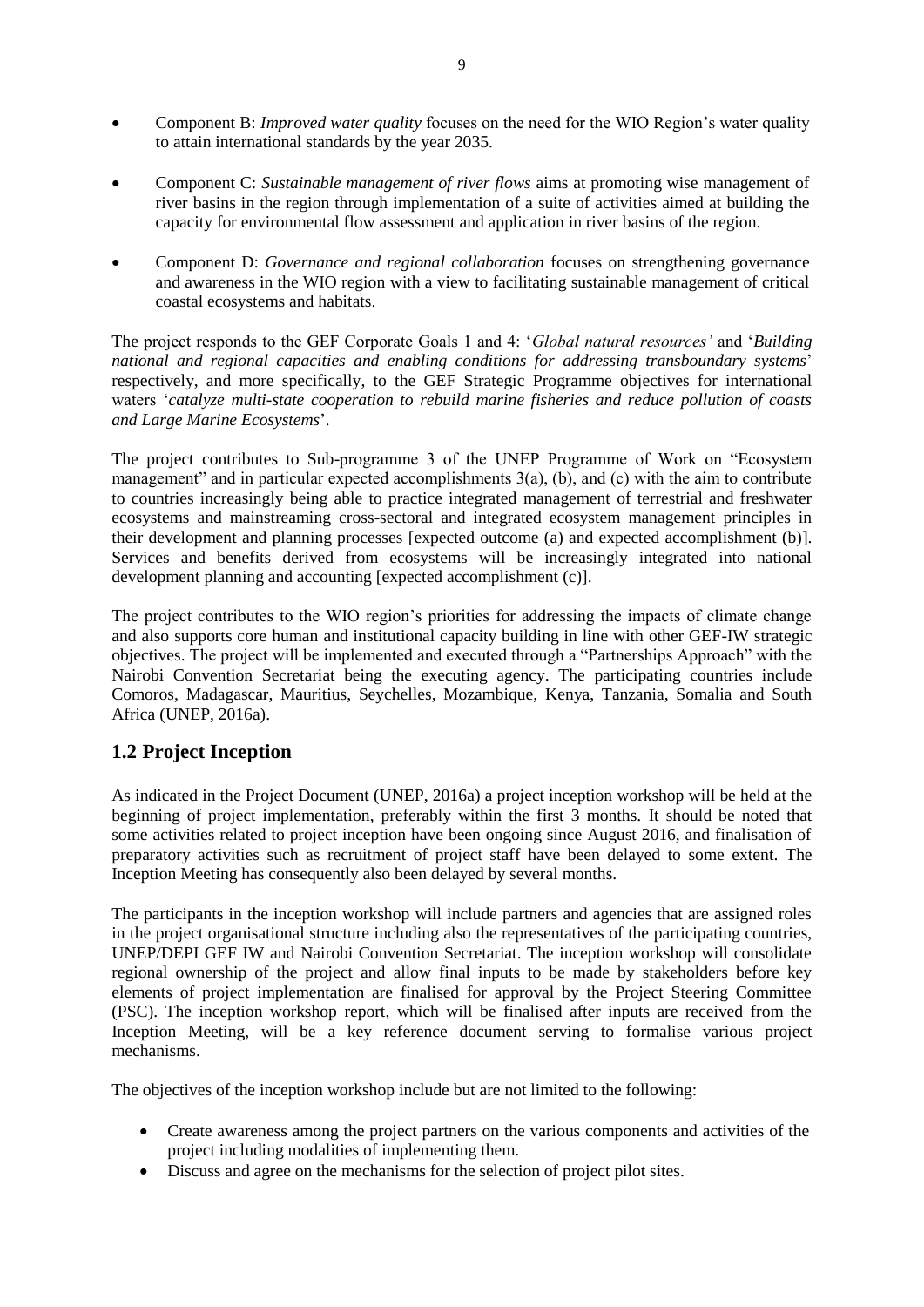- Component B: *Improved water quality* focuses on the need for the WIO Region's water quality to attain international standards by the year 2035.

- Component C: *Sustainable management of river flows* aims at promoting wise management of river basins in the region through implementation of a suite of activities aimed at building the capacity for environmental flow assessment and application in river basins of the region.

- Component D: *Governance and regional collaboration* focuses on strengthening governance and awareness in the WIO region with a view to facilitating sustainable management of critical coastal ecosystems and habitats.

The project responds to the GEF Corporate Goals 1 and 4: '*Global natural resources'* and '*Building national and regional capacities and enabling conditions for addressing transboundary systems*' respectively, and more specifically, to the GEF Strategic Programme objectives for international waters '*catalyze multi-state cooperation to rebuild marine fisheries and reduce pollution of coasts and Large Marine Ecosystems*'.

The project contributes to Sub-programme 3 of the UNEP Programme of Work on "Ecosystem management" and in particular expected accomplishments 3(a), (b), and (c) with the aim to contribute to countries increasingly being able to practice integrated management of terrestrial and freshwater ecosystems and mainstreaming cross-sectoral and integrated ecosystem management principles in their development and planning processes [expected outcome (a) and expected accomplishment (b)]. Services and benefits derived from ecosystems will be increasingly integrated into national development planning and accounting [expected accomplishment (c)].

The project contributes to the WIO region's priorities for addressing the impacts of climate change and also supports core human and institutional capacity building in line with other GEF-IW strategic objectives. The project will be implemented and executed through a "Partnerships Approach" with the Nairobi Convention Secretariat being the executing agency. The participating countries include Comoros, Madagascar, Mauritius, Seychelles, Mozambique, Kenya, Tanzania, Somalia and South Africa (UNEP, 2016a).

## 1.2 Project Inception

As indicated in the Project Document (UNEP, 2016a) a project inception workshop will be held at the beginning of project implementation, preferably within the first 3 months. It should be noted that some activities related to project inception have been ongoing since August 2016, and finalisation of preparatory activities such as recruitment of project staff have been delayed to some extent. The Inception Meeting has consequently also been delayed by several months.

The participants in the inception workshop will include partners and agencies that are assigned roles in the project organisational structure including also the representatives of the participating countries, UNEP/DEPI GEF IW and Nairobi Convention Secretariat. The inception workshop will consolidate regional ownership of the project and allow final inputs to be made by stakeholders before key elements of project implementation are finalised for approval by the Project Steering Committee (PSC). The inception workshop report, which will be finalised after inputs are received from the Inception Meeting, will be a key reference document serving to formalise various project mechanisms.

The objectives of the inception workshop include but are not limited to the following:

- Create awareness among the project partners on the various components and activities of the project including modalities of implementing them.
- Discuss and agree on the mechanisms for the selection of project pilot sites.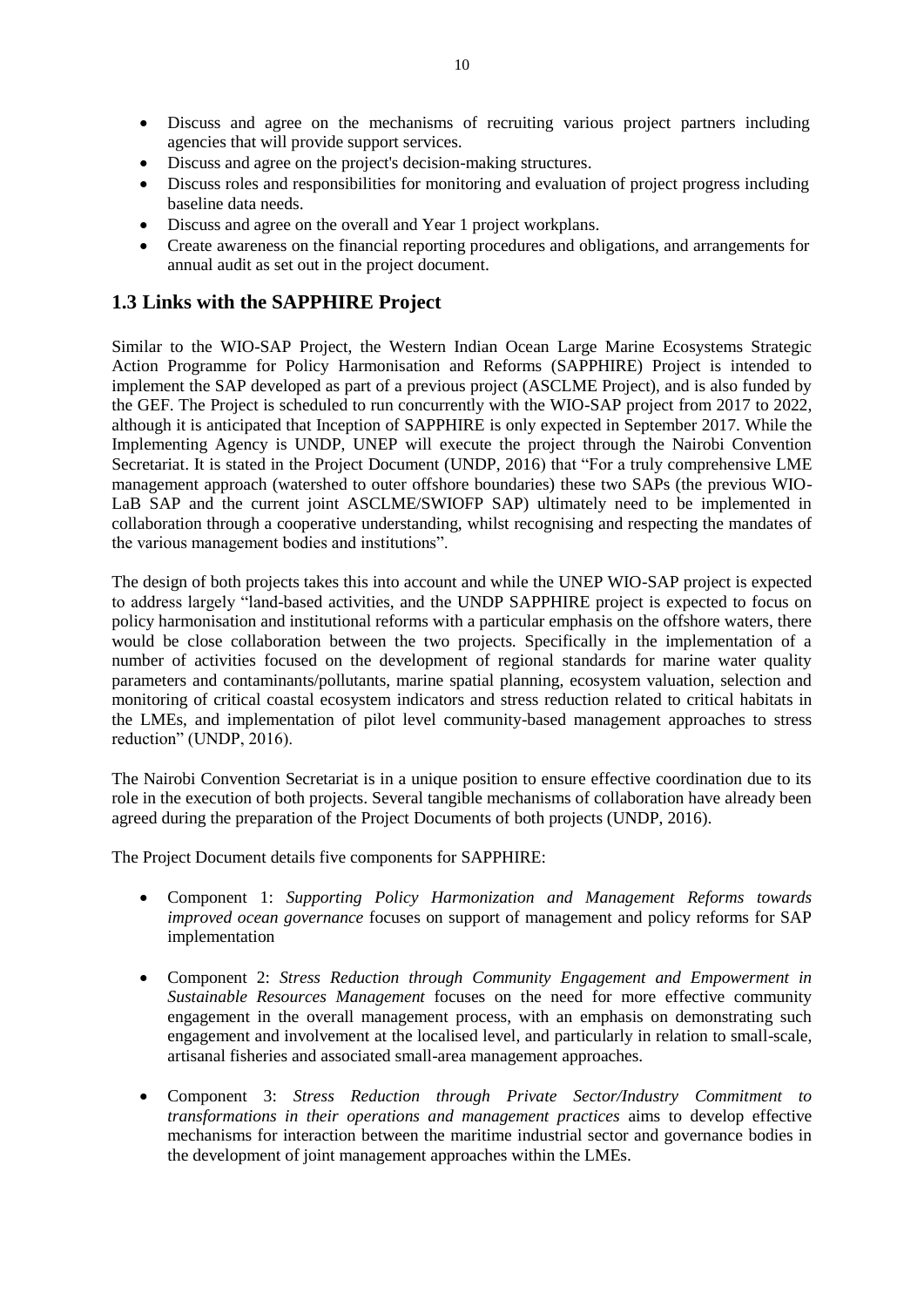- Discuss and agree on the mechanisms of recruiting various project partners including agencies that will provide support services.
- Discuss and agree on the project's decision-making structures.
- Discuss roles and responsibilities for monitoring and evaluation of project progress including baseline data needs.
- Discuss and agree on the overall and Year 1 project workplans.
- Create awareness on the financial reporting procedures and obligations, and arrangements for annual audit as set out in the project document.

## 1.3 Links with the SAPPHIRE Project

Similar to the WIO-SAP Project, the Western Indian Ocean Large Marine Ecosystems Strategic Action Programme for Policy Harmonisation and Reforms (SAPPHIRE) Project is intended to implement the SAP developed as part of a previous project (ASCLME Project), and is also funded by the GEF. The Project is scheduled to run concurrently with the WIO-SAP project from 2017 to 2022, although it is anticipated that Inception of SAPPHIRE is only expected in September 2017. While the Implementing Agency is UNDP, UNEP will execute the project through the Nairobi Convention Secretariat. It is stated in the Project Document (UNDP, 2016) that "For a truly comprehensive LME management approach (watershed to outer offshore boundaries) these two SAPs (the previous WIO-LaB SAP and the current joint ASCLME/SWIOFP SAP) ultimately need to be implemented in collaboration through a cooperative understanding, whilst recognising and respecting the mandates of the various management bodies and institutions".

The design of both projects takes this into account and while the UNEP WIO-SAP project is expected to address largely "land-based activities, and the UNDP SAPPHIRE project is expected to focus on policy harmonisation and institutional reforms with a particular emphasis on the offshore waters, there would be close collaboration between the two projects. Specifically in the implementation of a number of activities focused on the development of regional standards for marine water quality parameters and contaminants/pollutants, marine spatial planning, ecosystem valuation, selection and monitoring of critical coastal ecosystem indicators and stress reduction related to critical habitats in the LMEs, and implementation of pilot level community-based management approaches to stress reduction" (UNDP, 2016).

The Nairobi Convention Secretariat is in a unique position to ensure effective coordination due to its role in the execution of both projects. Several tangible mechanisms of collaboration have already been agreed during the preparation of the Project Documents of both projects (UNDP, 2016).

The Project Document details five components for SAPPHIRE:

- Component 1: *Supporting Policy Harmonization and Management Reforms towards improved ocean governance* focuses on support of management and policy reforms for SAP implementation

- Component 2: *Stress Reduction through Community Engagement and Empowerment in Sustainable Resources Management* focuses on the need for more effective community engagement in the overall management process, with an emphasis on demonstrating such engagement and involvement at the localised level, and particularly in relation to small-scale, artisanal fisheries and associated small-area management approaches.

- Component 3: *Stress Reduction through Private Sector/Industry Commitment to transformations in their operations and management practices* aims to develop effective mechanisms for interaction between the maritime industrial sector and governance bodies in the development of joint management approaches within the LMEs.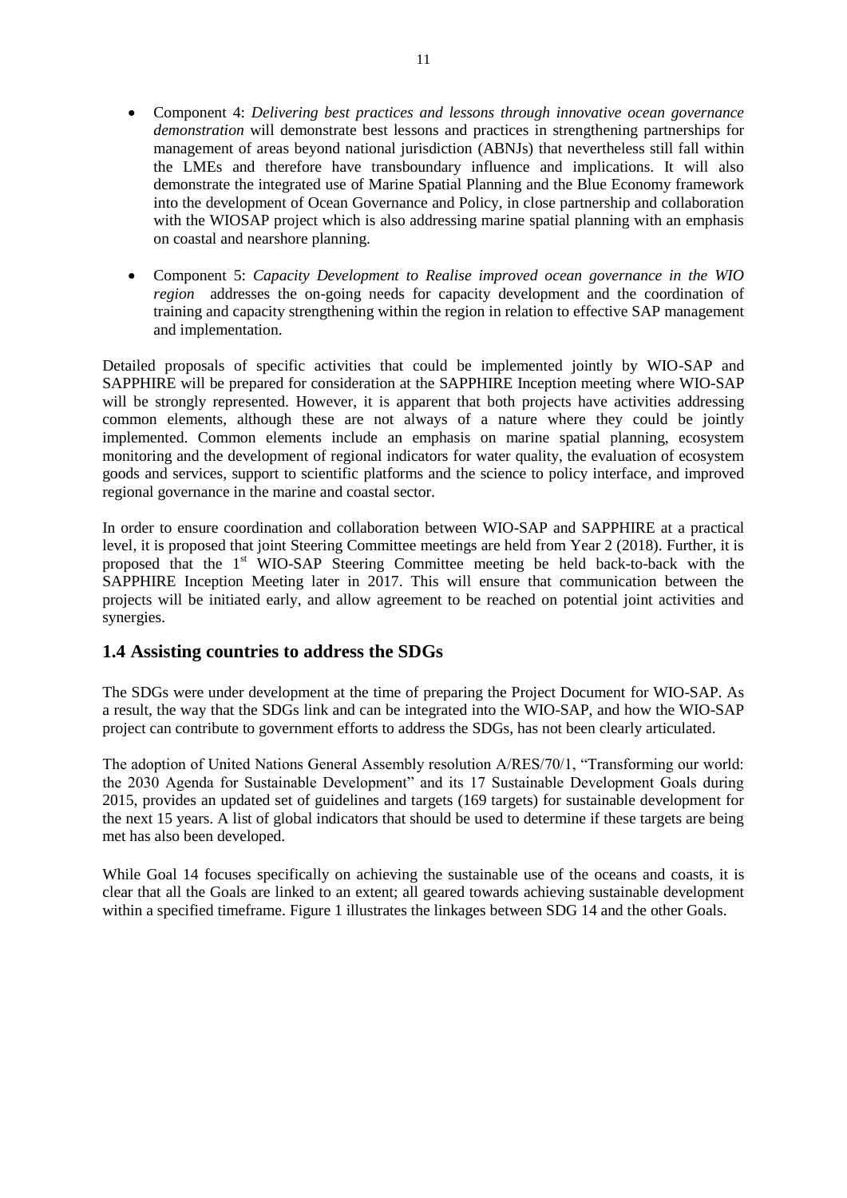- Component 4: *Delivering best practices and lessons through innovative ocean governance demonstration* will demonstrate best lessons and practices in strengthening partnerships for management of areas beyond national jurisdiction (ABNJs) that nevertheless still fall within the LMEs and therefore have transboundary influence and implications. It will also demonstrate the integrated use of Marine Spatial Planning and the Blue Economy framework into the development of Ocean Governance and Policy, in close partnership and collaboration with the WIOSAP project which is also addressing marine spatial planning with an emphasis on coastal and nearshore planning.

- Component 5: *Capacity Development to Realise improved ocean governance in the WIO region* addresses the on-going needs for capacity development and the coordination of training and capacity strengthening within the region in relation to effective SAP management and implementation.

Detailed proposals of specific activities that could be implemented jointly by WIO-SAP and SAPPHIRE will be prepared for consideration at the SAPPHIRE Inception meeting where WIO-SAP will be strongly represented. However, it is apparent that both projects have activities addressing common elements, although these are not always of a nature where they could be jointly implemented. Common elements include an emphasis on marine spatial planning, ecosystem monitoring and the development of regional indicators for water quality, the evaluation of ecosystem goods and services, support to scientific platforms and the science to policy interface, and improved regional governance in the marine and coastal sector.

In order to ensure coordination and collaboration between WIO-SAP and SAPPHIRE at a practical level, it is proposed that joint Steering Committee meetings are held from Year 2 (2018). Further, it is proposed that the 1st WIO-SAP Steering Committee meeting be held back-to-back with the SAPPHIRE Inception Meeting later in 2017. This will ensure that communication between the projects will be initiated early, and allow agreement to be reached on potential joint activities and synergies.

## 1.4 Assisting countries to address the SDGs

The SDGs were under development at the time of preparing the Project Document for WIO-SAP. As a result, the way that the SDGs link and can be integrated into the WIO-SAP, and how the WIO-SAP project can contribute to government efforts to address the SDGs, has not been clearly articulated.

The adoption of United Nations General Assembly resolution A/RES/70/1, "Transforming our world: the 2030 Agenda for Sustainable Development" and its 17 Sustainable Development Goals during 2015, provides an updated set of guidelines and targets (169 targets) for sustainable development for the next 15 years. A list of global indicators that should be used to determine if these targets are being met has also been developed.

While Goal 14 focuses specifically on achieving the sustainable use of the oceans and coasts, it is clear that all the Goals are linked to an extent; all geared towards achieving sustainable development within a specified timeframe. Figure 1 illustrates the linkages between SDG 14 and the other Goals.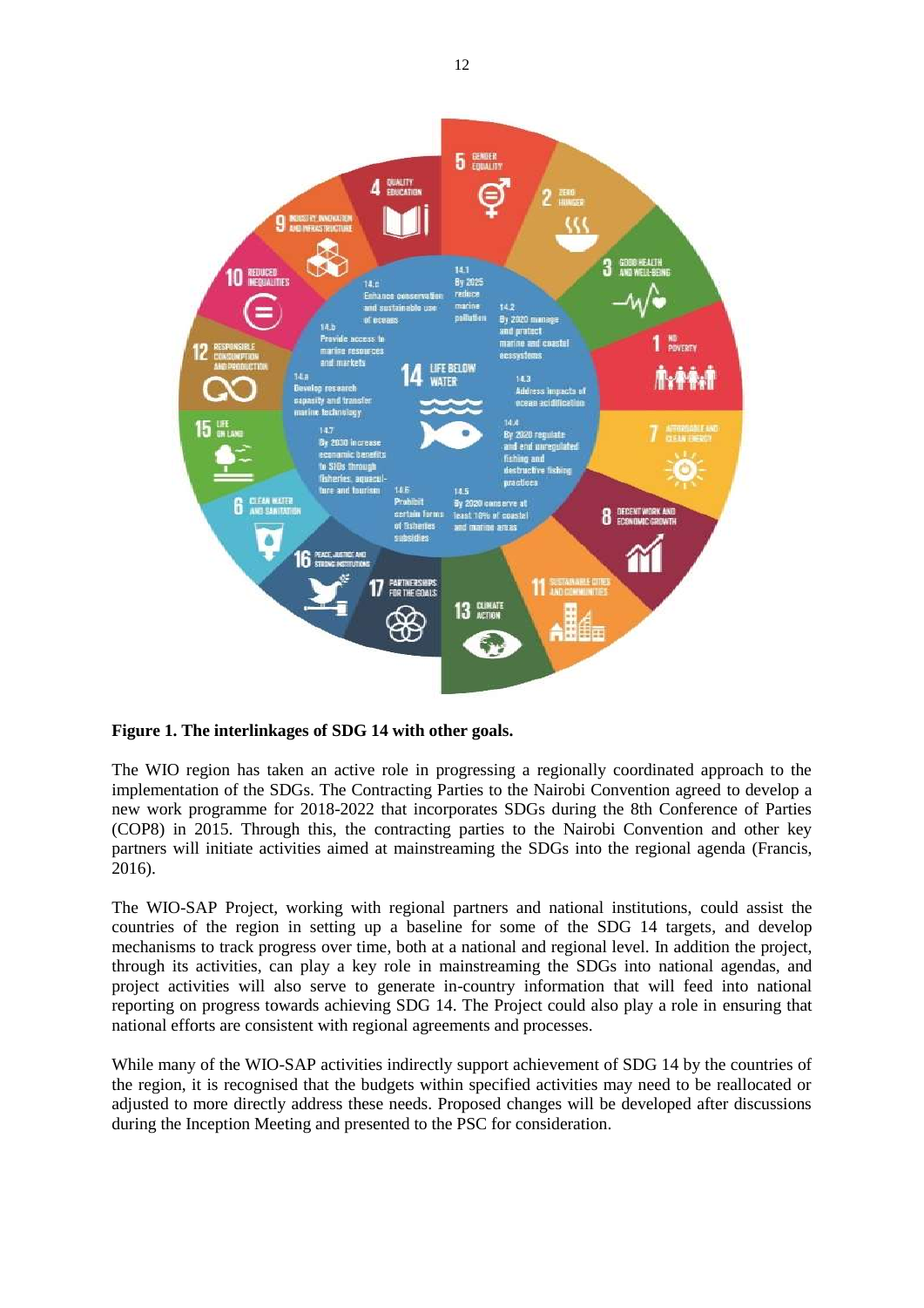**Figure 1. The interlinkages of SDG 14 with other goals.**

The WIO region has taken an active role in progressing a regionally coordinated approach to the implementation of the SDGs. The Contracting Parties to the Nairobi Convention agreed to develop a new work programme for 2018-2022 that incorporates SDGs during the 8th Conference of Parties (COP8) in 2015. Through this, the contracting parties to the Nairobi Convention and other key partners will initiate activities aimed at mainstreaming the SDGs into the regional agenda (Francis, 2016).

The WIO-SAP Project, working with regional partners and national institutions, could assist the countries of the region in setting up a baseline for some of the SDG 14 targets, and develop mechanisms to track progress over time, both at a national and regional level. In addition the project, through its activities, can play a key role in mainstreaming the SDGs into national agendas, and project activities will also serve to generate in-country information that will feed into national reporting on progress towards achieving SDG 14. The Project could also play a role in ensuring that national efforts are consistent with regional agreements and processes.

While many of the WIO-SAP activities indirectly support achievement of SDG 14 by the countries of the region, it is recognised that the budgets within specified activities may need to be reallocated or adjusted to more directly address these needs. Proposed changes will be developed after discussions during the Inception Meeting and presented to the PSC for consideration.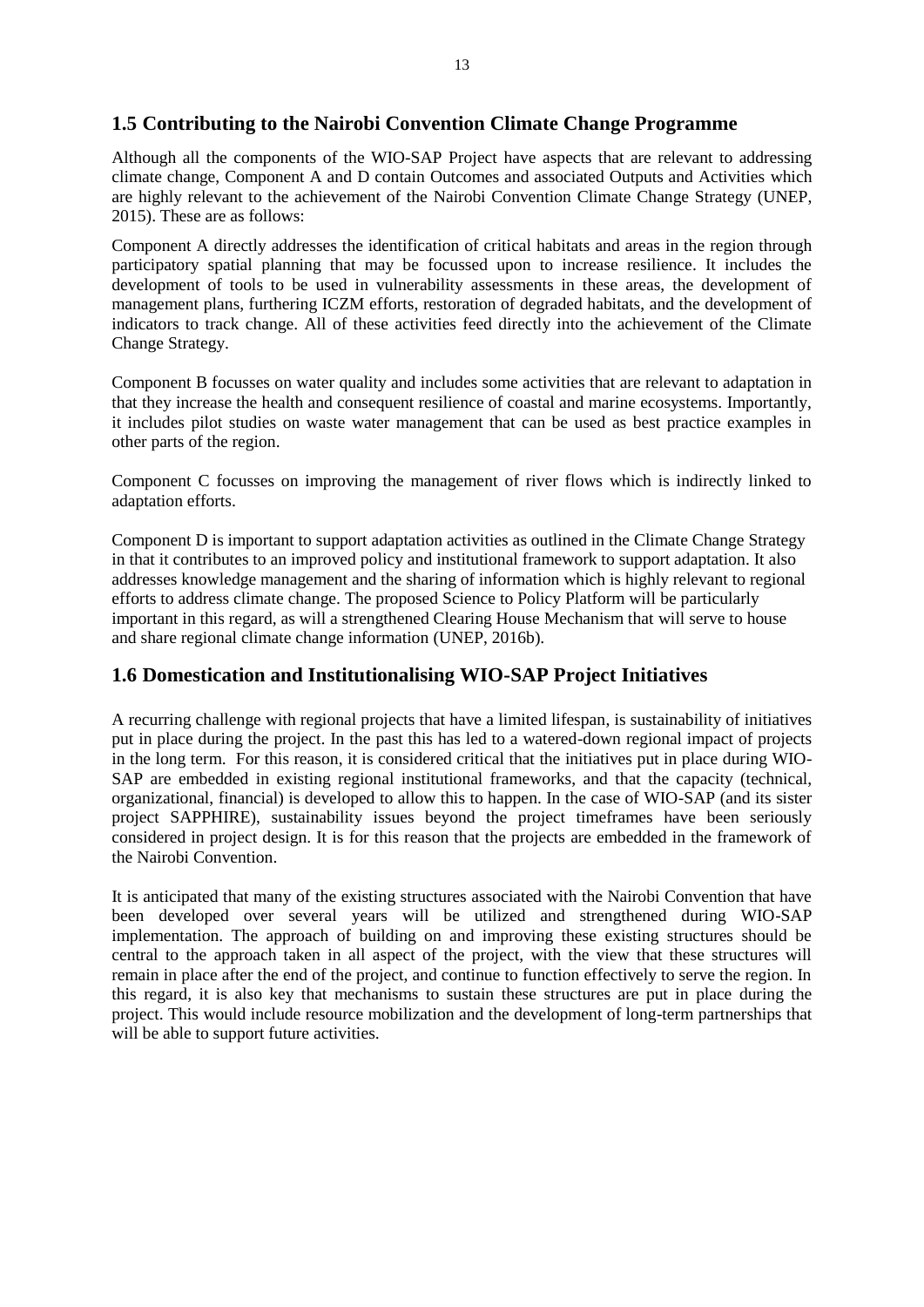## 1.5 Contributing to the Nairobi Convention Climate Change Programme

Although all the components of the WIO-SAP Project have aspects that are relevant to addressing climate change, Component A and D contain Outcomes and associated Outputs and Activities which are highly relevant to the achievement of the Nairobi Convention Climate Change Strategy (UNEP, 2015). These are as follows:

Component A directly addresses the identification of critical habitats and areas in the region through participatory spatial planning that may be focussed upon to increase resilience. It includes the development of tools to be used in vulnerability assessments in these areas, the development of management plans, furthering ICZM efforts, restoration of degraded habitats, and the development of indicators to track change. All of these activities feed directly into the achievement of the Climate Change Strategy.

Component B focusses on water quality and includes some activities that are relevant to adaptation in that they increase the health and consequent resilience of coastal and marine ecosystems. Importantly, it includes pilot studies on waste water management that can be used as best practice examples in other parts of the region.

Component C focusses on improving the management of river flows which is indirectly linked to adaptation efforts.

Component D is important to support adaptation activities as outlined in the Climate Change Strategy in that it contributes to an improved policy and institutional framework to support adaptation. It also addresses knowledge management and the sharing of information which is highly relevant to regional efforts to address climate change. The proposed Science to Policy Platform will be particularly important in this regard, as will a strengthened Clearing House Mechanism that will serve to house and share regional climate change information (UNEP, 2016b).

## 1.6 Domestication and Institutionalising WIO-SAP Project Initiatives

A recurring challenge with regional projects that have a limited lifespan, is sustainability of initiatives put in place during the project. In the past this has led to a watered-down regional impact of projects in the long term. For this reason, it is considered critical that the initiatives put in place during WIO-SAP are embedded in existing regional institutional frameworks, and that the capacity (technical, organizational, financial) is developed to allow this to happen. In the case of WIO-SAP (and its sister project SAPPHIRE), sustainability issues beyond the project timeframes have been seriously considered in project design. It is for this reason that the projects are embedded in the framework of the Nairobi Convention.

It is anticipated that many of the existing structures associated with the Nairobi Convention that have been developed over several years will be utilized and strengthened during WIO-SAP implementation. The approach of building on and improving these existing structures should be central to the approach taken in all aspect of the project, with the view that these structures will remain in place after the end of the project, and continue to function effectively to serve the region. In this regard, it is also key that mechanisms to sustain these structures are put in place during the project. This would include resource mobilization and the development of long-term partnerships that will be able to support future activities.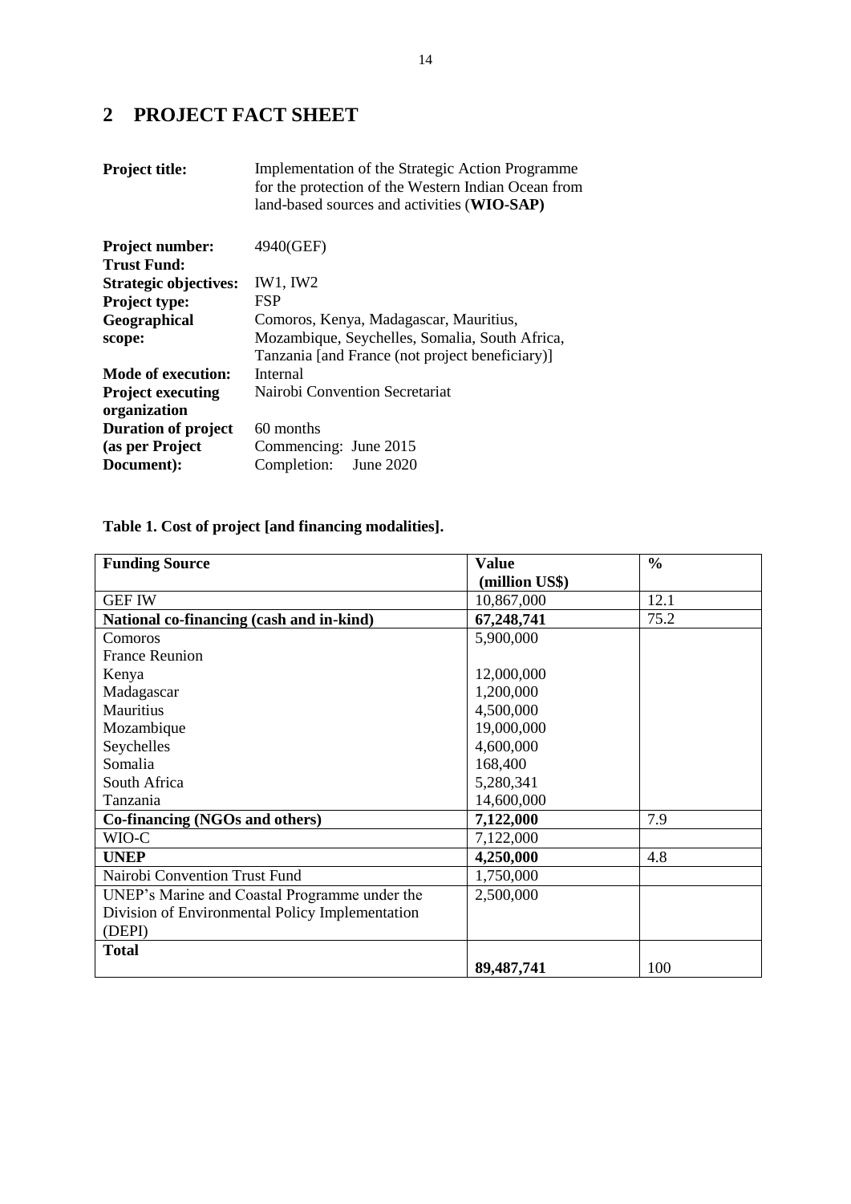## 2 PROJECT FACT SHEET

| | |
|---|---|
| **Project title:** | Implementation of the Strategic Action Programme for the protection of the Western Indian Ocean from land-based sources and activities (**WIO-SAP)** |
| **Project number:** | 4940(GEF) |
| **Trust Fund:** | |
| **Strategic objectives:** | IW1, IW2 |
| **Project type:** | FSP |
| **Geographical scope:** | Comoros, Kenya, Madagascar, Mauritius, Mozambique, Seychelles, Somalia, South Africa, Tanzania [and France (not project beneficiary)] |
| **Mode of execution:** | Internal |
| **Project executing organization** | Nairobi Convention Secretariat |
| **Duration of project (as per Project Document):** | 60 months<br>Commencing: June 2015<br>Completion: June 2020 |

**Table 1. Cost of project [and financing modalities].**

| **Funding Source** | **Value (million US$)** | **%** |
|---|---|---|
| GEF IW | 10,867,000 | 12.1 |
| **National co-financing (cash and in-kind)** | **67,248,741** | 75.2 |
| Comoros | 5,900,000 | |
| France Reunion | | |
| Kenya | 12,000,000 | |
| Madagascar | 1,200,000 | |
| Mauritius | 4,500,000 | |
| Mozambique | 19,000,000 | |
| Seychelles | 4,600,000 | |
| Somalia | 168,400 | |
| South Africa | 5,280,341 | |
| Tanzania | 14,600,000 | |
| **Co-financing (NGOs and others)** | **7,122,000** | 7.9 |
| WIO-C | 7,122,000 | |
| **UNEP** | **4,250,000** | 4.8 |
| Nairobi Convention Trust Fund | 1,750,000 | |
| UNEP's Marine and Coastal Programme under the Division of Environmental Policy Implementation (DEPI) | 2,500,000 | |
| **Total** | **89,487,741** | 100 |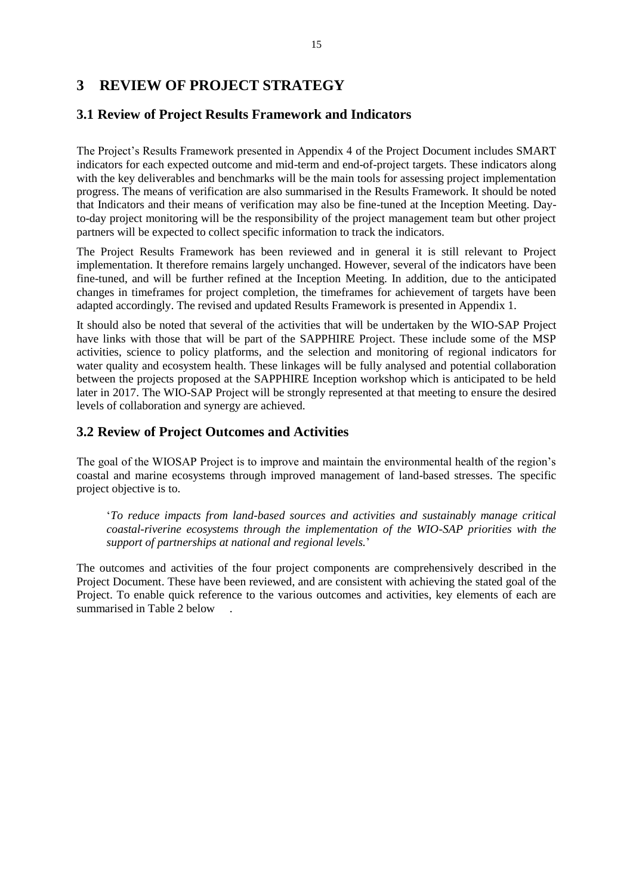# 3 REVIEW OF PROJECT STRATEGY

## 3.1 Review of Project Results Framework and Indicators

The Project's Results Framework presented in Appendix 4 of the Project Document includes SMART indicators for each expected outcome and mid-term and end-of-project targets. These indicators along with the key deliverables and benchmarks will be the main tools for assessing project implementation progress. The means of verification are also summarised in the Results Framework. It should be noted that Indicators and their means of verification may also be fine-tuned at the Inception Meeting. Day-to-day project monitoring will be the responsibility of the project management team but other project partners will be expected to collect specific information to track the indicators.

The Project Results Framework has been reviewed and in general it is still relevant to Project implementation. It therefore remains largely unchanged. However, several of the indicators have been fine-tuned, and will be further refined at the Inception Meeting. In addition, due to the anticipated changes in timeframes for project completion, the timeframes for achievement of targets have been adapted accordingly. The revised and updated Results Framework is presented in Appendix 1.

It should also be noted that several of the activities that will be undertaken by the WIO-SAP Project have links with those that will be part of the SAPPHIRE Project. These include some of the MSP activities, science to policy platforms, and the selection and monitoring of regional indicators for water quality and ecosystem health. These linkages will be fully analysed and potential collaboration between the projects proposed at the SAPPHIRE Inception workshop which is anticipated to be held later in 2017. The WIO-SAP Project will be strongly represented at that meeting to ensure the desired levels of collaboration and synergy are achieved.

## 3.2 Review of Project Outcomes and Activities

The goal of the WIOSAP Project is to improve and maintain the environmental health of the region's coastal and marine ecosystems through improved management of land-based stresses. The specific project objective is to.

'*To reduce impacts from land-based sources and activities and sustainably manage critical coastal-riverine ecosystems through the implementation of the WIO-SAP priorities with the support of partnerships at national and regional levels.*'

The outcomes and activities of the four project components are comprehensively described in the Project Document. These have been reviewed, and are consistent with achieving the stated goal of the Project. To enable quick reference to the various outcomes and activities, key elements of each are summarised in Table 2 below .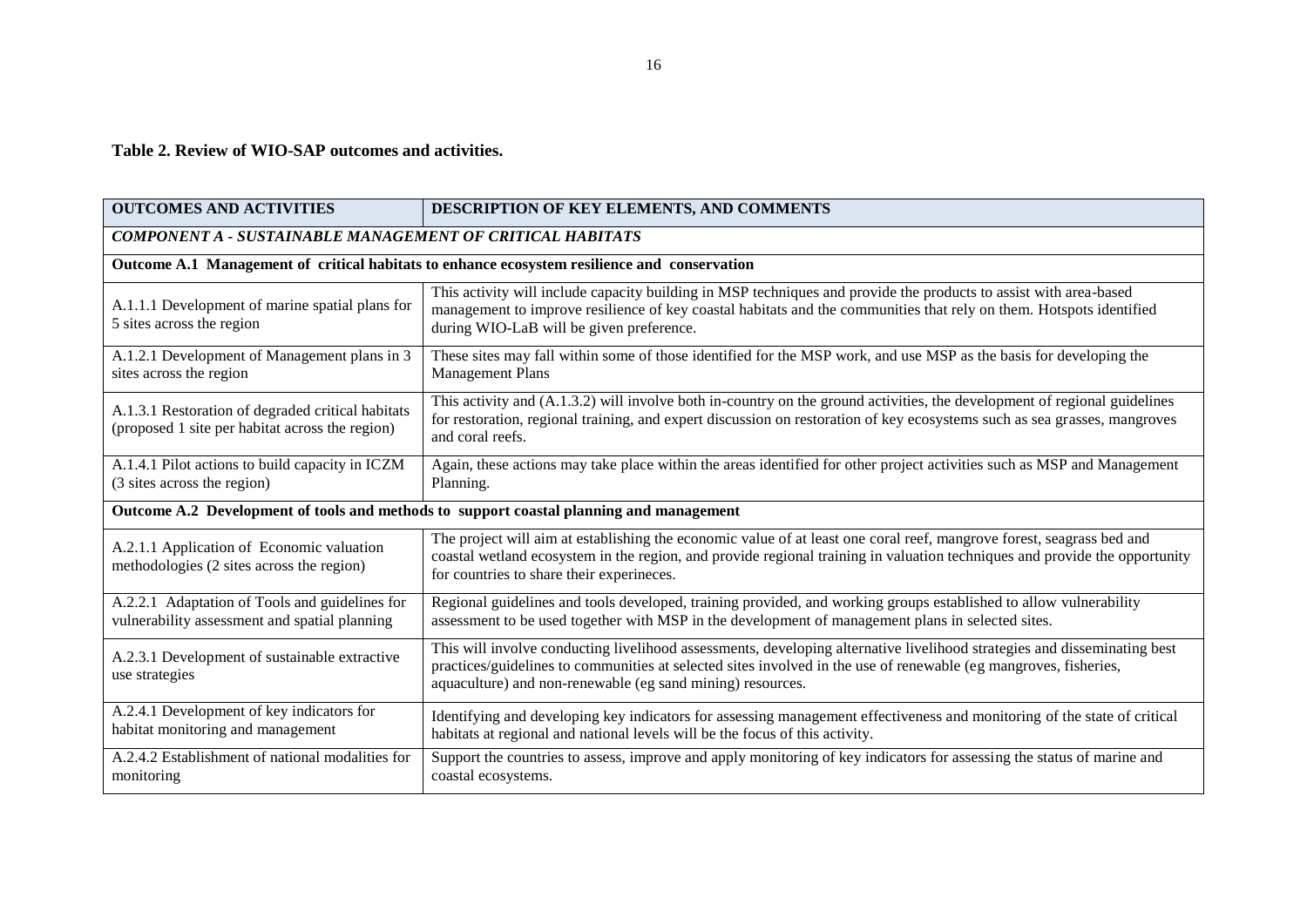**Table 2. Review of WIO-SAP outcomes and activities.**

| OUTCOMES AND ACTIVITIES | DESCRIPTION OF KEY ELEMENTS, AND COMMENTS |
|---|---|
| ***COMPONENT A - SUSTAINABLE MANAGEMENT OF CRITICAL HABITATS*** | |
| **Outcome A.1 Management of critical habitats to enhance ecosystem resilience and conservation** | |
| A.1.1.1 Development of marine spatial plans for 5 sites across the region | This activity will include capacity building in MSP techniques and provide the products to assist with area-based management to improve resilience of key coastal habitats and the communities that rely on them. Hotspots identified during WIO-LaB will be given preference. |
| A.1.2.1 Development of Management plans in 3 sites across the region | These sites may fall within some of those identified for the MSP work, and use MSP as the basis for developing the Management Plans |
| A.1.3.1 Restoration of degraded critical habitats (proposed 1 site per habitat across the region) | This activity and (A.1.3.2) will involve both in-country on the ground activities, the development of regional guidelines for restoration, regional training, and expert discussion on restoration of key ecosystems such as sea grasses, mangroves and coral reefs. |
| A.1.4.1 Pilot actions to build capacity in ICZM (3 sites across the region) | Again, these actions may take place within the areas identified for other project activities such as MSP and Management Planning. |
| **Outcome A.2 Development of tools and methods to support coastal planning and management** | |
| A.2.1.1 Application of Economic valuation methodologies (2 sites across the region) | The project will aim at establishing the economic value of at least one coral reef, mangrove forest, seagrass bed and coastal wetland ecosystem in the region, and provide regional training in valuation techniques and provide the opportunity for countries to share their experineces. |
| A.2.2.1 Adaptation of Tools and guidelines for vulnerability assessment and spatial planning | Regional guidelines and tools developed, training provided, and working groups established to allow vulnerability assessment to be used together with MSP in the development of management plans in selected sites. |
| A.2.3.1 Development of sustainable extractive use strategies | This will involve conducting livelihood assessments, developing alternative livelihood strategies and disseminating best practices/guidelines to communities at selected sites involved in the use of renewable (eg mangroves, fisheries, aquaculture) and non-renewable (eg sand mining) resources. |
| A.2.4.1 Development of key indicators for habitat monitoring and management | Identifying and developing key indicators for assessing management effectiveness and monitoring of the state of critical habitats at regional and national levels will be the focus of this activity. |
| A.2.4.2 Establishment of national modalities for monitoring | Support the countries to assess, improve and apply monitoring of key indicators for assessing the status of marine and coastal ecosystems. |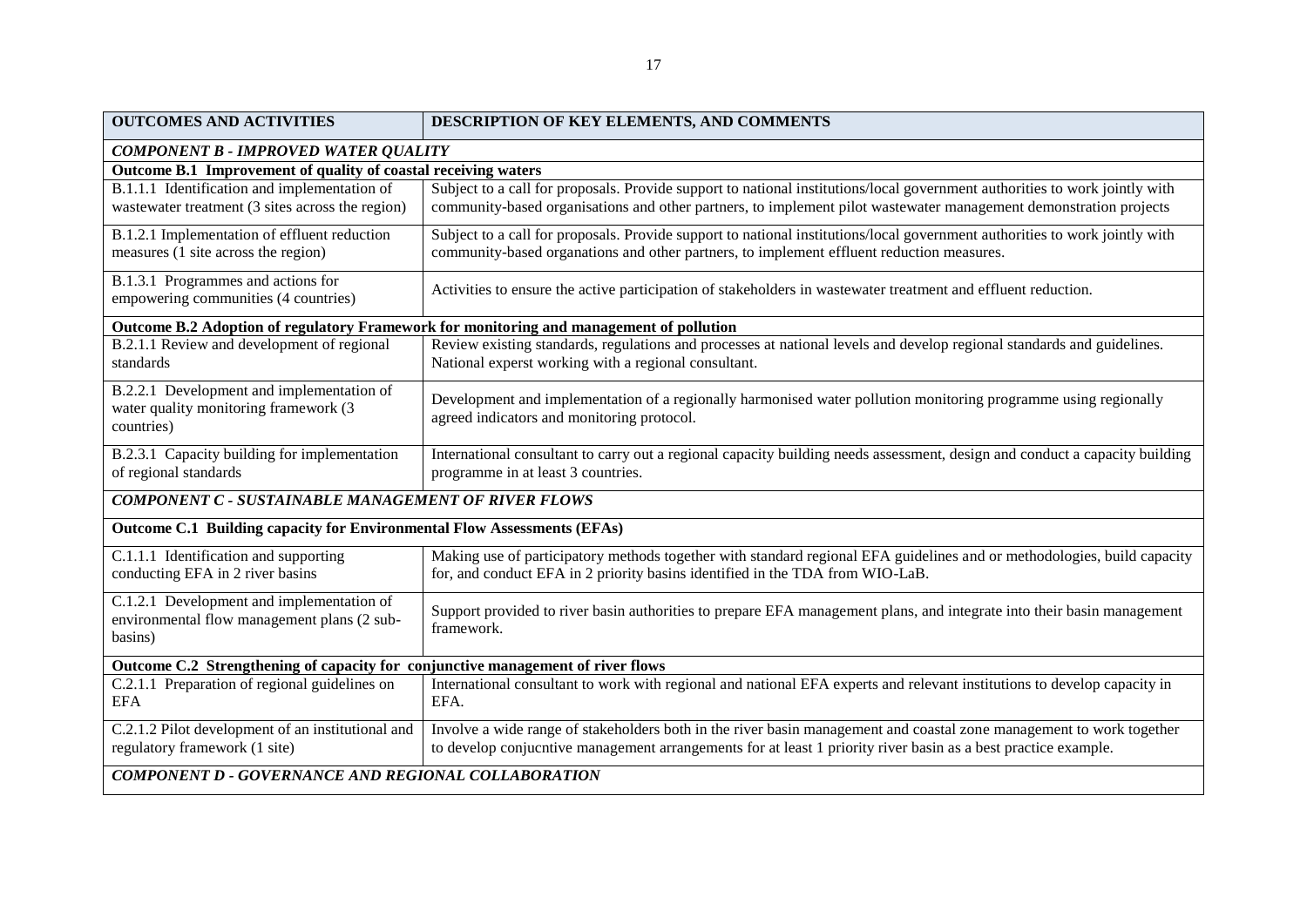| OUTCOMES AND ACTIVITIES | DESCRIPTION OF KEY ELEMENTS, AND COMMENTS |
|---|---|
| ***COMPONENT B - IMPROVED WATER QUALITY*** | |
| **Outcome B.1 Improvement of quality of coastal receiving waters** | |
| B.1.1.1 Identification and implementation of wastewater treatment (3 sites across the region) | Subject to a call for proposals. Provide support to national institutions/local government authorities to work jointly with community-based organisations and other partners, to implement pilot wastewater management demonstration projects |
| B.1.2.1 Implementation of effluent reduction measures (1 site across the region) | Subject to a call for proposals. Provide support to national institutions/local government authorities to work jointly with community-based organations and other partners, to implement effluent reduction measures. |
| B.1.3.1 Programmes and actions for empowering communities (4 countries) | Activities to ensure the active participation of stakeholders in wastewater treatment and effluent reduction. |
| **Outcome B.2 Adoption of regulatory Framework for monitoring and management of pollution** | |
| B.2.1.1 Review and development of regional standards | Review existing standards, regulations and processes at national levels and develop regional standards and guidelines. National experst working with a regional consultant. |
| B.2.2.1 Development and implementation of water quality monitoring framework (3 countries) | Development and implementation of a regionally harmonised water pollution monitoring programme using regionally agreed indicators and monitoring protocol. |
| B.2.3.1 Capacity building for implementation of regional standards | International consultant to carry out a regional capacity building needs assessment, design and conduct a capacity building programme in at least 3 countries. |
| ***COMPONENT C - SUSTAINABLE MANAGEMENT OF RIVER FLOWS*** | |
| **Outcome C.1 Building capacity for Environmental Flow Assessments (EFAs)** | |
| C.1.1.1 Identification and supporting conducting EFA in 2 river basins | Making use of participatory methods together with standard regional EFA guidelines and or methodologies, build capacity for, and conduct EFA in 2 priority basins identified in the TDA from WIO-LaB. |
| C.1.2.1 Development and implementation of environmental flow management plans (2 sub-basins) | Support provided to river basin authorities to prepare EFA management plans, and integrate into their basin management framework. |
| **Outcome C.2 Strengthening of capacity for conjunctive management of river flows** | |
| C.2.1.1 Preparation of regional guidelines on EFA | International consultant to work with regional and national EFA experts and relevant institutions to develop capacity in EFA. |
| C.2.1.2 Pilot development of an institutional and regulatory framework (1 site) | Involve a wide range of stakeholders both in the river basin management and coastal zone management to work together to develop conjucntive management arrangements for at least 1 priority river basin as a best practice example. |
| ***COMPONENT D - GOVERNANCE AND REGIONAL COLLABORATION*** | |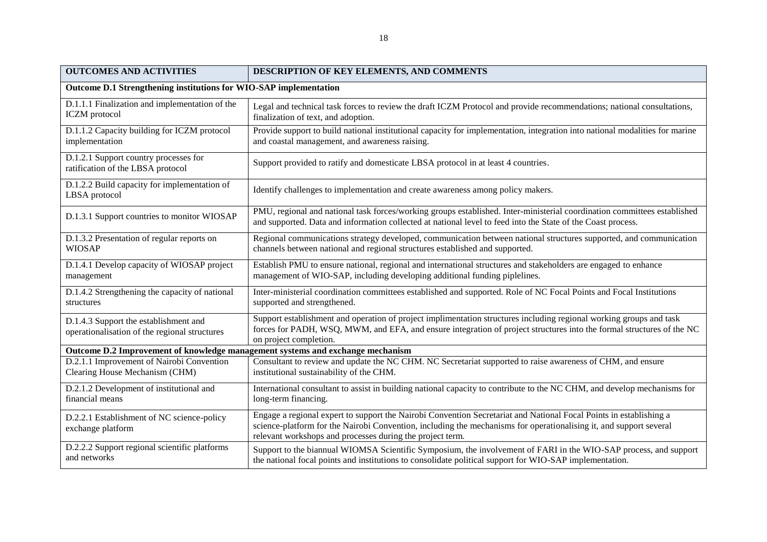| OUTCOMES AND ACTIVITIES | DESCRIPTION OF KEY ELEMENTS, AND COMMENTS |
|---|---|
| **Outcome D.1 Strengthening institutions for WIO-SAP implementation** | |
| D.1.1.1 Finalization and implementation of the ICZM protocol | Legal and technical task forces to review the draft ICZM Protocol and provide recommendations; national consultations, finalization of text, and adoption. |
| D.1.1.2 Capacity building for ICZM protocol implementation | Provide support to build national institutional capacity for implementation, integration into national modalities for marine and coastal management, and awareness raising. |
| D.1.2.1 Support country processes for ratification of the LBSA protocol | Support provided to ratify and domesticate LBSA protocol in at least 4 countries. |
| D.1.2.2 Build capacity for implementation of LBSA protocol | Identify challenges to implementation and create awareness among policy makers. |
| D.1.3.1 Support countries to monitor WIOSAP | PMU, regional and national task forces/working groups established. Inter-ministerial coordination committees established and supported. Data and information collected at national level to feed into the State of the Coast process. |
| D.1.3.2 Presentation of regular reports on WIOSAP | Regional communications strategy developed, communication between national structures supported, and communication channels between national and regional structures established and supported. |
| D.1.4.1 Develop capacity of WIOSAP project management | Establish PMU to ensure national, regional and international structures and stakeholders are engaged to enhance management of WIO-SAP, including developing additional funding piplelines. |
| D.1.4.2 Strengthening the capacity of national structures | Inter-ministerial coordination committees established and supported. Role of NC Focal Points and Focal Institutions supported and strengthened. |
| D.1.4.3 Support the establishment and operationalisation of the regional structures | Support establishment and operation of project implimentation structures including regional working groups and task forces for PADH, WSQ, MWM, and EFA, and ensure integration of project structures into the formal structures of the NC on project completion. |
| **Outcome D.2 Improvement of knowledge management systems and exchange mechanism** | |
| D.2.1.1 Improvement of Nairobi Convention Clearing House Mechanism (CHM) | Consultant to review and update the NC CHM. NC Secretariat supported to raise awareness of CHM, and ensure institutional sustainability of the CHM. |
| D.2.1.2 Development of institutional and financial means | International consultant to assist in building national capacity to contribute to the NC CHM, and develop mechanisms for long-term financing. |
| D.2.2.1 Establishment of NC science-policy exchange platform | Engage a regional expert to support the Nairobi Convention Secretariat and National Focal Points in establishing a science-platform for the Nairobi Convention, including the mechanisms for operationalising it, and support several relevant workshops and processes during the project term. |
| D.2.2.2 Support regional scientific platforms and networks | Support to the biannual WIOMSA Scientific Symposium, the involvement of FARI in the WIO-SAP process, and support the national focal points and institutions to consolidate political support for WIO-SAP implementation. |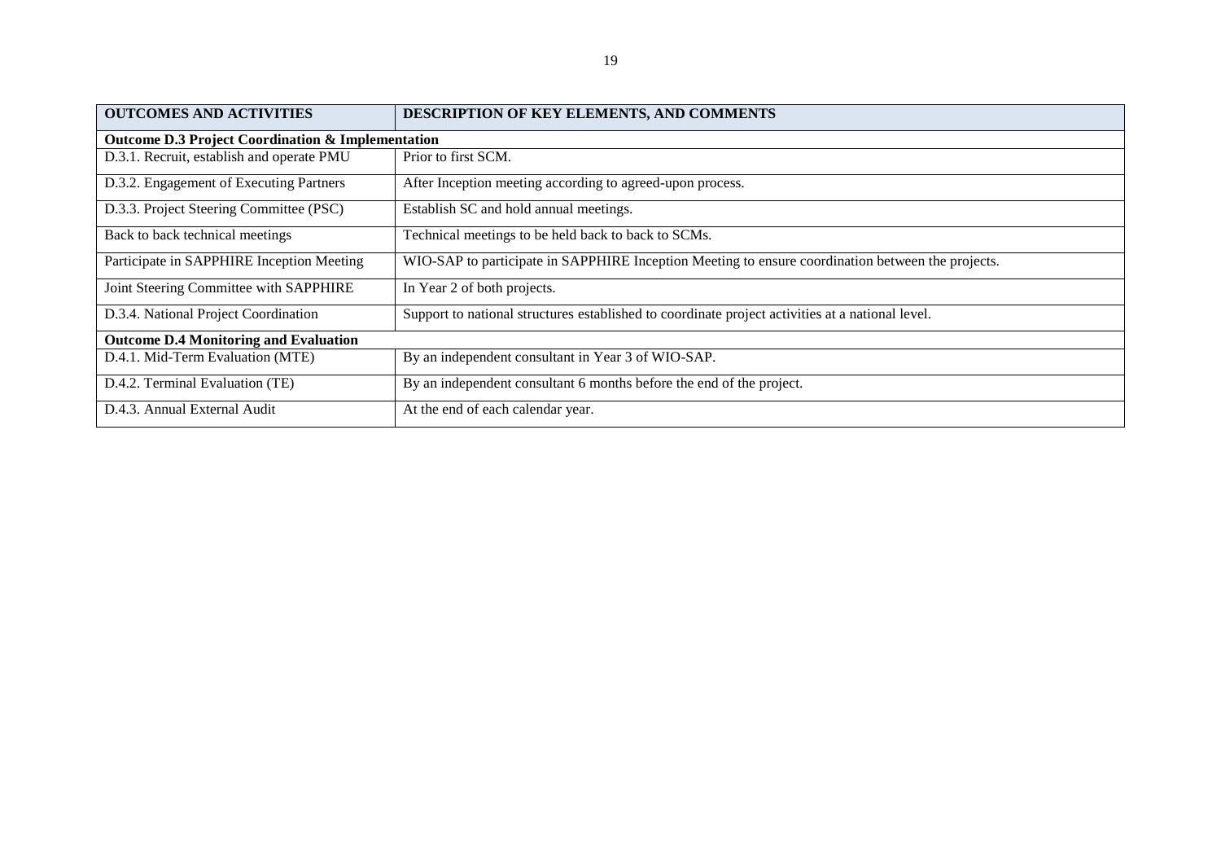| OUTCOMES AND ACTIVITIES | DESCRIPTION OF KEY ELEMENTS, AND COMMENTS |
|---|---|
| **Outcome D.3 Project Coordination & Implementation** | |
| D.3.1. Recruit, establish and operate PMU | Prior to first SCM. |
| D.3.2. Engagement of Executing Partners | After Inception meeting according to agreed-upon process. |
| D.3.3. Project Steering Committee (PSC) | Establish SC and hold annual meetings. |
| Back to back technical meetings | Technical meetings to be held back to back to SCMs. |
| Participate in SAPPHIRE Inception Meeting | WIO-SAP to participate in SAPPHIRE Inception Meeting to ensure coordination between the projects. |
| Joint Steering Committee with SAPPHIRE | In Year 2 of both projects. |
| D.3.4. National Project Coordination | Support to national structures established to coordinate project activities at a national level. |
| **Outcome D.4 Monitoring and Evaluation** | |
| D.4.1. Mid-Term Evaluation (MTE) | By an independent consultant in Year 3 of WIO-SAP. |
| D.4.2. Terminal Evaluation (TE) | By an independent consultant 6 months before the end of the project. |
| D.4.3. Annual External Audit | At the end of each calendar year. |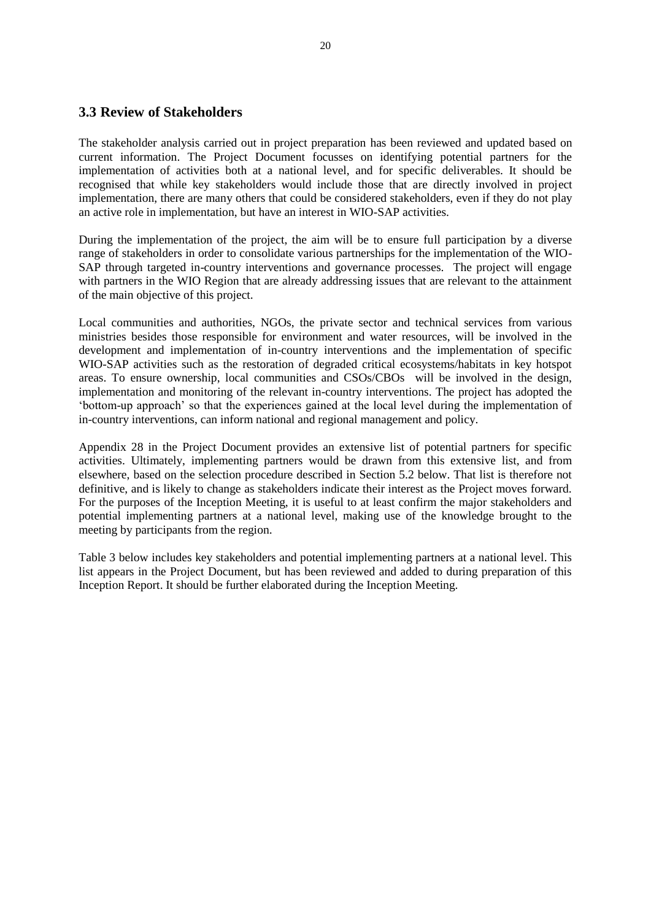## 3.3 Review of Stakeholders

The stakeholder analysis carried out in project preparation has been reviewed and updated based on current information. The Project Document focusses on identifying potential partners for the implementation of activities both at a national level, and for specific deliverables. It should be recognised that while key stakeholders would include those that are directly involved in project implementation, there are many others that could be considered stakeholders, even if they do not play an active role in implementation, but have an interest in WIO-SAP activities.

During the implementation of the project, the aim will be to ensure full participation by a diverse range of stakeholders in order to consolidate various partnerships for the implementation of the WIO-SAP through targeted in-country interventions and governance processes. The project will engage with partners in the WIO Region that are already addressing issues that are relevant to the attainment of the main objective of this project.

Local communities and authorities, NGOs, the private sector and technical services from various ministries besides those responsible for environment and water resources, will be involved in the development and implementation of in-country interventions and the implementation of specific WIO-SAP activities such as the restoration of degraded critical ecosystems/habitats in key hotspot areas. To ensure ownership, local communities and CSOs/CBOs will be involved in the design, implementation and monitoring of the relevant in-country interventions. The project has adopted the 'bottom-up approach' so that the experiences gained at the local level during the implementation of in-country interventions, can inform national and regional management and policy.

Appendix 28 in the Project Document provides an extensive list of potential partners for specific activities. Ultimately, implementing partners would be drawn from this extensive list, and from elsewhere, based on the selection procedure described in Section 5.2 below. That list is therefore not definitive, and is likely to change as stakeholders indicate their interest as the Project moves forward. For the purposes of the Inception Meeting, it is useful to at least confirm the major stakeholders and potential implementing partners at a national level, making use of the knowledge brought to the meeting by participants from the region.

Table 3 below includes key stakeholders and potential implementing partners at a national level. This list appears in the Project Document, but has been reviewed and added to during preparation of this Inception Report. It should be further elaborated during the Inception Meeting.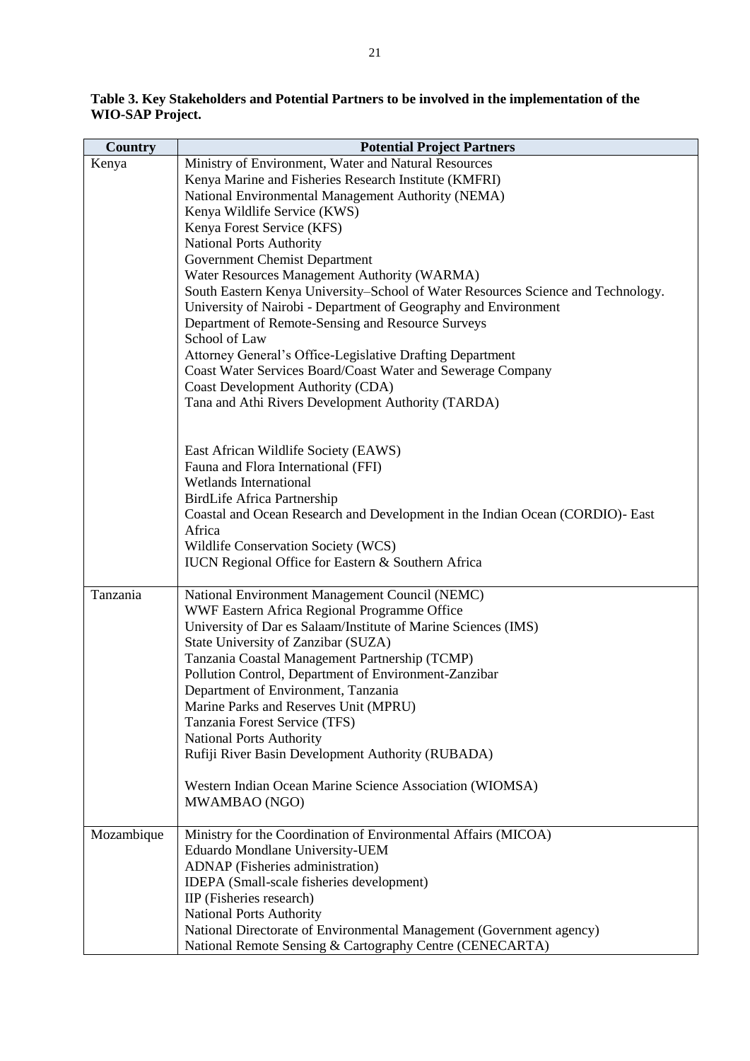**Table 3. Key Stakeholders and Potential Partners to be involved in the implementation of the WIO-SAP Project.**

| Country | Potential Project Partners |
|---|---|
| Kenya | Ministry of Environment, Water and Natural Resources<br>Kenya Marine and Fisheries Research Institute (KMFRI)<br>National Environmental Management Authority (NEMA)<br>Kenya Wildlife Service (KWS)<br>Kenya Forest Service (KFS)<br>National Ports Authority<br>Government Chemist Department<br>Water Resources Management Authority (WARMA)<br>South Eastern Kenya University–School of Water Resources Science and Technology.<br>University of Nairobi - Department of Geography and Environment<br>Department of Remote-Sensing and Resource Surveys<br>School of Law<br>Attorney General's Office-Legislative Drafting Department<br>Coast Water Services Board/Coast Water and Sewerage Company<br>Coast Development Authority (CDA)<br>Tana and Athi Rivers Development Authority (TARDA)<br><br>East African Wildlife Society (EAWS)<br>Fauna and Flora International (FFI)<br>Wetlands International<br>BirdLife Africa Partnership<br>Coastal and Ocean Research and Development in the Indian Ocean (CORDIO)- East Africa<br>Wildlife Conservation Society (WCS)<br>IUCN Regional Office for Eastern & Southern Africa |
| Tanzania | National Environment Management Council (NEMC)<br>WWF Eastern Africa Regional Programme Office<br>University of Dar es Salaam/Institute of Marine Sciences (IMS)<br>State University of Zanzibar (SUZA)<br>Tanzania Coastal Management Partnership (TCMP)<br>Pollution Control, Department of Environment-Zanzibar<br>Department of Environment, Tanzania<br>Marine Parks and Reserves Unit (MPRU)<br>Tanzania Forest Service (TFS)<br>National Ports Authority<br>Rufiji River Basin Development Authority (RUBADA)<br><br>Western Indian Ocean Marine Science Association (WIOMSA)<br>MWAMBAO (NGO) |
| Mozambique | Ministry for the Coordination of Environmental Affairs (MICOA)<br>Eduardo Mondlane University-UEM<br>ADNAP (Fisheries administration)<br>IDEPA (Small-scale fisheries development)<br>IIP (Fisheries research)<br>National Ports Authority<br>National Directorate of Environmental Management (Government agency)<br>National Remote Sensing & Cartography Centre (CENECARTA) |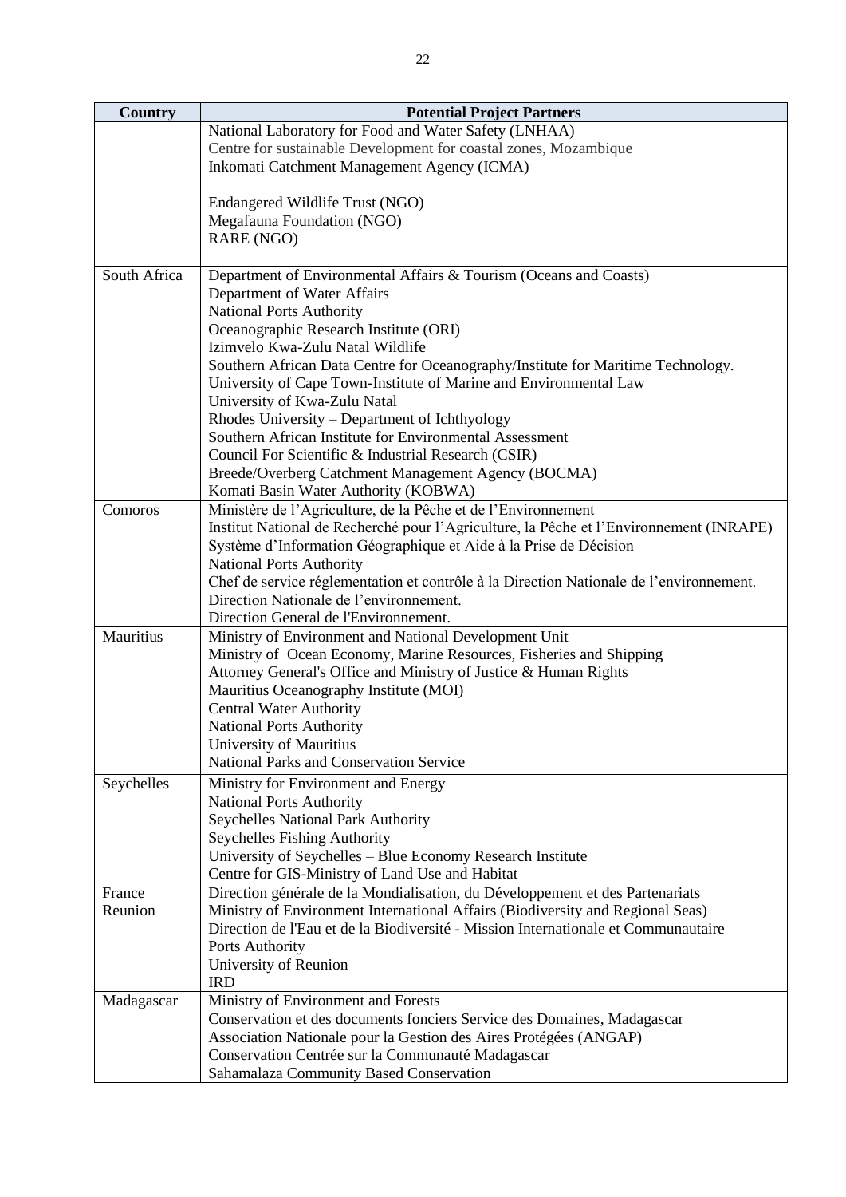| Country | Potential Project Partners |
|---|---|
| | National Laboratory for Food and Water Safety (LNHAA)<br>Centre for sustainable Development for coastal zones, Mozambique<br>Inkomati Catchment Management Agency (ICMA)<br><br>Endangered Wildlife Trust (NGO)<br>Megafauna Foundation (NGO)<br>RARE (NGO) |
| South Africa | Department of Environmental Affairs & Tourism (Oceans and Coasts)<br>Department of Water Affairs<br>National Ports Authority<br>Oceanographic Research Institute (ORI)<br>Izimvelo Kwa-Zulu Natal Wildlife<br>Southern African Data Centre for Oceanography/Institute for Maritime Technology.<br>University of Cape Town-Institute of Marine and Environmental Law<br>University of Kwa-Zulu Natal<br>Rhodes University – Department of Ichthyology<br>Southern African Institute for Environmental Assessment<br>Council For Scientific & Industrial Research (CSIR)<br>Breede/Overberg Catchment Management Agency (BOCMA)<br>Komati Basin Water Authority (KOBWA) |
| Comoros | Ministère de l'Agriculture, de la Pêche et de l'Environnement<br>Institut National de Recherché pour l'Agriculture, la Pêche et l'Environnement (INRAPE)<br>Système d'Information Géographique et Aide à la Prise de Décision<br>National Ports Authority<br>Chef de service réglementation et contrôle à la Direction Nationale de l'environnement.<br>Direction Nationale de l'environnement.<br>Direction General de l'Environnement. |
| Mauritius | Ministry of Environment and National Development Unit<br>Ministry of Ocean Economy, Marine Resources, Fisheries and Shipping<br>Attorney General's Office and Ministry of Justice & Human Rights<br>Mauritius Oceanography Institute (MOI)<br>Central Water Authority<br>National Ports Authority<br>University of Mauritius<br>National Parks and Conservation Service |
| Seychelles | Ministry for Environment and Energy<br>National Ports Authority<br>Seychelles National Park Authority<br>Seychelles Fishing Authority<br>University of Seychelles – Blue Economy Research Institute<br>Centre for GIS-Ministry of Land Use and Habitat |
| France<br>Reunion | Direction générale de la Mondialisation, du Développement et des Partenariats<br>Ministry of Environment International Affairs (Biodiversity and Regional Seas)<br>Direction de l'Eau et de la Biodiversité - Mission Internationale et Communautaire<br>Ports Authority<br>University of Reunion<br>IRD |
| Madagascar | Ministry of Environment and Forests<br>Conservation et des documents fonciers Service des Domaines, Madagascar<br>Association Nationale pour la Gestion des Aires Protégées (ANGAP)<br>Conservation Centrée sur la Communauté Madagascar<br>Sahamalaza Community Based Conservation |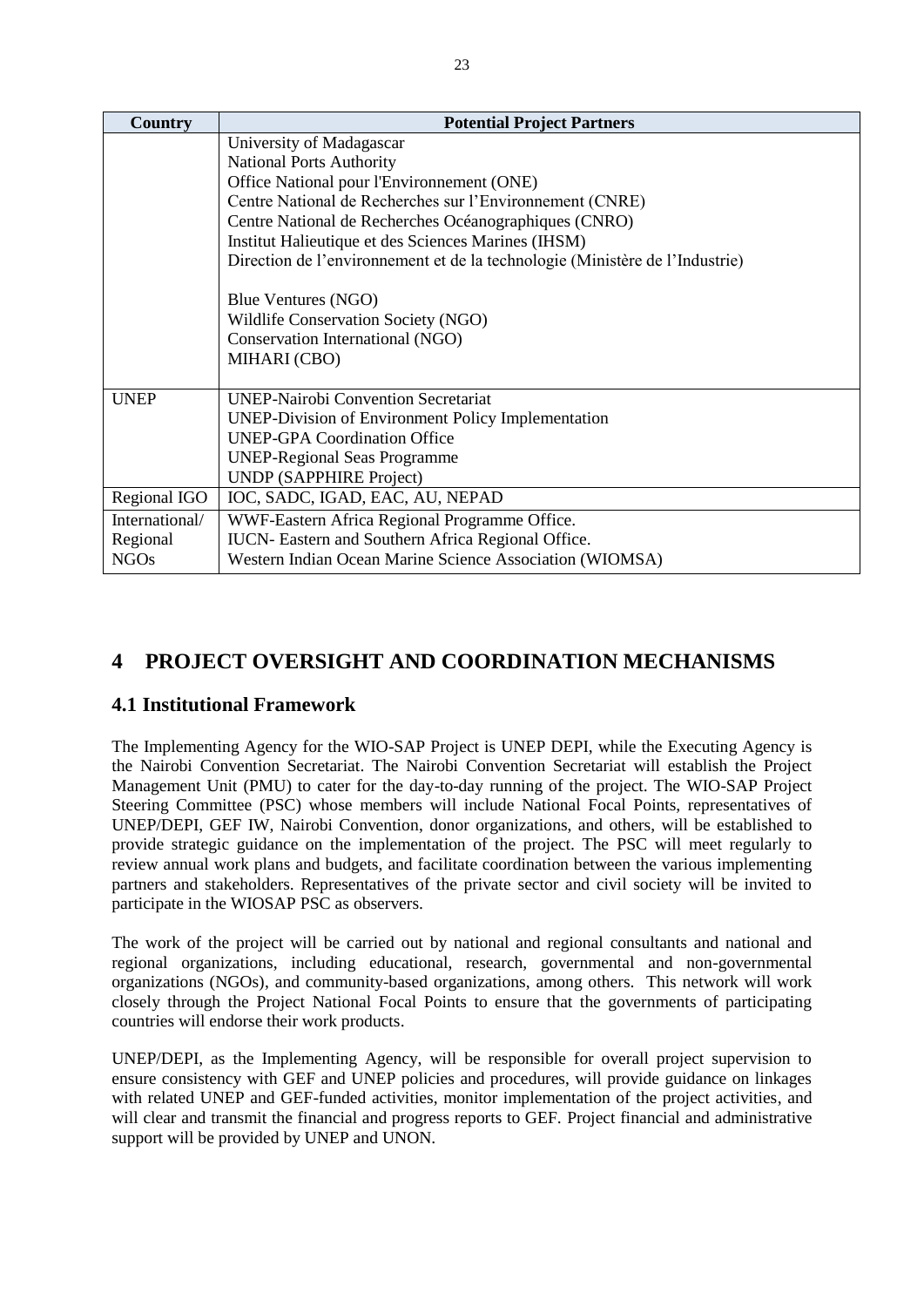| Country | Potential Project Partners |
|---|---|
| | University of Madagascar<br>National Ports Authority<br>Office National pour l'Environnement (ONE)<br>Centre National de Recherches sur l'Environnement (CNRE)<br>Centre National de Recherches Océanographiques (CNRO)<br>Institut Halieutique et des Sciences Marines (IHSM)<br>Direction de l'environnement et de la technologie (Ministère de l'Industrie)<br><br>Blue Ventures (NGO)<br>Wildlife Conservation Society (NGO)<br>Conservation International (NGO)<br>MIHARI (CBO) |
| UNEP | UNEP-Nairobi Convention Secretariat<br>UNEP-Division of Environment Policy Implementation<br>UNEP-GPA Coordination Office<br>UNEP-Regional Seas Programme<br>UNDP (SAPPHIRE Project) |
| Regional IGO | IOC, SADC, IGAD, EAC, AU, NEPAD |
| International/ Regional NGOs | WWF-Eastern Africa Regional Programme Office.<br>IUCN- Eastern and Southern Africa Regional Office.<br>Western Indian Ocean Marine Science Association (WIOMSA) |

# 4 PROJECT OVERSIGHT AND COORDINATION MECHANISMS

## 4.1 Institutional Framework

The Implementing Agency for the WIO-SAP Project is UNEP DEPI, while the Executing Agency is the Nairobi Convention Secretariat. The Nairobi Convention Secretariat will establish the Project Management Unit (PMU) to cater for the day-to-day running of the project. The WIO-SAP Project Steering Committee (PSC) whose members will include National Focal Points, representatives of UNEP/DEPI, GEF IW, Nairobi Convention, donor organizations, and others, will be established to provide strategic guidance on the implementation of the project. The PSC will meet regularly to review annual work plans and budgets, and facilitate coordination between the various implementing partners and stakeholders. Representatives of the private sector and civil society will be invited to participate in the WIOSAP PSC as observers.

The work of the project will be carried out by national and regional consultants and national and regional organizations, including educational, research, governmental and non-governmental organizations (NGOs), and community-based organizations, among others. This network will work closely through the Project National Focal Points to ensure that the governments of participating countries will endorse their work products.

UNEP/DEPI, as the Implementing Agency, will be responsible for overall project supervision to ensure consistency with GEF and UNEP policies and procedures, will provide guidance on linkages with related UNEP and GEF-funded activities, monitor implementation of the project activities, and will clear and transmit the financial and progress reports to GEF. Project financial and administrative support will be provided by UNEP and UNON.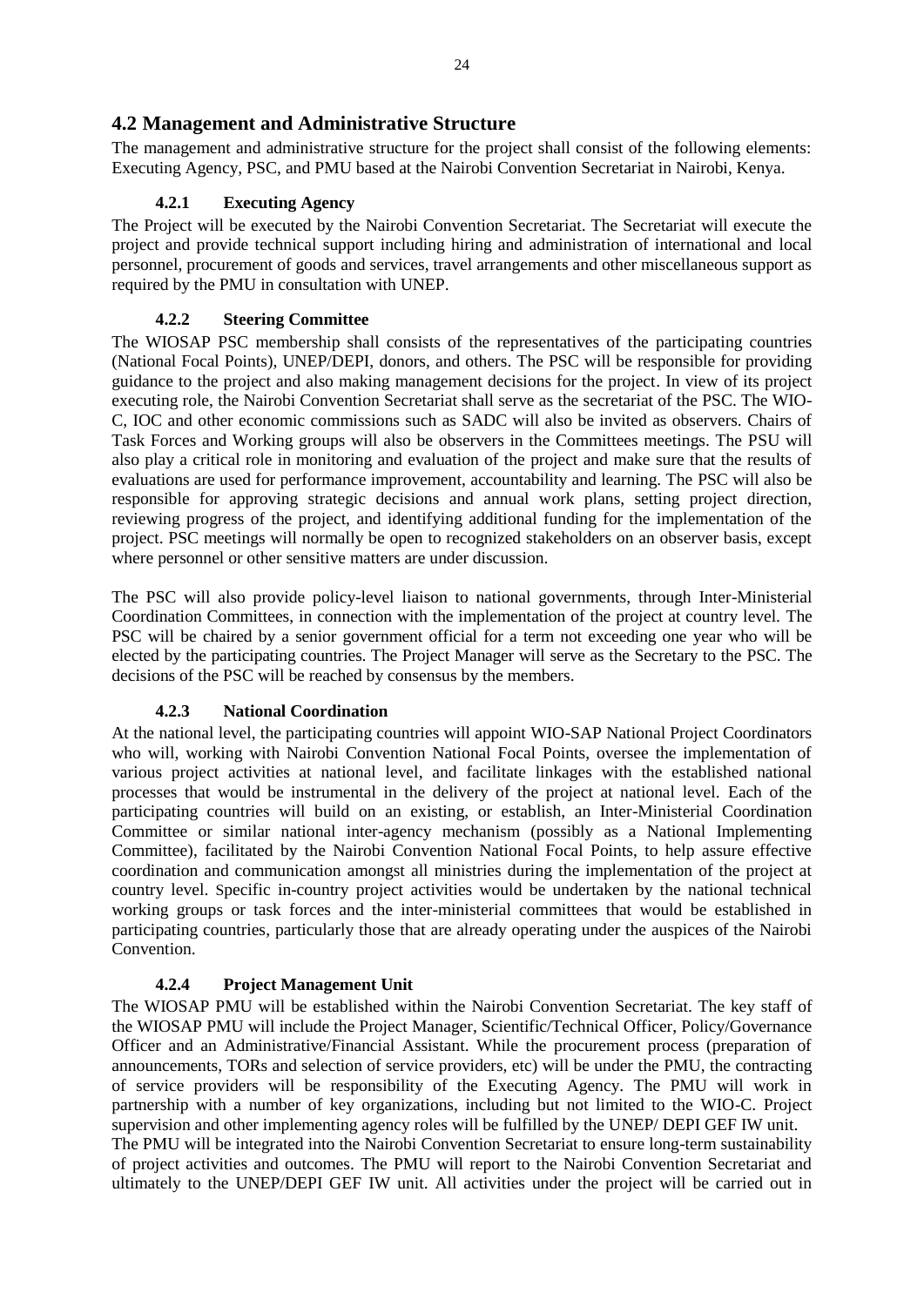## 4.2 Management and Administrative Structure

The management and administrative structure for the project shall consist of the following elements: Executing Agency, PSC, and PMU based at the Nairobi Convention Secretariat in Nairobi, Kenya.

### 4.2.1 Executing Agency

The Project will be executed by the Nairobi Convention Secretariat. The Secretariat will execute the project and provide technical support including hiring and administration of international and local personnel, procurement of goods and services, travel arrangements and other miscellaneous support as required by the PMU in consultation with UNEP.

### 4.2.2 Steering Committee

The WIOSAP PSC membership shall consists of the representatives of the participating countries (National Focal Points), UNEP/DEPI, donors, and others. The PSC will be responsible for providing guidance to the project and also making management decisions for the project. In view of its project executing role, the Nairobi Convention Secretariat shall serve as the secretariat of the PSC. The WIO-C, IOC and other economic commissions such as SADC will also be invited as observers. Chairs of Task Forces and Working groups will also be observers in the Committees meetings. The PSU will also play a critical role in monitoring and evaluation of the project and make sure that the results of evaluations are used for performance improvement, accountability and learning. The PSC will also be responsible for approving strategic decisions and annual work plans, setting project direction, reviewing progress of the project, and identifying additional funding for the implementation of the project. PSC meetings will normally be open to recognized stakeholders on an observer basis, except where personnel or other sensitive matters are under discussion.

The PSC will also provide policy-level liaison to national governments, through Inter-Ministerial Coordination Committees, in connection with the implementation of the project at country level. The PSC will be chaired by a senior government official for a term not exceeding one year who will be elected by the participating countries. The Project Manager will serve as the Secretary to the PSC. The decisions of the PSC will be reached by consensus by the members.

### 4.2.3 National Coordination

At the national level, the participating countries will appoint WIO-SAP National Project Coordinators who will, working with Nairobi Convention National Focal Points, oversee the implementation of various project activities at national level, and facilitate linkages with the established national processes that would be instrumental in the delivery of the project at national level. Each of the participating countries will build on an existing, or establish, an Inter-Ministerial Coordination Committee or similar national inter-agency mechanism (possibly as a National Implementing Committee), facilitated by the Nairobi Convention National Focal Points, to help assure effective coordination and communication amongst all ministries during the implementation of the project at country level. Specific in-country project activities would be undertaken by the national technical working groups or task forces and the inter-ministerial committees that would be established in participating countries, particularly those that are already operating under the auspices of the Nairobi Convention.

### 4.2.4 Project Management Unit

The WIOSAP PMU will be established within the Nairobi Convention Secretariat. The key staff of the WIOSAP PMU will include the Project Manager, Scientific/Technical Officer, Policy/Governance Officer and an Administrative/Financial Assistant. While the procurement process (preparation of announcements, TORs and selection of service providers, etc) will be under the PMU, the contracting of service providers will be responsibility of the Executing Agency. The PMU will work in partnership with a number of key organizations, including but not limited to the WIO-C. Project supervision and other implementing agency roles will be fulfilled by the UNEP/ DEPI GEF IW unit.
The PMU will be integrated into the Nairobi Convention Secretariat to ensure long-term sustainability of project activities and outcomes. The PMU will report to the Nairobi Convention Secretariat and ultimately to the UNEP/DEPI GEF IW unit. All activities under the project will be carried out in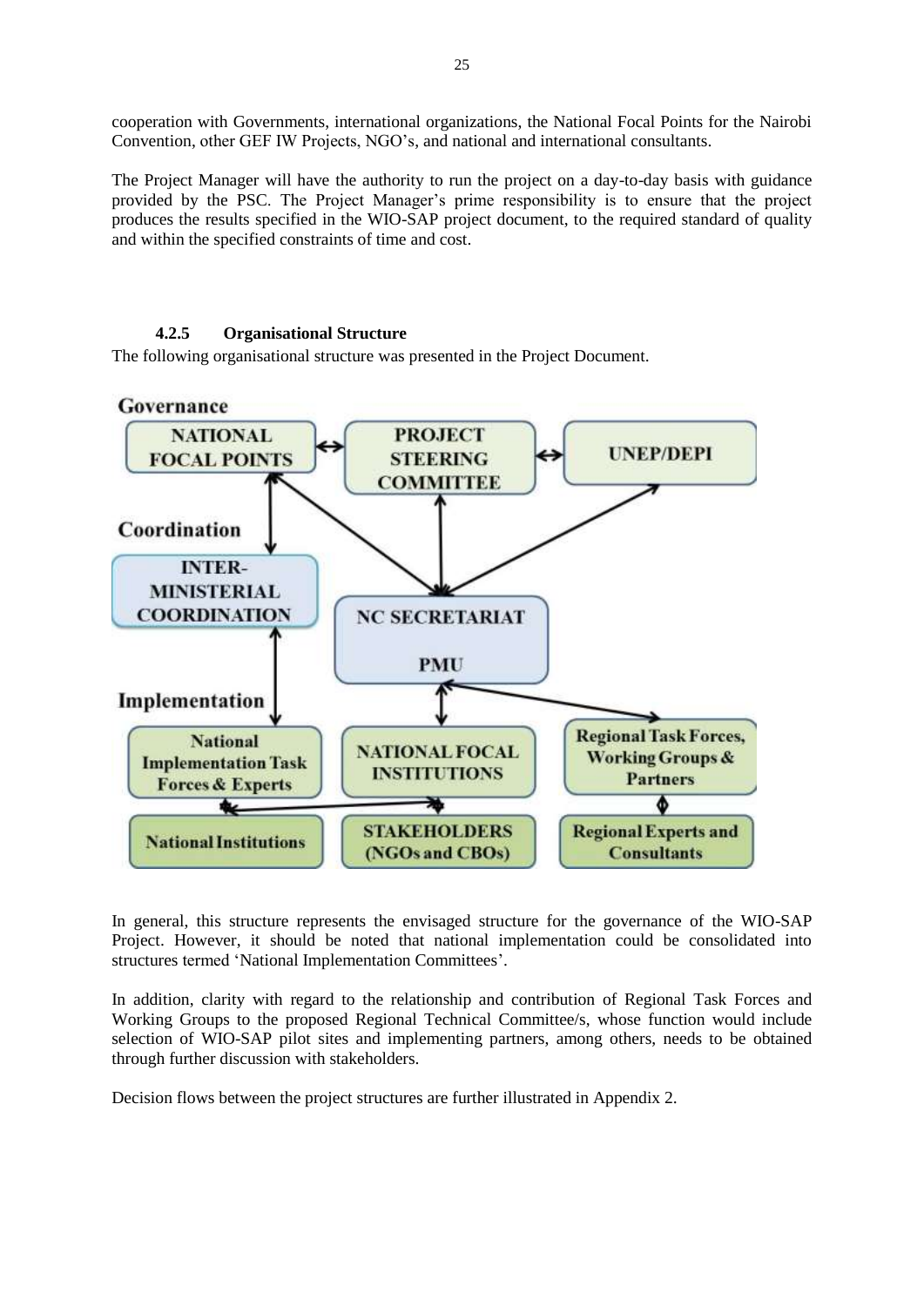cooperation with Governments, international organizations, the National Focal Points for the Nairobi Convention, other GEF IW Projects, NGO's, and national and international consultants.

The Project Manager will have the authority to run the project on a day-to-day basis with guidance provided by the PSC. The Project Manager's prime responsibility is to ensure that the project produces the results specified in the WIO-SAP project document, to the required standard of quality and within the specified constraints of time and cost.

#### 4.2.5 Organisational Structure

The following organisational structure was presented in the Project Document.

**Governance**

NATIONAL FOCAL POINTS ↔ PROJECT STEERING COMMITTEE ↔ UNEP/DEPI

**Coordination**

INTER-MINISTERIAL COORDINATION

NC SECRETARIAT PMU

**Implementation**

National Implementation Task Forces & Experts | NATIONAL FOCAL INSTITUTIONS | Regional Task Forces, Working Groups & Partners

National Institutions | STAKEHOLDERS (NGOs and CBOs) | Regional Experts and Consultants

In general, this structure represents the envisaged structure for the governance of the WIO-SAP Project. However, it should be noted that national implementation could be consolidated into structures termed 'National Implementation Committees'.

In addition, clarity with regard to the relationship and contribution of Regional Task Forces and Working Groups to the proposed Regional Technical Committee/s, whose function would include selection of WIO-SAP pilot sites and implementing partners, among others, needs to be obtained through further discussion with stakeholders.

Decision flows between the project structures are further illustrated in Appendix 2.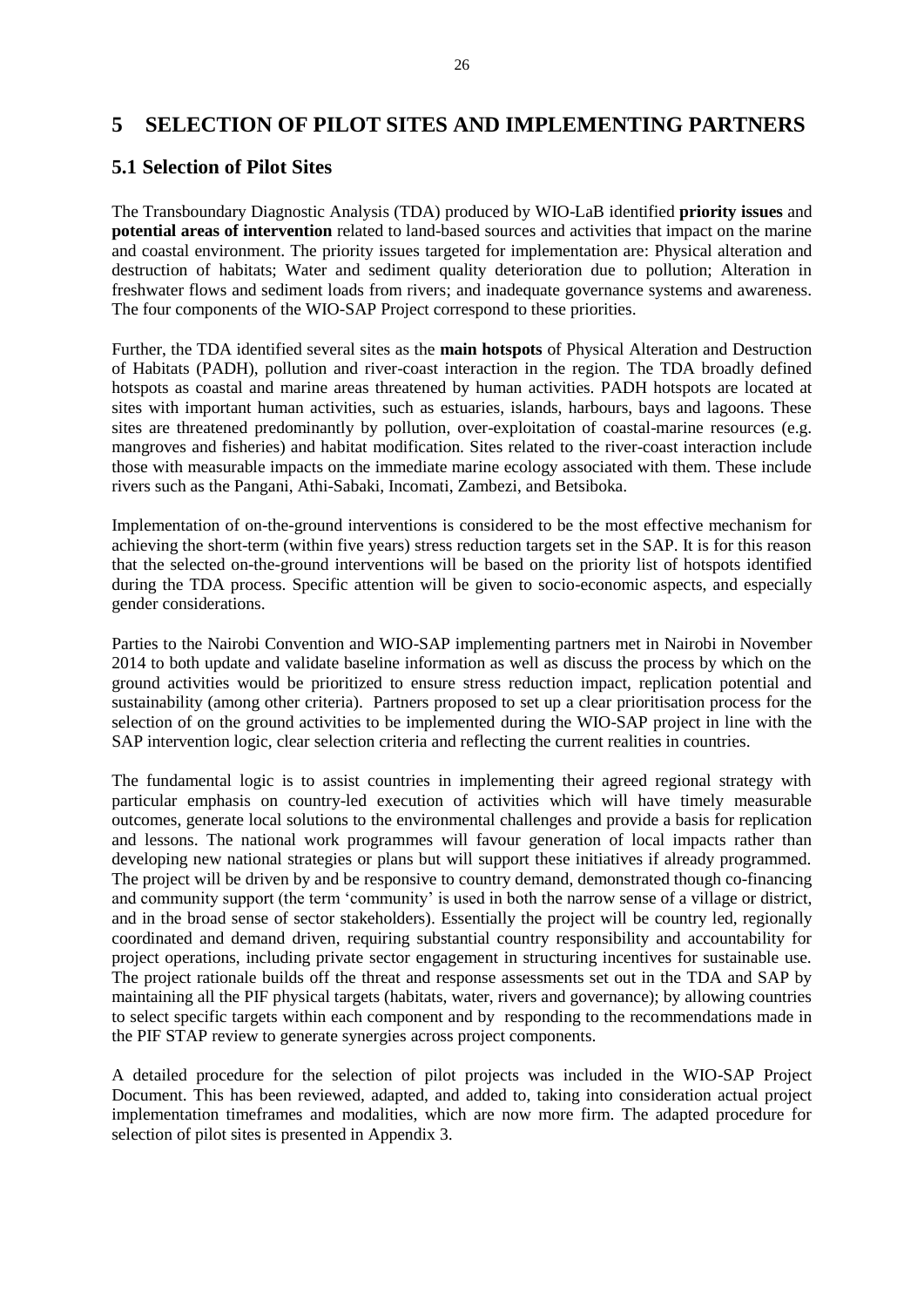# 5 SELECTION OF PILOT SITES AND IMPLEMENTING PARTNERS

## 5.1 Selection of Pilot Sites

The Transboundary Diagnostic Analysis (TDA) produced by WIO-LaB identified **priority issues** and **potential areas of intervention** related to land-based sources and activities that impact on the marine and coastal environment. The priority issues targeted for implementation are: Physical alteration and destruction of habitats; Water and sediment quality deterioration due to pollution; Alteration in freshwater flows and sediment loads from rivers; and inadequate governance systems and awareness. The four components of the WIO-SAP Project correspond to these priorities.

Further, the TDA identified several sites as the **main hotspots** of Physical Alteration and Destruction of Habitats (PADH), pollution and river-coast interaction in the region. The TDA broadly defined hotspots as coastal and marine areas threatened by human activities. PADH hotspots are located at sites with important human activities, such as estuaries, islands, harbours, bays and lagoons. These sites are threatened predominantly by pollution, over-exploitation of coastal-marine resources (e.g. mangroves and fisheries) and habitat modification. Sites related to the river-coast interaction include those with measurable impacts on the immediate marine ecology associated with them. These include rivers such as the Pangani, Athi-Sabaki, Incomati, Zambezi, and Betsiboka.

Implementation of on-the-ground interventions is considered to be the most effective mechanism for achieving the short-term (within five years) stress reduction targets set in the SAP. It is for this reason that the selected on-the-ground interventions will be based on the priority list of hotspots identified during the TDA process. Specific attention will be given to socio-economic aspects, and especially gender considerations.

Parties to the Nairobi Convention and WIO-SAP implementing partners met in Nairobi in November 2014 to both update and validate baseline information as well as discuss the process by which on the ground activities would be prioritized to ensure stress reduction impact, replication potential and sustainability (among other criteria). Partners proposed to set up a clear prioritisation process for the selection of on the ground activities to be implemented during the WIO-SAP project in line with the SAP intervention logic, clear selection criteria and reflecting the current realities in countries.

The fundamental logic is to assist countries in implementing their agreed regional strategy with particular emphasis on country-led execution of activities which will have timely measurable outcomes, generate local solutions to the environmental challenges and provide a basis for replication and lessons. The national work programmes will favour generation of local impacts rather than developing new national strategies or plans but will support these initiatives if already programmed. The project will be driven by and be responsive to country demand, demonstrated though co-financing and community support (the term 'community' is used in both the narrow sense of a village or district, and in the broad sense of sector stakeholders). Essentially the project will be country led, regionally coordinated and demand driven, requiring substantial country responsibility and accountability for project operations, including private sector engagement in structuring incentives for sustainable use. The project rationale builds off the threat and response assessments set out in the TDA and SAP by maintaining all the PIF physical targets (habitats, water, rivers and governance); by allowing countries to select specific targets within each component and by responding to the recommendations made in the PIF STAP review to generate synergies across project components.

A detailed procedure for the selection of pilot projects was included in the WIO-SAP Project Document. This has been reviewed, adapted, and added to, taking into consideration actual project implementation timeframes and modalities, which are now more firm. The adapted procedure for selection of pilot sites is presented in Appendix 3.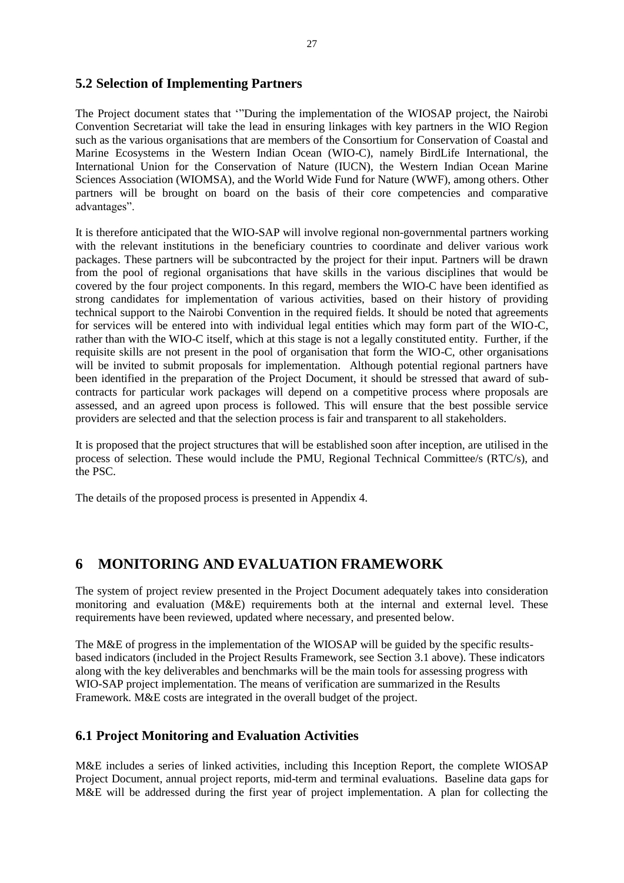## 5.2 Selection of Implementing Partners

The Project document states that '"During the implementation of the WIOSAP project, the Nairobi Convention Secretariat will take the lead in ensuring linkages with key partners in the WIO Region such as the various organisations that are members of the Consortium for Conservation of Coastal and Marine Ecosystems in the Western Indian Ocean (WIO-C), namely BirdLife International, the International Union for the Conservation of Nature (IUCN), the Western Indian Ocean Marine Sciences Association (WIOMSA), and the World Wide Fund for Nature (WWF), among others. Other partners will be brought on board on the basis of their core competencies and comparative advantages".

It is therefore anticipated that the WIO-SAP will involve regional non-governmental partners working with the relevant institutions in the beneficiary countries to coordinate and deliver various work packages. These partners will be subcontracted by the project for their input. Partners will be drawn from the pool of regional organisations that have skills in the various disciplines that would be covered by the four project components. In this regard, members the WIO-C have been identified as strong candidates for implementation of various activities, based on their history of providing technical support to the Nairobi Convention in the required fields. It should be noted that agreements for services will be entered into with individual legal entities which may form part of the WIO-C, rather than with the WIO-C itself, which at this stage is not a legally constituted entity. Further, if the requisite skills are not present in the pool of organisation that form the WIO-C, other organisations will be invited to submit proposals for implementation. Although potential regional partners have been identified in the preparation of the Project Document, it should be stressed that award of sub-contracts for particular work packages will depend on a competitive process where proposals are assessed, and an agreed upon process is followed. This will ensure that the best possible service providers are selected and that the selection process is fair and transparent to all stakeholders.

It is proposed that the project structures that will be established soon after inception, are utilised in the process of selection. These would include the PMU, Regional Technical Committee/s (RTC/s), and the PSC.

The details of the proposed process is presented in Appendix 4.

# 6 MONITORING AND EVALUATION FRAMEWORK

The system of project review presented in the Project Document adequately takes into consideration monitoring and evaluation (M&E) requirements both at the internal and external level. These requirements have been reviewed, updated where necessary, and presented below.

The M&E of progress in the implementation of the WIOSAP will be guided by the specific results-based indicators (included in the Project Results Framework, see Section 3.1 above). These indicators along with the key deliverables and benchmarks will be the main tools for assessing progress with WIO-SAP project implementation. The means of verification are summarized in the Results Framework. M&E costs are integrated in the overall budget of the project.

## 6.1 Project Monitoring and Evaluation Activities

M&E includes a series of linked activities, including this Inception Report, the complete WIOSAP Project Document, annual project reports, mid-term and terminal evaluations. Baseline data gaps for M&E will be addressed during the first year of project implementation. A plan for collecting the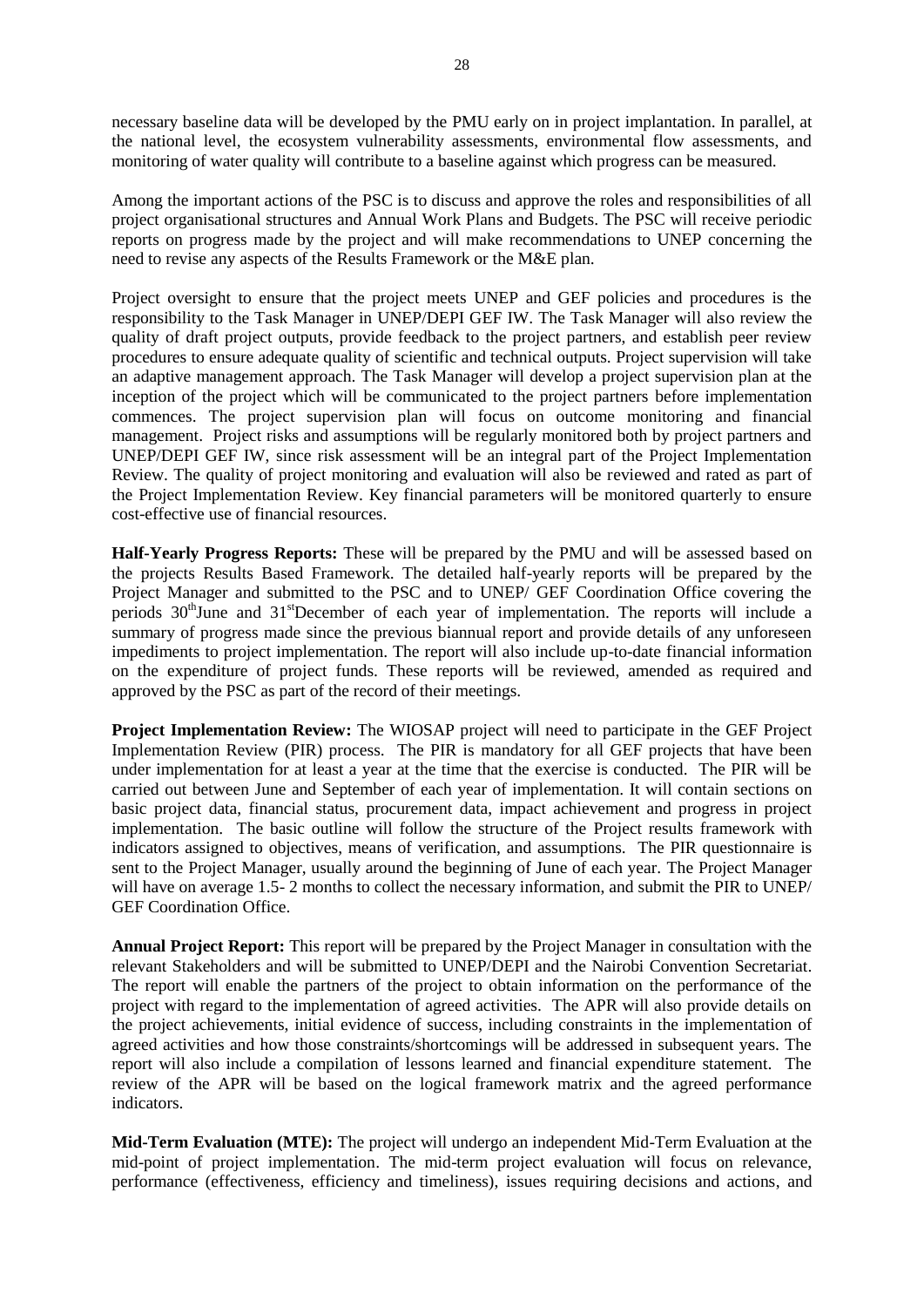necessary baseline data will be developed by the PMU early on in project implantation. In parallel, at the national level, the ecosystem vulnerability assessments, environmental flow assessments, and monitoring of water quality will contribute to a baseline against which progress can be measured.

Among the important actions of the PSC is to discuss and approve the roles and responsibilities of all project organisational structures and Annual Work Plans and Budgets. The PSC will receive periodic reports on progress made by the project and will make recommendations to UNEP concerning the need to revise any aspects of the Results Framework or the M&E plan.

Project oversight to ensure that the project meets UNEP and GEF policies and procedures is the responsibility to the Task Manager in UNEP/DEPI GEF IW. The Task Manager will also review the quality of draft project outputs, provide feedback to the project partners, and establish peer review procedures to ensure adequate quality of scientific and technical outputs. Project supervision will take an adaptive management approach. The Task Manager will develop a project supervision plan at the inception of the project which will be communicated to the project partners before implementation commences. The project supervision plan will focus on outcome monitoring and financial management. Project risks and assumptions will be regularly monitored both by project partners and UNEP/DEPI GEF IW, since risk assessment will be an integral part of the Project Implementation Review. The quality of project monitoring and evaluation will also be reviewed and rated as part of the Project Implementation Review. Key financial parameters will be monitored quarterly to ensure cost-effective use of financial resources.

**Half-Yearly Progress Reports:** These will be prepared by the PMU and will be assessed based on the projects Results Based Framework. The detailed half-yearly reports will be prepared by the Project Manager and submitted to the PSC and to UNEP/ GEF Coordination Office covering the periods 30th June and 31st December of each year of implementation. The reports will include a summary of progress made since the previous biannual report and provide details of any unforeseen impediments to project implementation. The report will also include up-to-date financial information on the expenditure of project funds. These reports will be reviewed, amended as required and approved by the PSC as part of the record of their meetings.

**Project Implementation Review:** The WIOSAP project will need to participate in the GEF Project Implementation Review (PIR) process. The PIR is mandatory for all GEF projects that have been under implementation for at least a year at the time that the exercise is conducted. The PIR will be carried out between June and September of each year of implementation. It will contain sections on basic project data, financial status, procurement data, impact achievement and progress in project implementation. The basic outline will follow the structure of the Project results framework with indicators assigned to objectives, means of verification, and assumptions. The PIR questionnaire is sent to the Project Manager, usually around the beginning of June of each year. The Project Manager will have on average 1.5- 2 months to collect the necessary information, and submit the PIR to UNEP/ GEF Coordination Office.

**Annual Project Report:** This report will be prepared by the Project Manager in consultation with the relevant Stakeholders and will be submitted to UNEP/DEPI and the Nairobi Convention Secretariat. The report will enable the partners of the project to obtain information on the performance of the project with regard to the implementation of agreed activities. The APR will also provide details on the project achievements, initial evidence of success, including constraints in the implementation of agreed activities and how those constraints/shortcomings will be addressed in subsequent years. The report will also include a compilation of lessons learned and financial expenditure statement. The review of the APR will be based on the logical framework matrix and the agreed performance indicators.

**Mid-Term Evaluation (MTE):** The project will undergo an independent Mid-Term Evaluation at the mid-point of project implementation. The mid-term project evaluation will focus on relevance, performance (effectiveness, efficiency and timeliness), issues requiring decisions and actions, and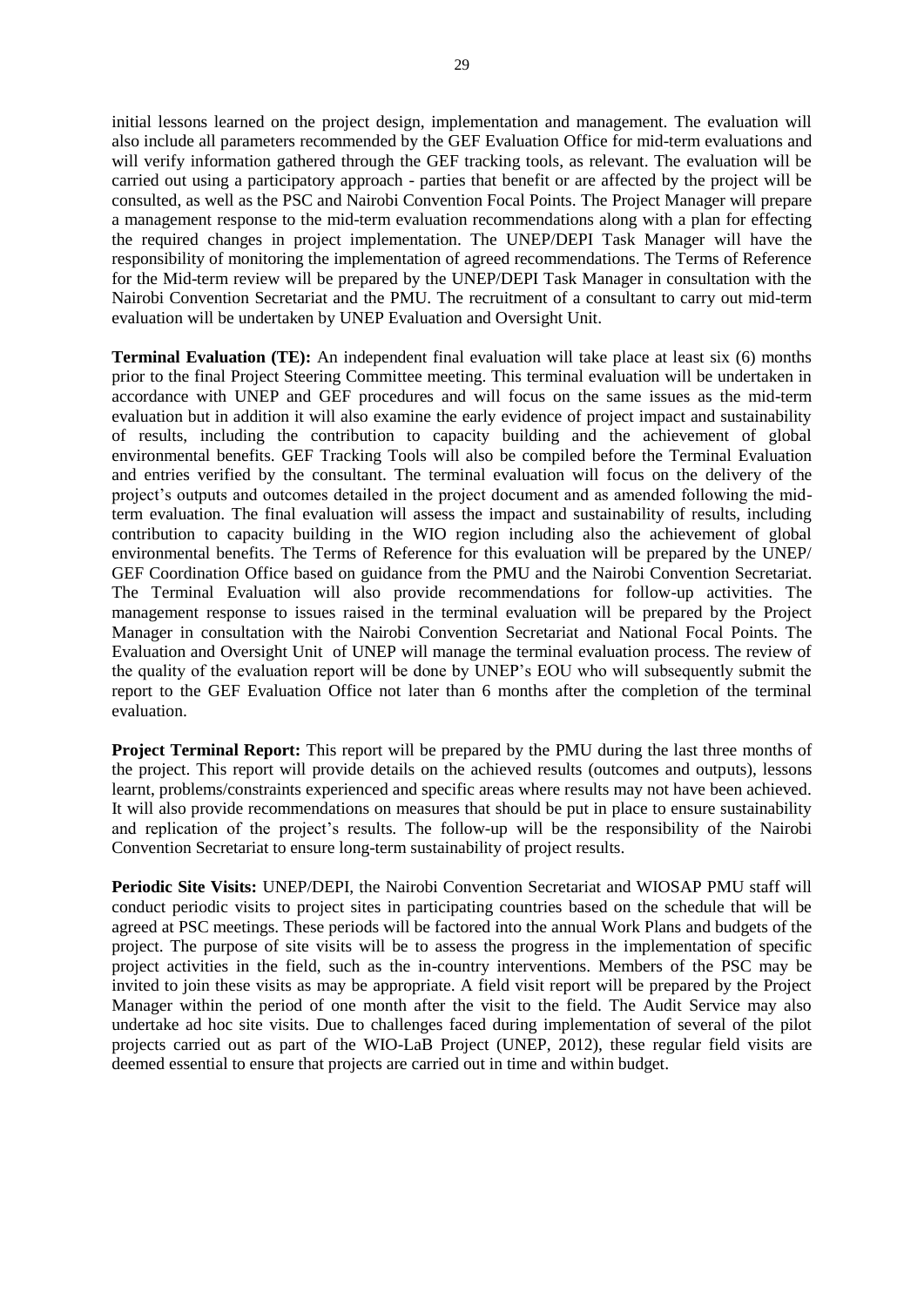initial lessons learned on the project design, implementation and management. The evaluation will also include all parameters recommended by the GEF Evaluation Office for mid-term evaluations and will verify information gathered through the GEF tracking tools, as relevant. The evaluation will be carried out using a participatory approach - parties that benefit or are affected by the project will be consulted, as well as the PSC and Nairobi Convention Focal Points. The Project Manager will prepare a management response to the mid-term evaluation recommendations along with a plan for effecting the required changes in project implementation. The UNEP/DEPI Task Manager will have the responsibility of monitoring the implementation of agreed recommendations. The Terms of Reference for the Mid-term review will be prepared by the UNEP/DEPI Task Manager in consultation with the Nairobi Convention Secretariat and the PMU. The recruitment of a consultant to carry out mid-term evaluation will be undertaken by UNEP Evaluation and Oversight Unit.

**Terminal Evaluation (TE):** An independent final evaluation will take place at least six (6) months prior to the final Project Steering Committee meeting. This terminal evaluation will be undertaken in accordance with UNEP and GEF procedures and will focus on the same issues as the mid-term evaluation but in addition it will also examine the early evidence of project impact and sustainability of results, including the contribution to capacity building and the achievement of global environmental benefits. GEF Tracking Tools will also be compiled before the Terminal Evaluation and entries verified by the consultant. The terminal evaluation will focus on the delivery of the project's outputs and outcomes detailed in the project document and as amended following the mid-term evaluation. The final evaluation will assess the impact and sustainability of results, including contribution to capacity building in the WIO region including also the achievement of global environmental benefits. The Terms of Reference for this evaluation will be prepared by the UNEP/ GEF Coordination Office based on guidance from the PMU and the Nairobi Convention Secretariat. The Terminal Evaluation will also provide recommendations for follow-up activities. The management response to issues raised in the terminal evaluation will be prepared by the Project Manager in consultation with the Nairobi Convention Secretariat and National Focal Points. The Evaluation and Oversight Unit of UNEP will manage the terminal evaluation process. The review of the quality of the evaluation report will be done by UNEP's EOU who will subsequently submit the report to the GEF Evaluation Office not later than 6 months after the completion of the terminal evaluation.

**Project Terminal Report:** This report will be prepared by the PMU during the last three months of the project. This report will provide details on the achieved results (outcomes and outputs), lessons learnt, problems/constraints experienced and specific areas where results may not have been achieved. It will also provide recommendations on measures that should be put in place to ensure sustainability and replication of the project's results. The follow-up will be the responsibility of the Nairobi Convention Secretariat to ensure long-term sustainability of project results.

**Periodic Site Visits:** UNEP/DEPI, the Nairobi Convention Secretariat and WIOSAP PMU staff will conduct periodic visits to project sites in participating countries based on the schedule that will be agreed at PSC meetings. These periods will be factored into the annual Work Plans and budgets of the project. The purpose of site visits will be to assess the progress in the implementation of specific project activities in the field, such as the in-country interventions. Members of the PSC may be invited to join these visits as may be appropriate. A field visit report will be prepared by the Project Manager within the period of one month after the visit to the field. The Audit Service may also undertake ad hoc site visits. Due to challenges faced during implementation of several of the pilot projects carried out as part of the WIO-LaB Project (UNEP, 2012), these regular field visits are deemed essential to ensure that projects are carried out in time and within budget.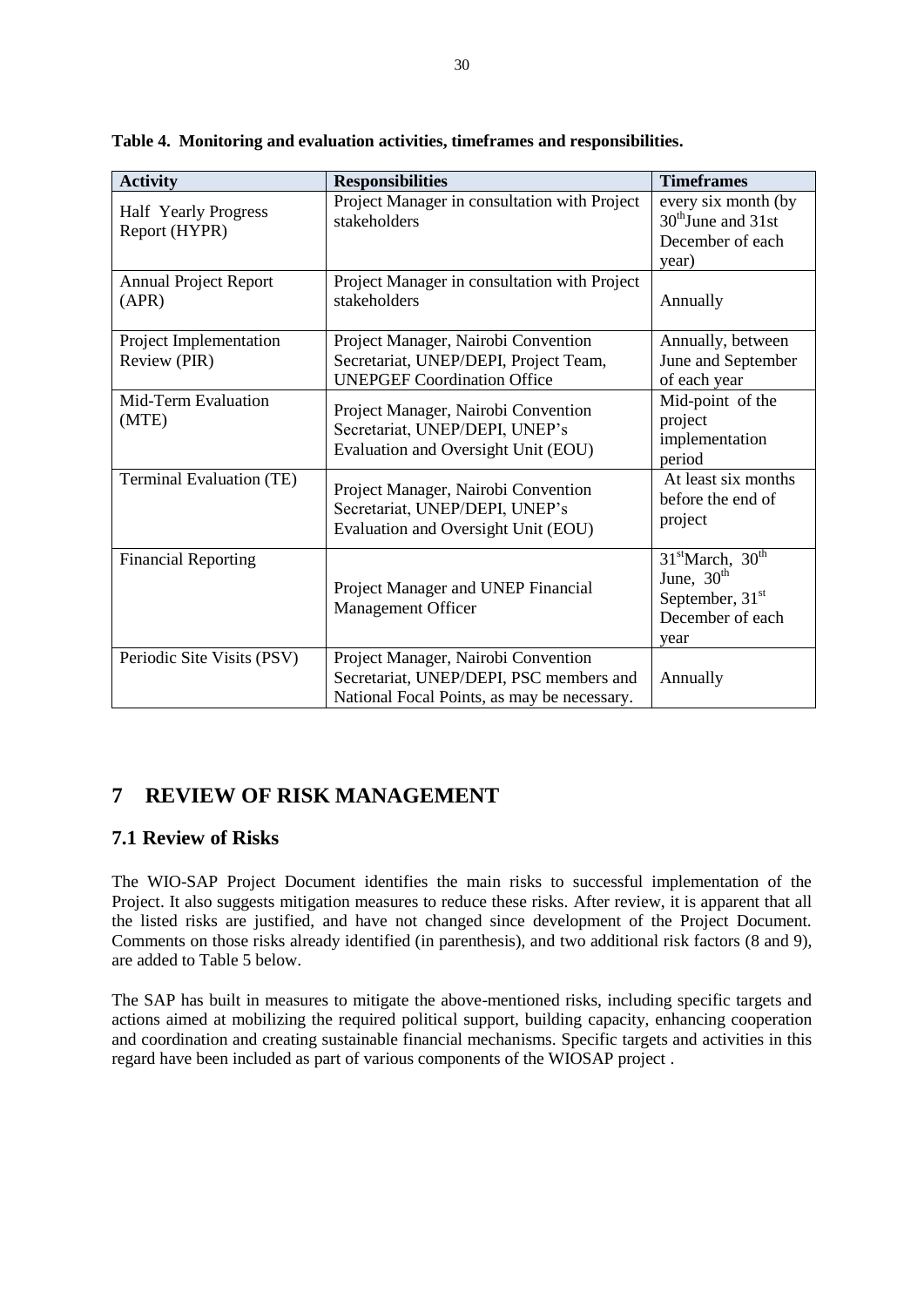**Table 4. Monitoring and evaluation activities, timeframes and responsibilities.**

| Activity | Responsibilities | Timeframes |
|---|---|---|
| Half Yearly Progress Report (HYPR) | Project Manager in consultation with Project stakeholders | every six month (by 30th June and 31st December of each year) |
| Annual Project Report (APR) | Project Manager in consultation with Project stakeholders | Annually |
| Project Implementation Review (PIR) | Project Manager, Nairobi Convention Secretariat, UNEP/DEPI, Project Team, UNEPGEF Coordination Office | Annually, between June and September of each year |
| Mid-Term Evaluation (MTE) | Project Manager, Nairobi Convention Secretariat, UNEP/DEPI, UNEP's Evaluation and Oversight Unit (EOU) | Mid-point of the project implementation period |
| Terminal Evaluation (TE) | Project Manager, Nairobi Convention Secretariat, UNEP/DEPI, UNEP's Evaluation and Oversight Unit (EOU) | At least six months before the end of project |
| Financial Reporting | Project Manager and UNEP Financial Management Officer | 31st March, 30th June, 30th September, 31st December of each year |
| Periodic Site Visits (PSV) | Project Manager, Nairobi Convention Secretariat, UNEP/DEPI, PSC members and National Focal Points, as may be necessary. | Annually |

# 7 REVIEW OF RISK MANAGEMENT

## 7.1 Review of Risks

The WIO-SAP Project Document identifies the main risks to successful implementation of the Project. It also suggests mitigation measures to reduce these risks. After review, it is apparent that all the listed risks are justified, and have not changed since development of the Project Document. Comments on those risks already identified (in parenthesis), and two additional risk factors (8 and 9), are added to Table 5 below.

The SAP has built in measures to mitigate the above-mentioned risks, including specific targets and actions aimed at mobilizing the required political support, building capacity, enhancing cooperation and coordination and creating sustainable financial mechanisms. Specific targets and activities in this regard have been included as part of various components of the WIOSAP project .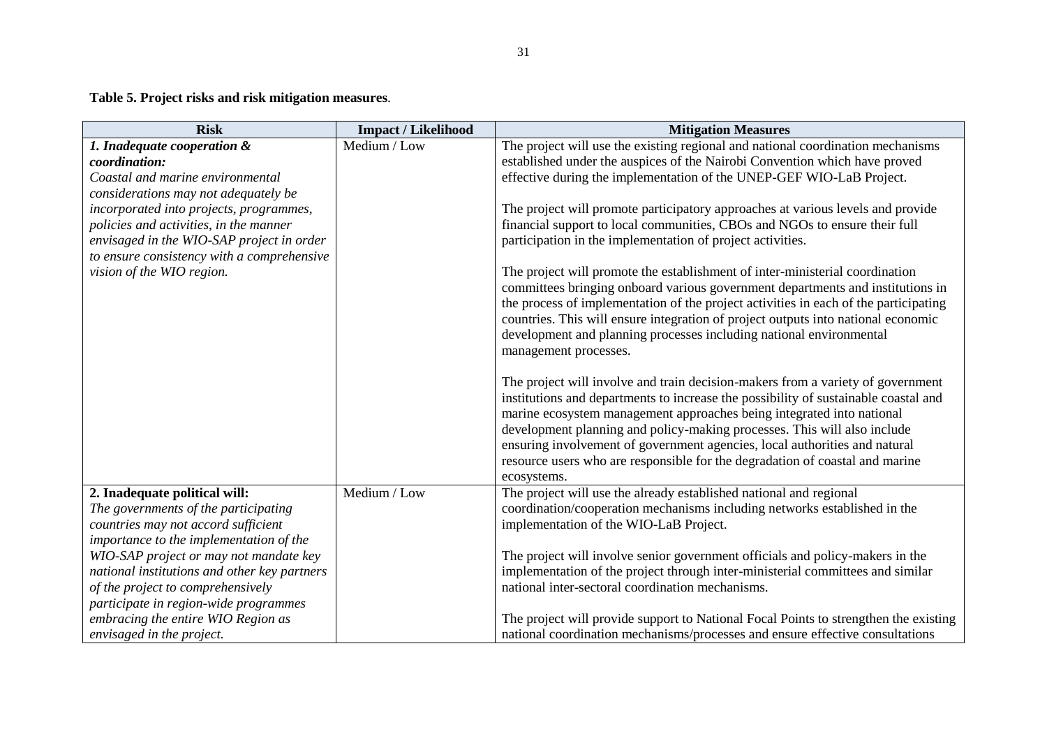**Table 5. Project risks and risk mitigation measures**.

| Risk | Impact / Likelihood | Mitigation Measures |
|---|---|---|
| ***1. Inadequate cooperation & coordination:*** *Coastal and marine environmental considerations may not adequately be incorporated into projects, programmes, policies and activities, in the manner envisaged in the WIO-SAP project in order to ensure consistency with a comprehensive vision of the WIO region.* | Medium / Low | The project will use the existing regional and national coordination mechanisms established under the auspices of the Nairobi Convention which have proved effective during the implementation of the UNEP-GEF WIO-LaB Project.<br><br>The project will promote participatory approaches at various levels and provide financial support to local communities, CBOs and NGOs to ensure their full participation in the implementation of project activities.<br><br>The project will promote the establishment of inter-ministerial coordination committees bringing onboard various government departments and institutions in the process of implementation of the project activities in each of the participating countries. This will ensure integration of project outputs into national economic development and planning processes including national environmental management processes.<br><br>The project will involve and train decision-makers from a variety of government institutions and departments to increase the possibility of sustainable coastal and marine ecosystem management approaches being integrated into national development planning and policy-making processes. This will also include ensuring involvement of government agencies, local authorities and natural resource users who are responsible for the degradation of coastal and marine ecosystems. |
| **2. Inadequate political will:** *The governments of the participating countries may not accord sufficient importance to the implementation of the WIO-SAP project or may not mandate key national institutions and other key partners of the project to comprehensively participate in region-wide programmes embracing the entire WIO Region as envisaged in the project.* | Medium / Low | The project will use the already established national and regional coordination/cooperation mechanisms including networks established in the implementation of the WIO-LaB Project.<br><br>The project will involve senior government officials and policy-makers in the implementation of the project through inter-ministerial committees and similar national inter-sectoral coordination mechanisms.<br><br>The project will provide support to National Focal Points to strengthen the existing national coordination mechanisms/processes and ensure effective consultations |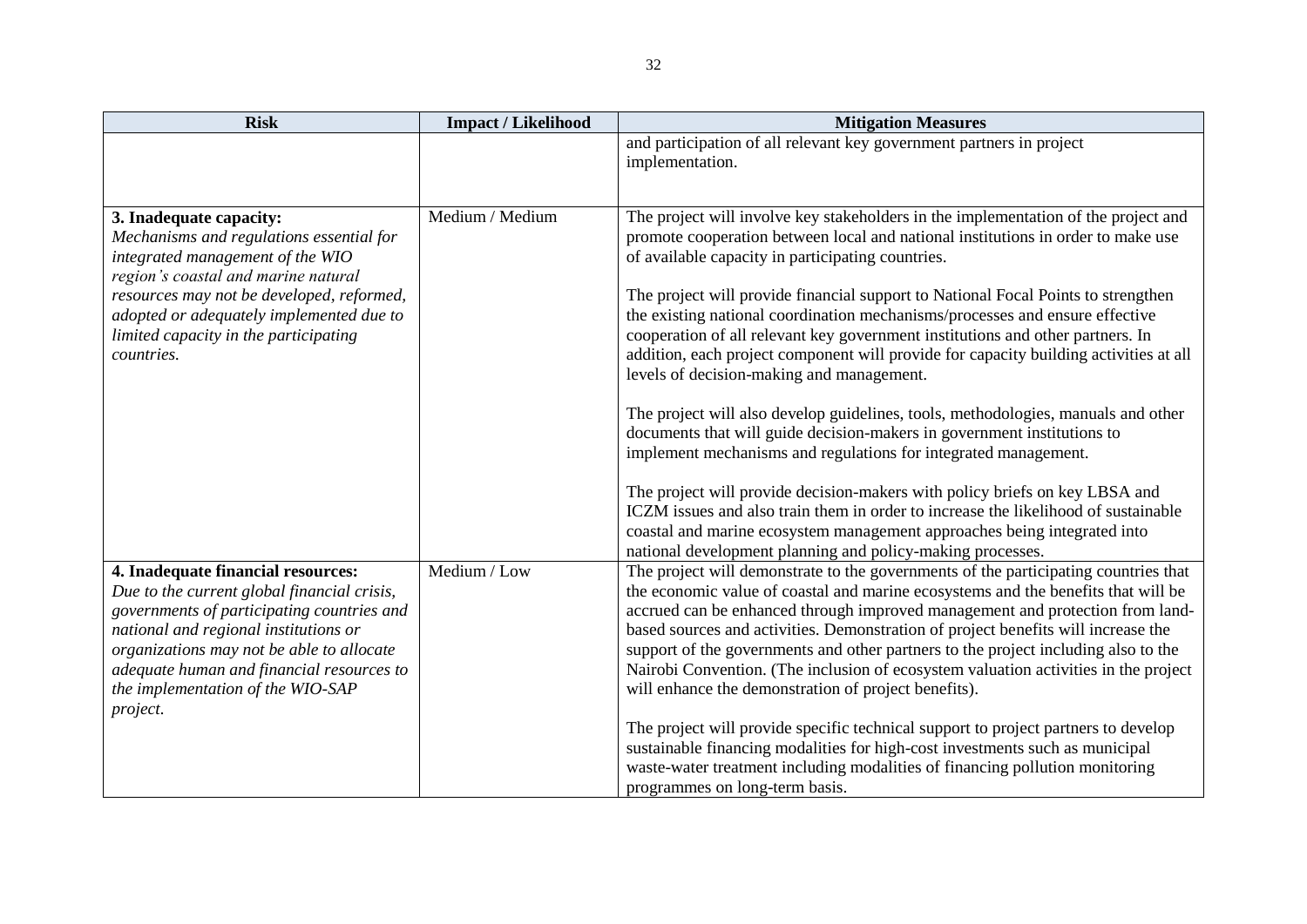| Risk | Impact / Likelihood | Mitigation Measures |
|---|---|---|
| | | and participation of all relevant key government partners in project implementation. |
| **3. Inadequate capacity:** *Mechanisms and regulations essential for integrated management of the WIO region's coastal and marine natural resources may not be developed, reformed, adopted or adequately implemented due to limited capacity in the participating countries.* | Medium / Medium | The project will involve key stakeholders in the implementation of the project and promote cooperation between local and national institutions in order to make use of available capacity in participating countries.<br><br>The project will provide financial support to National Focal Points to strengthen the existing national coordination mechanisms/processes and ensure effective cooperation of all relevant key government institutions and other partners. In addition, each project component will provide for capacity building activities at all levels of decision-making and management.<br><br>The project will also develop guidelines, tools, methodologies, manuals and other documents that will guide decision-makers in government institutions to implement mechanisms and regulations for integrated management.<br><br>The project will provide decision-makers with policy briefs on key LBSA and ICZM issues and also train them in order to increase the likelihood of sustainable coastal and marine ecosystem management approaches being integrated into national development planning and policy-making processes. |
| **4. Inadequate financial resources:** *Due to the current global financial crisis, governments of participating countries and national and regional institutions or organizations may not be able to allocate adequate human and financial resources to the implementation of the WIO-SAP project.* | Medium / Low | The project will demonstrate to the governments of the participating countries that the economic value of coastal and marine ecosystems and the benefits that will be accrued can be enhanced through improved management and protection from land-based sources and activities. Demonstration of project benefits will increase the support of the governments and other partners to the project including also to the Nairobi Convention. (The inclusion of ecosystem valuation activities in the project will enhance the demonstration of project benefits).<br><br>The project will provide specific technical support to project partners to develop sustainable financing modalities for high-cost investments such as municipal waste-water treatment including modalities of financing pollution monitoring programmes on long-term basis. |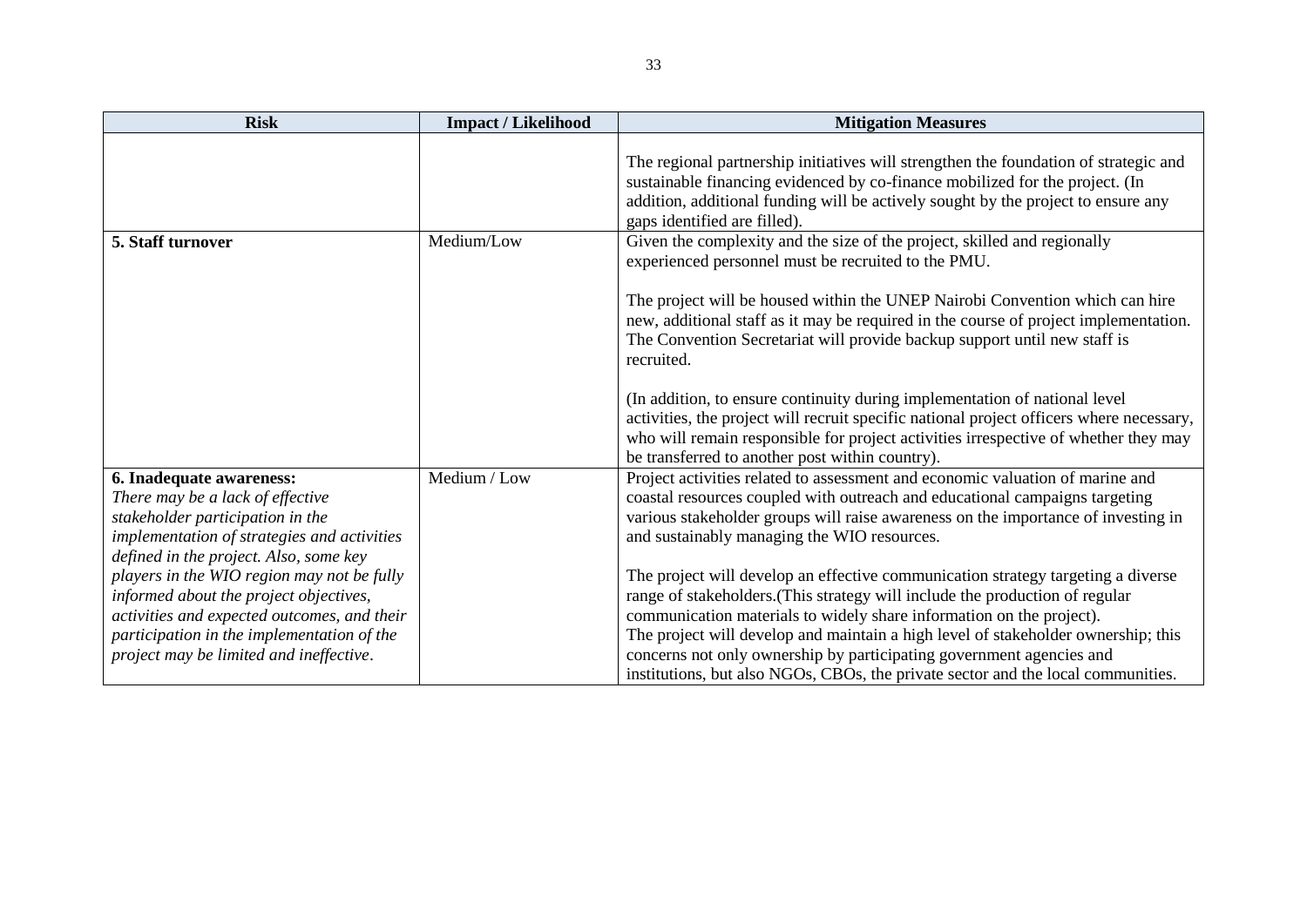| Risk | Impact / Likelihood | Mitigation Measures |
|---|---|---|
| | | The regional partnership initiatives will strengthen the foundation of strategic and sustainable financing evidenced by co-finance mobilized for the project. (In addition, additional funding will be actively sought by the project to ensure any gaps identified are filled). |
| **5. Staff turnover** | Medium/Low | Given the complexity and the size of the project, skilled and regionally experienced personnel must be recruited to the PMU.<br><br>The project will be housed within the UNEP Nairobi Convention which can hire new, additional staff as it may be required in the course of project implementation. The Convention Secretariat will provide backup support until new staff is recruited.<br><br>(In addition, to ensure continuity during implementation of national level activities, the project will recruit specific national project officers where necessary, who will remain responsible for project activities irrespective of whether they may be transferred to another post within country). |
| **6. Inadequate awareness:**<br>*There may be a lack of effective stakeholder participation in the implementation of strategies and activities defined in the project. Also, some key players in the WIO region may not be fully informed about the project objectives, activities and expected outcomes, and their participation in the implementation of the project may be limited and ineffective*. | Medium / Low | Project activities related to assessment and economic valuation of marine and coastal resources coupled with outreach and educational campaigns targeting various stakeholder groups will raise awareness on the importance of investing in and sustainably managing the WIO resources.<br><br>The project will develop an effective communication strategy targeting a diverse range of stakeholders.(This strategy will include the production of regular communication materials to widely share information on the project).<br>The project will develop and maintain a high level of stakeholder ownership; this concerns not only ownership by participating government agencies and institutions, but also NGOs, CBOs, the private sector and the local communities. |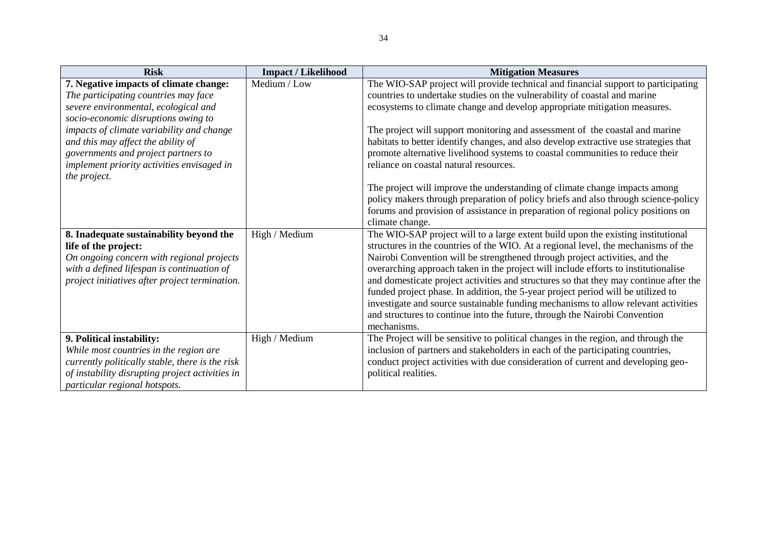| Risk | Impact / Likelihood | Mitigation Measures |
|---|---|---|
| **7. Negative impacts of climate change:** *The participating countries may face severe environmental, ecological and socio-economic disruptions owing to impacts of climate variability and change and this may affect the ability of governments and project partners to implement priority activities envisaged in the project.* | Medium / Low | The WIO-SAP project will provide technical and financial support to participating countries to undertake studies on the vulnerability of coastal and marine ecosystems to climate change and develop appropriate mitigation measures.<br><br>The project will support monitoring and assessment of the coastal and marine habitats to better identify changes, and also develop extractive use strategies that promote alternative livelihood systems to coastal communities to reduce their reliance on coastal natural resources.<br><br>The project will improve the understanding of climate change impacts among policy makers through preparation of policy briefs and also through science-policy forums and provision of assistance in preparation of regional policy positions on climate change. |
| **8. Inadequate sustainability beyond the life of the project:** *On ongoing concern with regional projects with a defined lifespan is continuation of project initiatives after project termination.* | High / Medium | The WIO-SAP project will to a large extent build upon the existing institutional structures in the countries of the WIO. At a regional level, the mechanisms of the Nairobi Convention will be strengthened through project activities, and the overarching approach taken in the project will include efforts to institutionalise and domesticate project activities and structures so that they may continue after the funded project phase. In addition, the 5-year project period will be utilized to investigate and source sustainable funding mechanisms to allow relevant activities and structures to continue into the future, through the Nairobi Convention mechanisms. |
| **9. Political instability:** *While most countries in the region are currently politically stable, there is the risk of instability disrupting project activities in particular regional hotspots.* | High / Medium | The Project will be sensitive to political changes in the region, and through the inclusion of partners and stakeholders in each of the participating countries, conduct project activities with due consideration of current and developing geo-political realities. |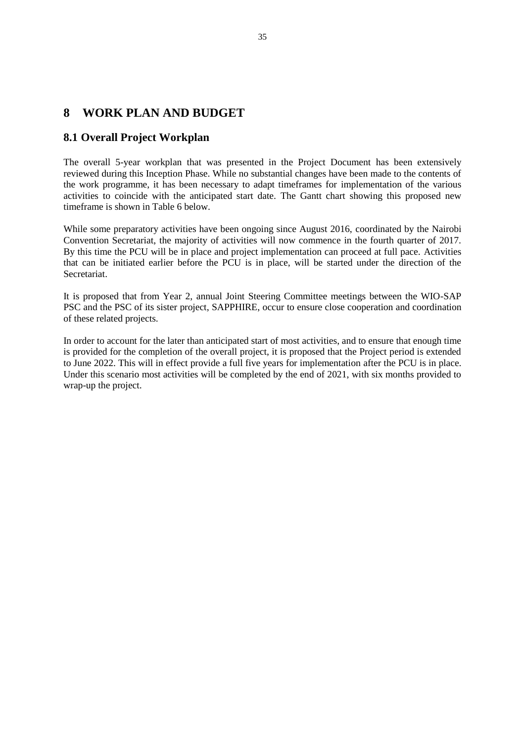# 8 WORK PLAN AND BUDGET

## 8.1 Overall Project Workplan

The overall 5-year workplan that was presented in the Project Document has been extensively reviewed during this Inception Phase. While no substantial changes have been made to the contents of the work programme, it has been necessary to adapt timeframes for implementation of the various activities to coincide with the anticipated start date. The Gantt chart showing this proposed new timeframe is shown in Table 6 below.

While some preparatory activities have been ongoing since August 2016, coordinated by the Nairobi Convention Secretariat, the majority of activities will now commence in the fourth quarter of 2017. By this time the PCU will be in place and project implementation can proceed at full pace. Activities that can be initiated earlier before the PCU is in place, will be started under the direction of the Secretariat.

It is proposed that from Year 2, annual Joint Steering Committee meetings between the WIO-SAP PSC and the PSC of its sister project, SAPPHIRE, occur to ensure close cooperation and coordination of these related projects.

In order to account for the later than anticipated start of most activities, and to ensure that enough time is provided for the completion of the overall project, it is proposed that the Project period is extended to June 2022. This will in effect provide a full five years for implementation after the PCU is in place. Under this scenario most activities will be completed by the end of 2021, with six months provided to wrap-up the project.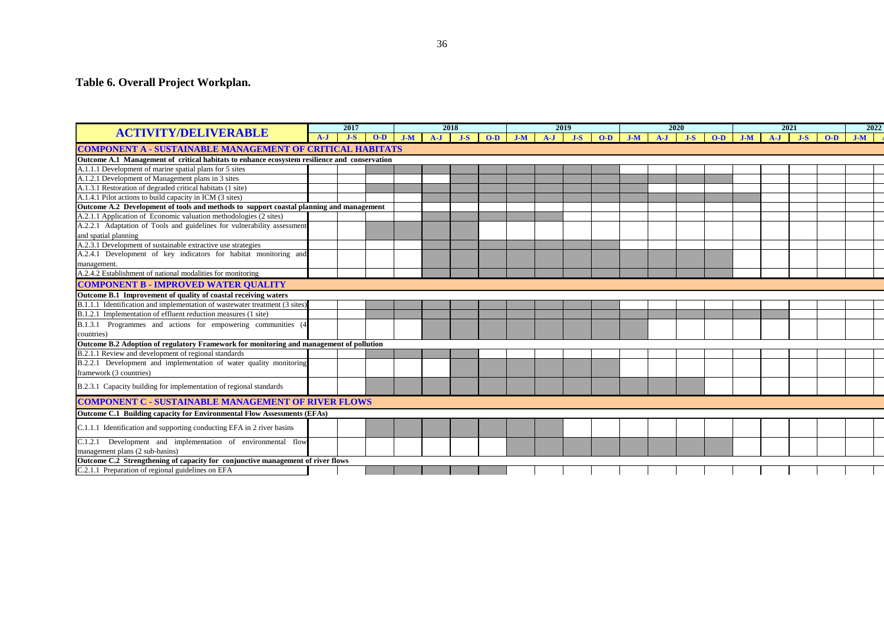# Table 6. Overall Project Workplan.

Shaded cells in the original workplan are marked with X.

| ACTIVITY/DELIVERABLE | 2017 | | | 2018 | | | | 2019 | | | | 2020 | | | | 2021 | | | | 2022 |
|---|---|---|---|---|---|---|---|---|---|---|---|---|---|---|---|---|---|---|---|---|
| | A-J | J-S | O-D | J-M | A-J | J-S | O-D | J-M | A-J | J-S | O-D | J-M | A-J | J-S | O-D | J-M | A-J | J-S | O-D | J-M |
| **COMPONENT A - SUSTAINABLE MANAGEMENT OF CRITICAL HABITATS** | | | | | | | | | | | | | | | | | | | | |
| **Outcome A.1 Management of critical habitats to enhance ecosystem resilience and conservation** | | | | | | | | | | | | | | | | | | | | |
| A.1.1.1 Development of marine spatial plans for 5 sites | | | X | X | X | X | X | X | X | X | X | | | | | | | | | |
| A.1.2.1 Development of Management plans in 3 sites | | | | | | X | X | X | X | X | X | X | X | X | X | | | | | |
| A.1.3.1 Restoration of degraded critical habitats (1 site) | | | X | X | X | X | X | X | X | X | X | X | | | | | | | | |
| A.1.4.1 Pilot actions to build capacity in ICM (3 sites) | | | | | X | X | X | X | X | X | X | X | X | X | X | X | | | | |
| **Outcome A.2 Development of tools and methods to support coastal planning and management** | | | | | | | | | | | | | | | | | | | | |
| A.2.1.1 Application of Economic valuation methodologies (2 sites) | | | | | X | X | X | X | X | | | | | | | | | | | |
| A.2.2.1 Adaptation of Tools and guidelines for vulnerability assessment and spatial planning | | | X | X | X | X | | | | | | | | | | | | | | |
| A.2.3.1 Development of sustainable extractive use strategies | | | | | X | X | X | X | X | X | X | | | | | | | | | |
| A.2.4.1 Development of key indicators for habitat monitoring and management. | | | | | X | X | X | X | X | X | X | X | X | X | X | | | | | |
| A.2.4.2 Establishment of national modalities for monitoring | | | | | X | X | X | X | X | X | X | X | X | X | X | | | | | |
| **COMPONENT B - IMPROVED WATER QUALITY** | | | | | | | | | | | | | | | | | | | | |
| **Outcome B.1 Improvement of quality of coastal receiving waters** | | | | | | | | | | | | | | | | | | | | |
| B.1.1.1 Identification and implementation of wastewater treatment (3 sites) | | | X | X | X | X | X | X | X | X | X | | | | | | | | | |
| B.1.2.1 Implementation of effluent reduction measures (1 site) | | | X | X | X | X | X | X | X | X | X | X | X | X | X | X | X | | | |
| B.1.3.1 Programmes and actions for empowering communities (4 countries) | | | | | X | X | X | X | X | X | X | X | | | | | | | | |
| **Outcome B.2 Adoption of regulatory Framework for monitoring and management of pollution** | | | | | | | | | | | | | | | | | | | | |
| B.2.1.1 Review and development of regional standards | | | X | X | X | X | | | | | | | | | | | | | | |
| B.2.2.1 Development and implementation of water quality monitoring framework (3 countries) | | | | | | X | X | X | X | X | X | | | | | | | | | |
| B.2.3.1 Capacity building for implementation of regional standards | | | X | X | X | X | X | X | X | X | X | X | X | X | | | | | | |
| **COMPONENT C - SUSTAINABLE MANAGEMENT OF RIVER FLOWS** | | | | | | | | | | | | | | | | | | | | |
| **Outcome C.1 Building capacity for Environmental Flow Assessments (EFAs)** | | | | | | | | | | | | | | | | | | | | |
| C.1.1.1 Identification and supporting conducting EFA in 2 river basins | | | X | X | X | X | X | X | X | | | | | | | | | | | |
| C.1.2.1 Development and implementation of environmental flow management plans (2 sub-basins) | | | | | | | | X | X | X | X | X | X | X | X | | | | | |
| **Outcome C.2 Strengthening of capacity for conjunctive management of river flows** | | | | | | | | | | | | | | | | | | | | |
| C.2.1.1 Preparation of regional guidelines on EFA | | | X | X | X | X | X | | | | | | | | | | | | | |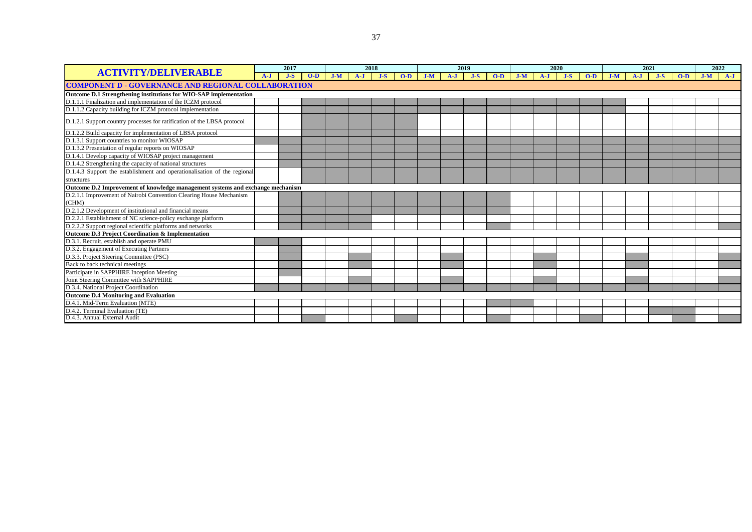| ACTIVITY/DELIVERABLE | 2017 | | | 2018 | | | | 2019 | | | | 2020 | | | | 2021 | | | | 2022 | |
|---|---|---|---|---|---|---|---|---|---|---|---|---|---|---|---|---|---|---|---|---|---|
| | A-J | J-S | O-D | J-M | A-J | J-S | O-D | J-M | A-J | J-S | O-D | J-M | A-J | J-S | O-D | J-M | A-J | J-S | O-D | J-M | A-J |
| **COMPONENT D - GOVERNANCE AND REGIONAL COLLABORATION** | | | | | | | | | | | | | | | | | | | | | |
| **Outcome D.1 Strengthening institutions for WIO-SAP implementation** | | | | | | | | | | | | | | | | | | | | | |
| D.1.1.1 Finalization and implementation of the ICZM protocol | | | | | | | | | | | | | | | | | | | | | |
| D.1.1.2 Capacity building for ICZM protocol implementation | | | X | X | X | X | X | X | X | X | X | X | X | X | X | X | | | | | |
| D.1.2.1 Support country processes for ratification of the LBSA protocol | | | X | X | X | X | X | | | | | | | | | | | | | | |
| D.1.2.2 Build capacity for implementation of LBSA protocol | | | X | X | X | X | X | | | | | | | | | | | | | | |
| D.1.3.1 Support countries to monitor WIOSAP | X | X | X | X | X | X | X | X | X | X | X | X | X | X | X | X | X | X | X | X | X |
| D.1.3.2 Presentation of regular reports on WIOSAP | | X | X | X | X | X | X | X | X | X | X | X | X | X | X | X | X | X | X | X | X |
| D.1.4.1 Develop capacity of WIOSAP project management | | X | X | X | X | X | X | X | X | X | X | X | X | X | X | X | X | X | X | X | X |
| D.1.4.2 Strengthening the capacity of national structures | | X | X | X | X | X | X | X | X | X | X | X | X | X | X | X | X | X | X | X | X |
| D.1.4.3 Support the establishment and operationalisation of the regional structures | | | X | X | X | X | X | X | X | X | X | X | X | X | X | X | X | X | X | X | X |
| **Outcome D.2 Improvement of knowledge management systems and exchange mechanism** | | | | | | | | | | | | | | | | | | | | | |
| D.2.1.1 Improvement of Nairobi Convention Clearing House Mechanism (CHM) | | X | X | X | X | X | X | X | X | X | X | | | | | | | | | | |
| D.2.1.2 Development of institutional and financial means | | X | X | X | X | X | X | X | X | X | X | | | | | | | | | | |
| D.2.2.1 Establishment of NC science-policy exchange platform | | X | X | X | X | | | | | | | | | | | | | | | | |
| D.2.2.2 Support regional scientific platforms and networks | | X | X | X | X | | | | | | X | | | | | | | | | | X |
| **Outcome D.3 Project Coordination & Implementation** | | | | | | | | | | | | | | | | | | | | | |
| D.3.1. Recruit, establish and operate PMU | X | X | | | | | | | | | | | | | | | | | | | |
| D.3.2. Engagement of Executing Partners | | X | | | | | | | | | | | | | | | | | | | |
| D.3.3. Project Steering Committee (PSC) | | X | | | X | | | | X | | | | X | | | | X | | | | X |
| Back to back technical meetings | | X | | | X | | | | X | | | | X | | | | X | | | | X |
| Participate in SAPPHIRE Inception Meeting | | X | | | | | | | | | | | | | | | | | | | |
| Joint Steering Committee with SAPPHIRE | | | | | X | | | | X | | | | X | | | | X | | | | X |
| D.3.4. National Project Coordination | X | X | X | X | X | X | X | X | X | X | X | X | X | X | X | X | X | X | X | X | X |
| **Outcome D.4 Monitoring and Evaluation** | | | | | | | | | | | | | | | | | | | | | |
| D.4.1. Mid-Term Evaluation (MTE) | | | | | | | | | | | X | X | | | | | | | | | |
| D.4.2. Terminal Evaluation (TE) | | | | | | | | | | | | | | | | | | X | X | | |
| D.4.3. Annual External Audit | | | X | | | | X | | | | X | | | | X | | | | | | X |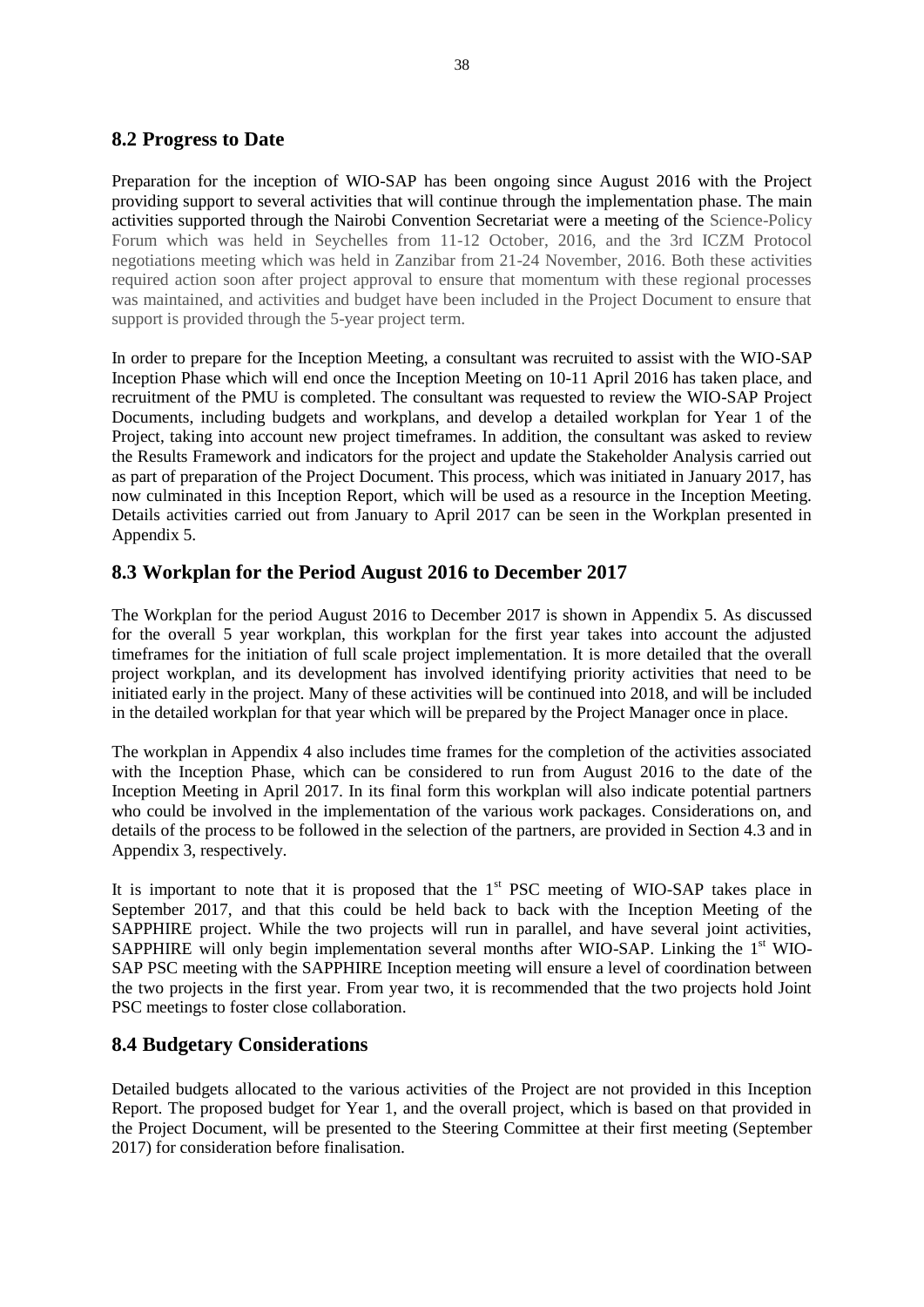## 8.2 Progress to Date

Preparation for the inception of WIO-SAP has been ongoing since August 2016 with the Project providing support to several activities that will continue through the implementation phase. The main activities supported through the Nairobi Convention Secretariat were a meeting of the Science-Policy Forum which was held in Seychelles from 11-12 October, 2016, and the 3rd ICZM Protocol negotiations meeting which was held in Zanzibar from 21-24 November, 2016. Both these activities required action soon after project approval to ensure that momentum with these regional processes was maintained, and activities and budget have been included in the Project Document to ensure that support is provided through the 5-year project term.

In order to prepare for the Inception Meeting, a consultant was recruited to assist with the WIO-SAP Inception Phase which will end once the Inception Meeting on 10-11 April 2016 has taken place, and recruitment of the PMU is completed. The consultant was requested to review the WIO-SAP Project Documents, including budgets and workplans, and develop a detailed workplan for Year 1 of the Project, taking into account new project timeframes. In addition, the consultant was asked to review the Results Framework and indicators for the project and update the Stakeholder Analysis carried out as part of preparation of the Project Document. This process, which was initiated in January 2017, has now culminated in this Inception Report, which will be used as a resource in the Inception Meeting. Details activities carried out from January to April 2017 can be seen in the Workplan presented in Appendix 5.

## 8.3 Workplan for the Period August 2016 to December 2017

The Workplan for the period August 2016 to December 2017 is shown in Appendix 5. As discussed for the overall 5 year workplan, this workplan for the first year takes into account the adjusted timeframes for the initiation of full scale project implementation. It is more detailed that the overall project workplan, and its development has involved identifying priority activities that need to be initiated early in the project. Many of these activities will be continued into 2018, and will be included in the detailed workplan for that year which will be prepared by the Project Manager once in place.

The workplan in Appendix 4 also includes time frames for the completion of the activities associated with the Inception Phase, which can be considered to run from August 2016 to the date of the Inception Meeting in April 2017. In its final form this workplan will also indicate potential partners who could be involved in the implementation of the various work packages. Considerations on, and details of the process to be followed in the selection of the partners, are provided in Section 4.3 and in Appendix 3, respectively.

It is important to note that it is proposed that the 1st PSC meeting of WIO-SAP takes place in September 2017, and that this could be held back to back with the Inception Meeting of the SAPPHIRE project. While the two projects will run in parallel, and have several joint activities, SAPPHIRE will only begin implementation several months after WIO-SAP. Linking the 1st WIO-SAP PSC meeting with the SAPPHIRE Inception meeting will ensure a level of coordination between the two projects in the first year. From year two, it is recommended that the two projects hold Joint PSC meetings to foster close collaboration.

## 8.4 Budgetary Considerations

Detailed budgets allocated to the various activities of the Project are not provided in this Inception Report. The proposed budget for Year 1, and the overall project, which is based on that provided in the Project Document, will be presented to the Steering Committee at their first meeting (September 2017) for consideration before finalisation.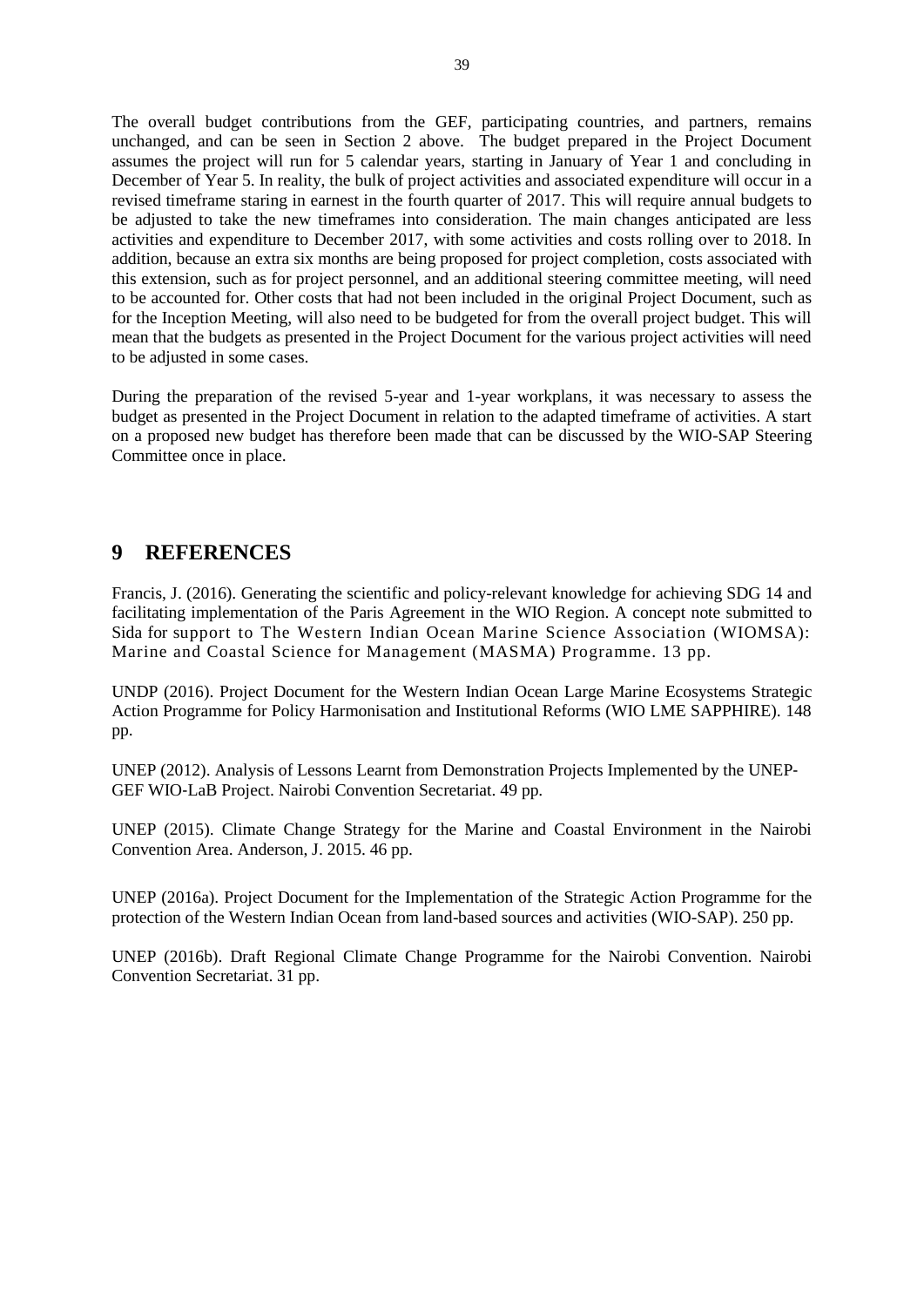The overall budget contributions from the GEF, participating countries, and partners, remains unchanged, and can be seen in Section 2 above. The budget prepared in the Project Document assumes the project will run for 5 calendar years, starting in January of Year 1 and concluding in December of Year 5. In reality, the bulk of project activities and associated expenditure will occur in a revised timeframe staring in earnest in the fourth quarter of 2017. This will require annual budgets to be adjusted to take the new timeframes into consideration. The main changes anticipated are less activities and expenditure to December 2017, with some activities and costs rolling over to 2018. In addition, because an extra six months are being proposed for project completion, costs associated with this extension, such as for project personnel, and an additional steering committee meeting, will need to be accounted for. Other costs that had not been included in the original Project Document, such as for the Inception Meeting, will also need to be budgeted for from the overall project budget. This will mean that the budgets as presented in the Project Document for the various project activities will need to be adjusted in some cases.

During the preparation of the revised 5-year and 1-year workplans, it was necessary to assess the budget as presented in the Project Document in relation to the adapted timeframe of activities. A start on a proposed new budget has therefore been made that can be discussed by the WIO-SAP Steering Committee once in place.

# 9 REFERENCES

Francis, J. (2016). Generating the scientific and policy-relevant knowledge for achieving SDG 14 and facilitating implementation of the Paris Agreement in the WIO Region. A concept note submitted to Sida for support to The Western Indian Ocean Marine Science Association (WIOMSA): Marine and Coastal Science for Management (MASMA) Programme. 13 pp.

UNDP (2016). Project Document for the Western Indian Ocean Large Marine Ecosystems Strategic Action Programme for Policy Harmonisation and Institutional Reforms (WIO LME SAPPHIRE). 148 pp.

UNEP (2012). Analysis of Lessons Learnt from Demonstration Projects Implemented by the UNEP-GEF WIO-LaB Project. Nairobi Convention Secretariat. 49 pp.

UNEP (2015). Climate Change Strategy for the Marine and Coastal Environment in the Nairobi Convention Area. Anderson, J. 2015. 46 pp.

UNEP (2016a). Project Document for the Implementation of the Strategic Action Programme for the protection of the Western Indian Ocean from land-based sources and activities (WIO-SAP). 250 pp.

UNEP (2016b). Draft Regional Climate Change Programme for the Nairobi Convention. Nairobi Convention Secretariat. 31 pp.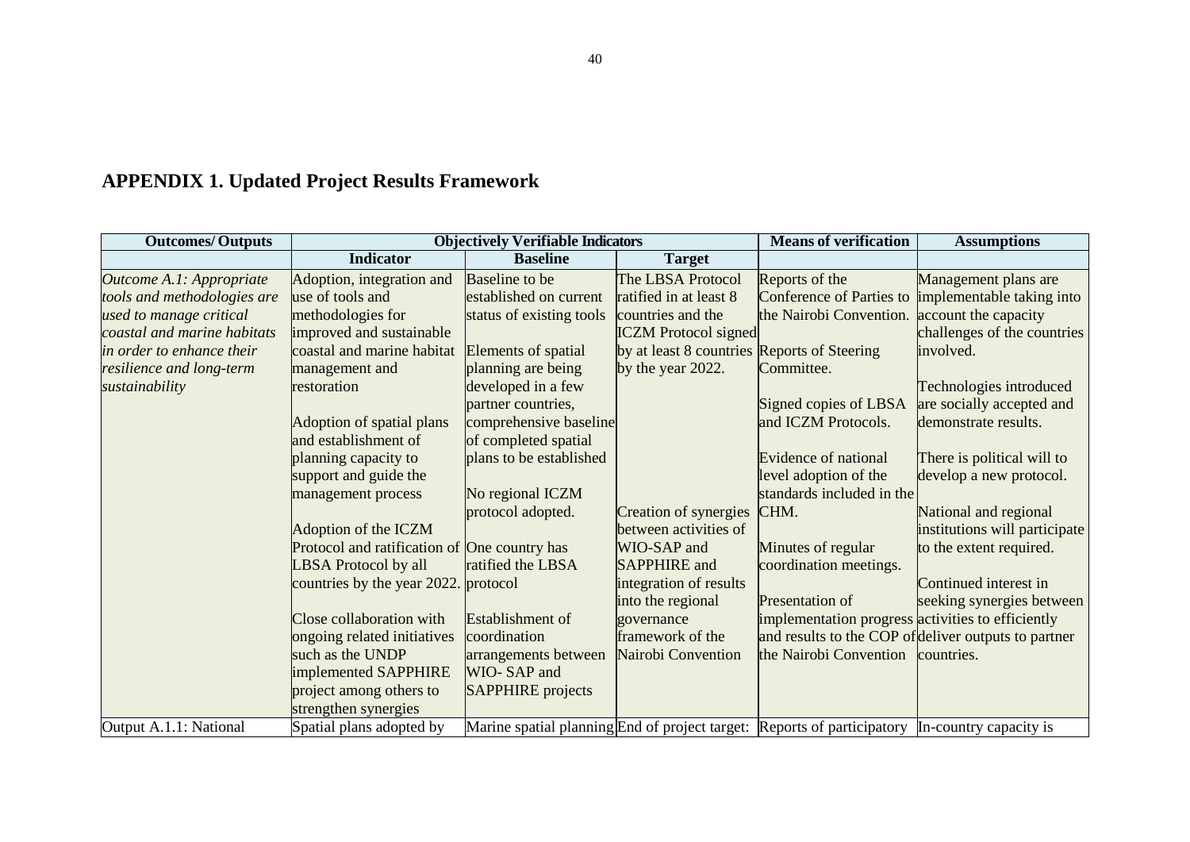# APPENDIX 1. Updated Project Results Framework

| Outcomes/ Outputs | Objectively Verifiable Indicators | | | Means of verification | Assumptions |
|---|---|---|---|---|---|
| | **Indicator** | **Baseline** | **Target** | | |
| *Outcome A.1: Appropriate tools and methodologies are used to manage critical coastal and marine habitats in order to enhance their resilience and long-term sustainability* | Adoption, integration and use of tools and methodologies for improved and sustainable coastal and marine habitat management and restoration<br><br>Adoption of spatial plans and establishment of planning capacity to support and guide the management process<br><br>Adoption of the ICZM Protocol and ratification of LBSA Protocol by all countries by the year 2022.<br><br>Close collaboration with ongoing related initiatives such as the UNDP implemented SAPPHIRE project among others to strengthen synergies | Baseline to be established on current status of existing tools<br><br>Elements of spatial planning are being developed in a few partner countries, comprehensive baseline of completed spatial plans to be established<br><br>No regional ICZM protocol adopted.<br><br>One country has ratified the LBSA protocol<br><br>Establishment of coordination arrangements between WIO- SAP and SAPPHIRE projects | The LBSA Protocol ratified in at least 8 countries and the ICZM Protocol signed by at least 8 countries by the year 2022.<br><br>Creation of synergies between activities of WIO-SAP and SAPPHIRE and integration of results into the regional governance framework of the Nairobi Convention | Reports of the Conference of Parties to the Nairobi Convention.<br><br>Reports of Steering Committee.<br><br>Signed copies of LBSA and ICZM Protocols.<br><br>Evidence of national level adoption of the standards included in the CHM.<br><br>Minutes of regular coordination meetings.<br><br>Presentation of implementation progress and results to the COP of the Nairobi Convention | Management plans are implementable taking into account the capacity challenges of the countries involved.<br><br>Technologies introduced are socially accepted and demonstrate results.<br><br>There is political will to develop a new protocol.<br><br>National and regional institutions will participate to the extent required.<br><br>Continued interest in seeking synergies between activities to efficiently deliver outputs to partner countries. |
| Output A.1.1: National | Spatial plans adopted by | Marine spatial planning | End of project target: | Reports of participatory | In-country capacity is |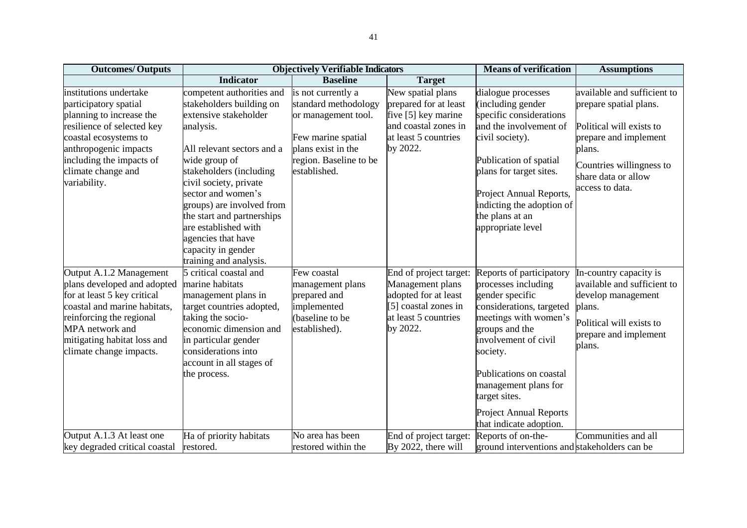| Outcomes/ Outputs | Objectively Verifiable Indicators | | | Means of verification | Assumptions |
|---|---|---|---|---|---|
| | Indicator | Baseline | Target | | |
| institutions undertake participatory spatial planning to increase the resilience of selected key coastal ecosystems to anthropogenic impacts including the impacts of climate change and variability. | competent authorities and stakeholders building on extensive stakeholder analysis.<br><br>All relevant sectors and a wide group of stakeholders (including civil society, private sector and women's groups) are involved from the start and partnerships are established with agencies that have capacity in gender training and analysis. | is not currently a standard methodology or management tool.<br><br>Few marine spatial plans exist in the region. Baseline to be established. | New spatial plans prepared for at least five [5] key marine and coastal zones in at least 5 countries by 2022. | dialogue processes (including gender specific considerations and the involvement of civil society).<br><br>Publication of spatial plans for target sites.<br><br>Project Annual Reports, indicting the adoption of the plans at an appropriate level | available and sufficient to prepare spatial plans.<br><br>Political will exists to prepare and implement plans.<br><br>Countries willingness to share data or allow access to data. |
| Output A.1.2 Management plans developed and adopted for at least 5 key critical coastal and marine habitats, reinforcing the regional MPA network and mitigating habitat loss and climate change impacts. | 5 critical coastal and marine habitats management plans in target countries adopted, taking the socio-economic dimension and in particular gender considerations into account in all stages of the process. | Few coastal management plans prepared and implemented (baseline to be established). | End of project target: Management plans adopted for at least [5] coastal zones in at least 5 countries by 2022. | Reports of participatory processes including gender specific considerations, targeted meetings with women's groups and the involvement of civil society.<br><br>Publications on coastal management plans for target sites.<br><br>Project Annual Reports that indicate adoption. | In-country capacity is available and sufficient to develop management plans.<br><br>Political will exists to prepare and implement plans. |
| Output A.1.3 At least one key degraded critical coastal | Ha of priority habitats restored. | No area has been restored within the | End of project target: By 2022, there will | Reports of on-the-ground interventions and | Communities and all stakeholders can be |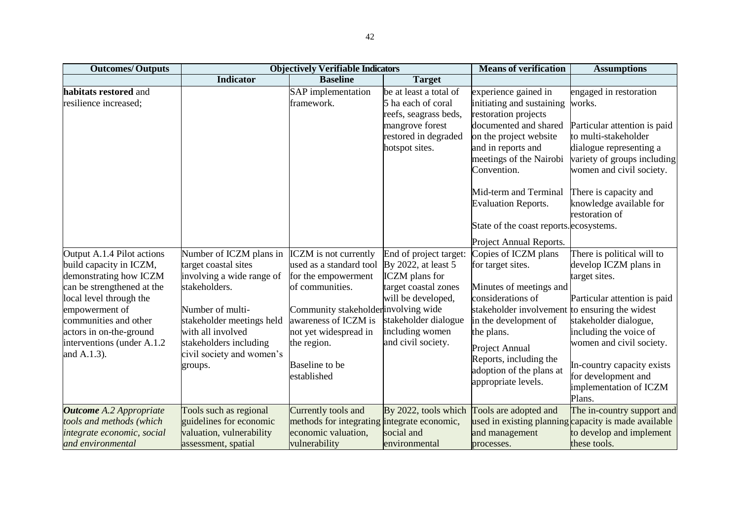| Outcomes/ Outputs | Objectively Verifiable Indicators | | | Means of verification | Assumptions |
|---|---|---|---|---|---|
| | **Indicator** | **Baseline** | **Target** | | |
| **habitats restored** and resilience increased; | | SAP implementation framework. | be at least a total of 5 ha each of coral reefs, seagrass beds, mangrove forest restored in degraded hotspot sites. | experience gained in initiating and sustaining restoration projects documented and shared on the project website and in reports and meetings of the Nairobi Convention.<br><br>Mid-term and Terminal Evaluation Reports.<br><br>State of the coast reports.<br><br>Project Annual Reports. | engaged in restoration works.<br><br>Particular attention is paid to multi-stakeholder dialogue representing a variety of groups including women and civil society.<br><br>There is capacity and knowledge available for restoration of ecosystems. |
| Output A.1.4 Pilot actions build capacity in ICZM, demonstrating how ICZM can be strengthened at the local level through the empowerment of communities and other actors in on-the-ground interventions (under A.1.2 and A.1.3). | Number of ICZM plans in target coastal sites involving a wide range of stakeholders.<br><br>Number of multi-stakeholder meetings held with all involved stakeholders including civil society and women's groups. | ICZM is not currently used as a standard tool for the empowerment of communities.<br><br>Community stakeholder awareness of ICZM is not yet widespread in the region.<br><br>Baseline to be established | End of project target: By 2022, at least 5 ICZM plans for target coastal zones will be developed, involving wide stakeholder dialogue including women and civil society. | Copies of ICZM plans for target sites.<br><br>Minutes of meetings and considerations of stakeholder involvement in the development of the plans.<br><br>Project Annual Reports, including the adoption of the plans at appropriate levels. | There is political will to develop ICZM plans in target sites.<br><br>Particular attention is paid to ensuring the widest stakeholder dialogue, including the voice of women and civil society.<br><br>In-country capacity exists for development and implementation of ICZM Plans. |
| ***Outcome** A.2 Appropriate tools and methods (which integrate economic, social and environmental* | Tools such as regional guidelines for economic valuation, vulnerability assessment, spatial | Currently tools and methods for integrating economic valuation, vulnerability | By 2022, tools which integrate economic, social and environmental | Tools are adopted and used in existing planning and management processes. | The in-country support and capacity is made available to develop and implement these tools. |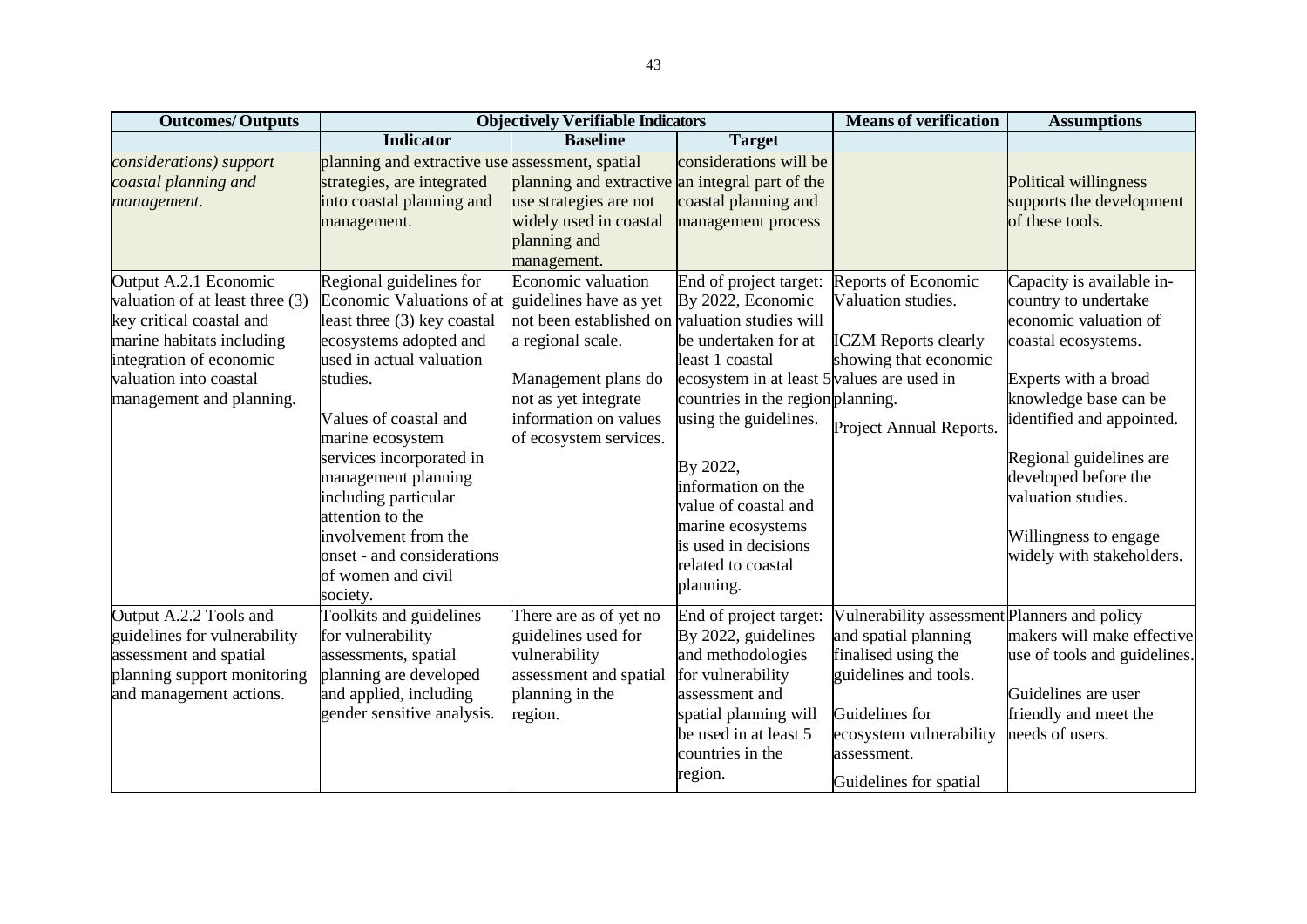| Outcomes/ Outputs | Objectively Verifiable Indicators | | | Means of verification | Assumptions |
|---|---|---|---|---|---|
| | **Indicator** | **Baseline** | **Target** | | |
| *considerations) support coastal planning and management.* | planning and extractive use strategies, are integrated into coastal planning and management. | assessment, spatial planning and extractive use strategies are not widely used in coastal planning and management. | considerations will be an integral part of the coastal planning and management process | | Political willingness supports the development of these tools. |
| Output A.2.1 Economic valuation of at least three (3) key critical coastal and marine habitats including integration of economic valuation into coastal management and planning. | Regional guidelines for Economic Valuations of at least three (3) key coastal ecosystems adopted and used in actual valuation studies.<br><br>Values of coastal and marine ecosystem services incorporated in management planning including particular attention to the involvement from the onset - and considerations of women and civil society. | Economic valuation guidelines have as yet not been established on a regional scale.<br><br>Management plans do not as yet integrate information on values of ecosystem services. | End of project target: By 2022, Economic valuation studies will be undertaken for at least 1 coastal ecosystem in at least 5 countries in the region using the guidelines.<br><br>By 2022, information on the value of coastal and marine ecosystems is used in decisions related to coastal planning. | Reports of Economic Valuation studies.<br><br>ICZM Reports clearly showing that economic values are used in planning.<br><br>Project Annual Reports. | Capacity is available in-country to undertake economic valuation of coastal ecosystems.<br><br>Experts with a broad knowledge base can be identified and appointed.<br><br>Regional guidelines are developed before the valuation studies.<br><br>Willingness to engage widely with stakeholders. |
| Output A.2.2 Tools and guidelines for vulnerability assessment and spatial planning support monitoring and management actions. | Toolkits and guidelines for vulnerability assessments, spatial planning are developed and applied, including gender sensitive analysis. | There are as of yet no guidelines used for vulnerability assessment and spatial planning in the region. | End of project target: By 2022, guidelines and methodologies for vulnerability assessment and spatial planning will be used in at least 5 countries in the region. | Vulnerability assessment and spatial planning finalised using the guidelines and tools.<br><br>Guidelines for ecosystem vulnerability assessment.<br><br>Guidelines for spatial | Planners and policy makers will make effective use of tools and guidelines.<br><br>Guidelines are user friendly and meet the needs of users. |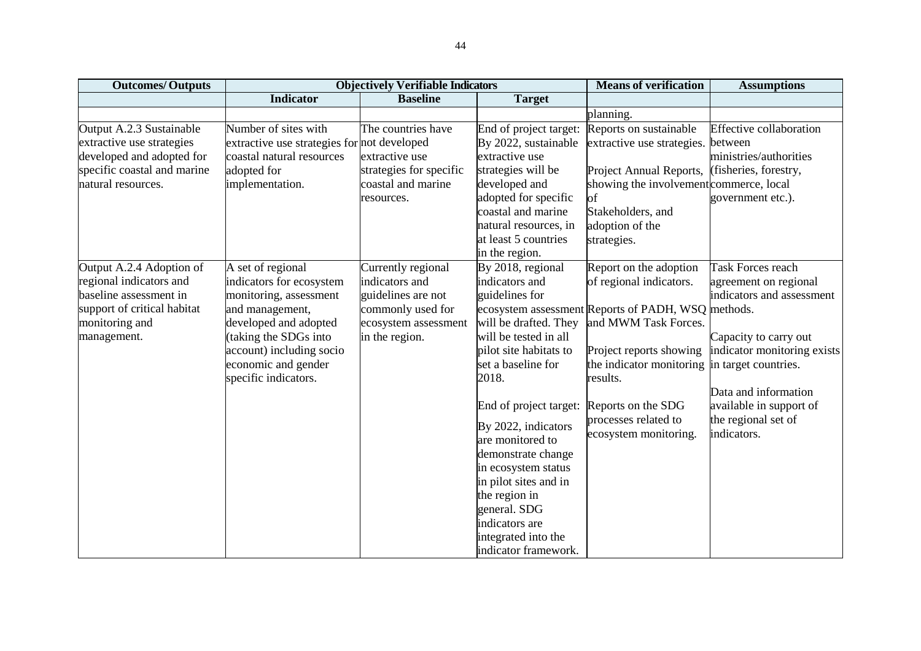| Outcomes/ Outputs | Objectively Verifiable Indicators | | | Means of verification | Assumptions |
|---|---|---|---|---|---|
| | Indicator | Baseline | Target | | |
| | | | | planning. | |
| Output A.2.3 Sustainable extractive use strategies developed and adopted for specific coastal and marine natural resources. | Number of sites with extractive use strategies for coastal natural resources adopted for implementation. | The countries have not developed extractive use strategies for specific coastal and marine resources. | End of project target: By 2022, sustainable extractive use strategies will be developed and adopted for specific coastal and marine natural resources, in at least 5 countries in the region. | Reports on sustainable extractive use strategies.<br><br>Project Annual Reports, showing the involvement of Stakeholders, and adoption of the strategies. | Effective collaboration between ministries/authorities (fisheries, forestry, commerce, local government etc.). |
| Output A.2.4 Adoption of regional indicators and baseline assessment in support of critical habitat monitoring and management. | A set of regional indicators for ecosystem monitoring, assessment and management, developed and adopted (taking the SDGs into account) including socio economic and gender specific indicators. | Currently regional indicators and guidelines are not commonly used for ecosystem assessment in the region. | By 2018, regional indicators and guidelines for ecosystem assessment will be drafted. They will be tested in all pilot site habitats to set a baseline for 2018.<br><br>End of project target:<br><br>By 2022, indicators are monitored to demonstrate change in ecosystem status in pilot sites and in the region in general. SDG indicators are integrated into the indicator framework. | Report on the adoption of regional indicators.<br><br>Reports of PADH, WSQ and MWM Task Forces.<br><br>Project reports showing the indicator monitoring results.<br><br>Reports on the SDG processes related to ecosystem monitoring. | Task Forces reach agreement on regional indicators and assessment methods.<br><br>Capacity to carry out indicator monitoring exists in target countries.<br><br>Data and information available in support of the regional set of indicators. |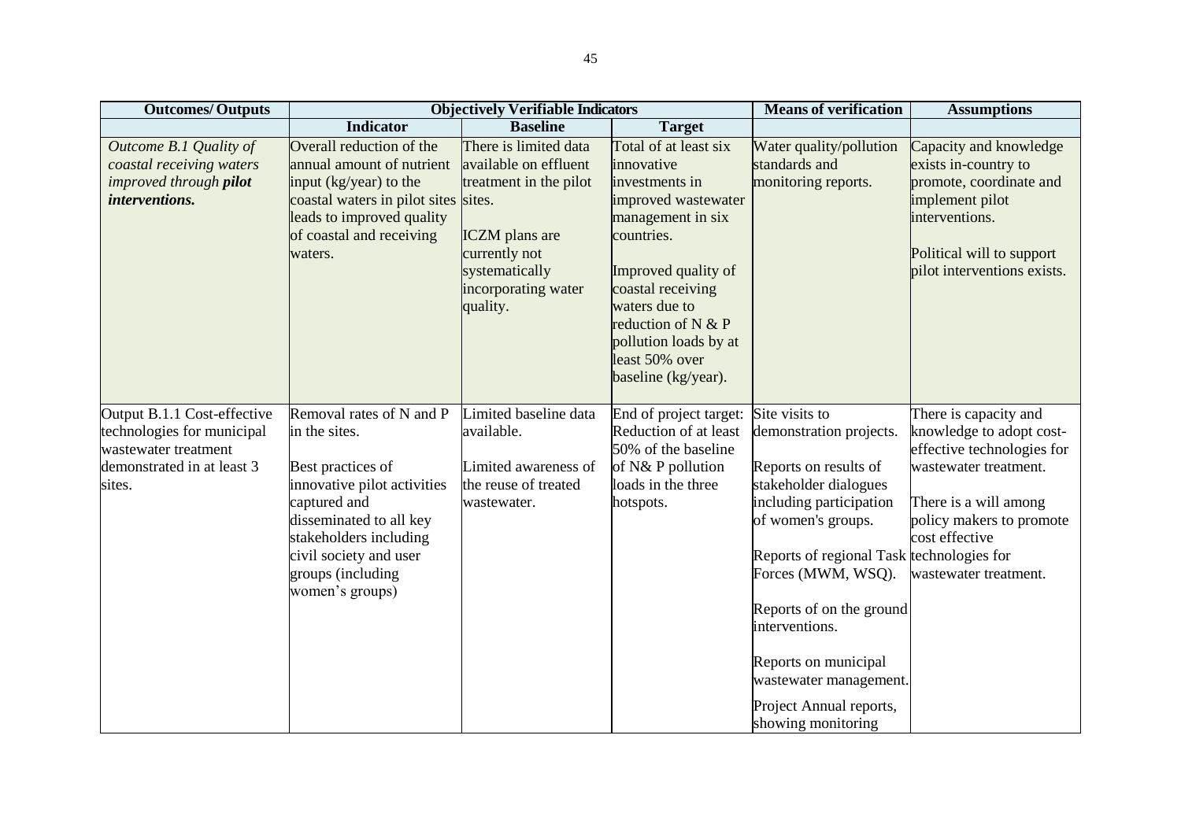| Outcomes/ Outputs | Objectively Verifiable Indicators | | | Means of verification | Assumptions |
|---|---|---|---|---|---|
| | **Indicator** | **Baseline** | **Target** | | |
| *Outcome B.1 Quality of coastal receiving waters improved through **pilot interventions.*** | Overall reduction of the annual amount of nutrient input (kg/year) to the coastal waters in pilot sites leads to improved quality of coastal and receiving waters. | There is limited data available on effluent treatment in the pilot sites.<br><br>ICZM plans are currently not systematically incorporating water quality. | Total of at least six innovative investments in improved wastewater management in six countries.<br><br>Improved quality of coastal receiving waters due to reduction of N & P pollution loads by at least 50% over baseline (kg/year). | Water quality/pollution standards and monitoring reports. | Capacity and knowledge exists in-country to promote, coordinate and implement pilot interventions.<br><br>Political will to support pilot interventions exists. |
| Output B.1.1 Cost-effective technologies for municipal wastewater treatment demonstrated in at least 3 sites. | Removal rates of N and P in the sites.<br><br>Best practices of innovative pilot activities captured and disseminated to all key stakeholders including civil society and user groups (including women's groups) | Limited baseline data available.<br><br>Limited awareness of the reuse of treated wastewater. | End of project target: Reduction of at least 50% of the baseline of N& P pollution loads in the three hotspots. | Site visits to demonstration projects.<br><br>Reports on results of stakeholder dialogues including participation of women's groups.<br><br>Reports of regional Task Forces (MWM, WSQ).<br><br>Reports of on the ground interventions.<br><br>Reports on municipal wastewater management.<br><br>Project Annual reports, showing monitoring | There is capacity and knowledge to adopt cost-effective technologies for wastewater treatment.<br><br>There is a will among policy makers to promote cost effective technologies for wastewater treatment. |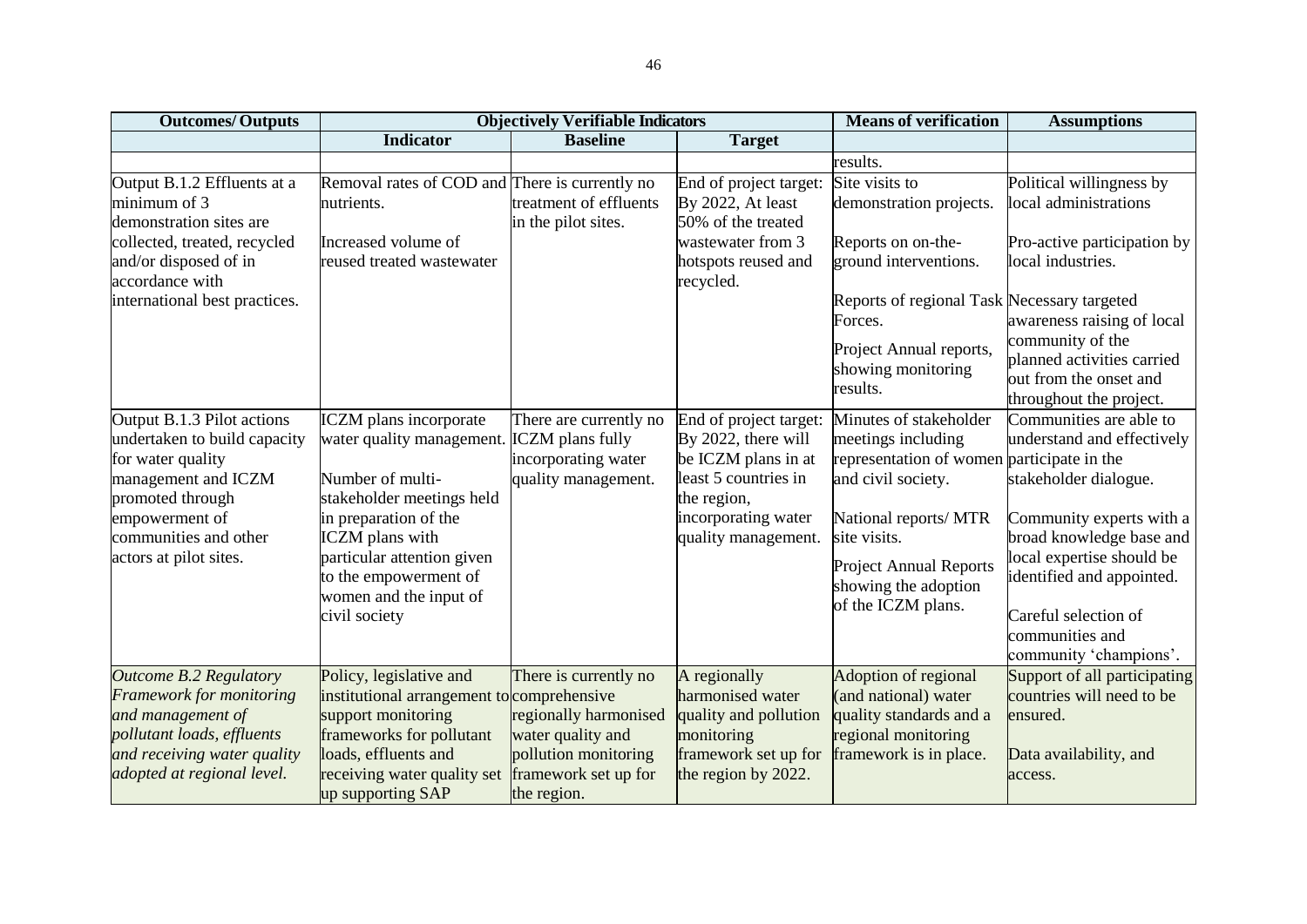| Outcomes/ Outputs | Objectively Verifiable Indicators | | | Means of verification | Assumptions |
|---|---|---|---|---|---|
| | Indicator | Baseline | Target | | |
| | | | | results. | |
| Output B.1.2 Effluents at a minimum of 3 demonstration sites are collected, treated, recycled and/or disposed of in accordance with international best practices. | Removal rates of COD and nutrients.<br><br>Increased volume of reused treated wastewater | There is currently no treatment of effluents in the pilot sites. | End of project target: By 2022, At least 50% of the treated wastewater from 3 hotspots reused and recycled. | Site visits to demonstration projects.<br><br>Reports on on-the-ground interventions.<br><br>Reports of regional Task Forces.<br><br>Project Annual reports, showing monitoring results. | Political willingness by local administrations<br><br>Pro-active participation by local industries.<br><br>Necessary targeted awareness raising of local community of the planned activities carried out from the onset and throughout the project. |
| Output B.1.3 Pilot actions undertaken to build capacity for water quality management and ICZM promoted through empowerment of communities and other actors at pilot sites. | ICZM plans incorporate water quality management.<br><br>Number of multi-stakeholder meetings held in preparation of the ICZM plans with particular attention given to the empowerment of women and the input of civil society | There are currently no ICZM plans fully incorporating water quality management. | End of project target: By 2022, there will be ICZM plans in at least 5 countries in the region, incorporating water quality management. | Minutes of stakeholder meetings including representation of women and civil society.<br><br>National reports/ MTR site visits.<br><br>Project Annual Reports showing the adoption of the ICZM plans. | Communities are able to understand and effectively participate in the stakeholder dialogue.<br><br>Community experts with a broad knowledge base and local expertise should be identified and appointed.<br><br>Careful selection of communities and community 'champions'. |
| *Outcome B.2 Regulatory Framework for monitoring and management of pollutant loads, effluents and receiving water quality adopted at regional level.* | Policy, legislative and institutional arrangement to support monitoring frameworks for pollutant loads, effluents and receiving water quality set up supporting SAP | There is currently no comprehensive regionally harmonised water quality and pollution monitoring framework set up for the region. | A regionally harmonised water quality and pollution monitoring framework set up for the region by 2022. | Adoption of regional (and national) water quality standards and a regional monitoring framework is in place. | Support of all participating countries will need to be ensured.<br><br>Data availability, and access. |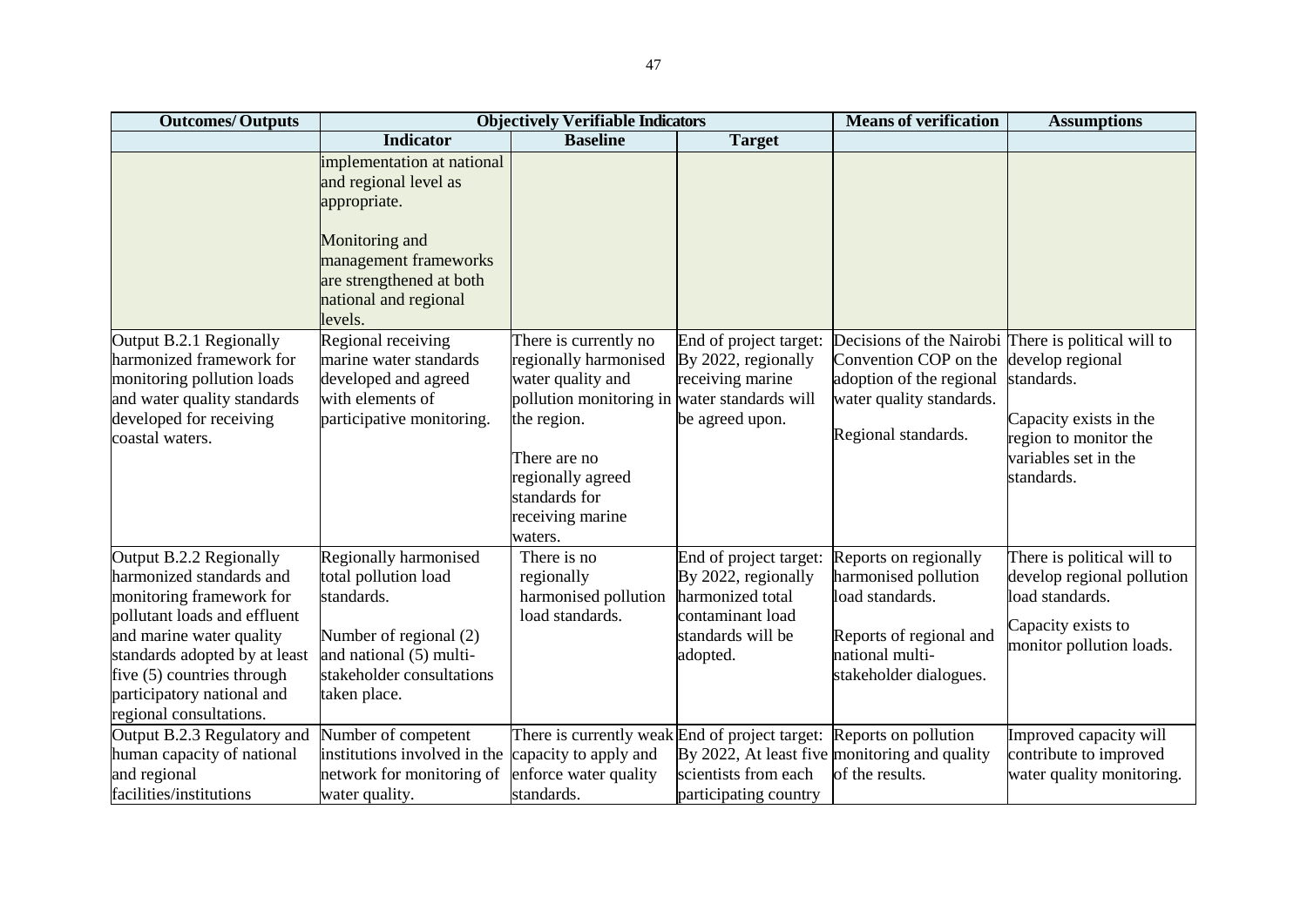| Outcomes/ Outputs | Objectively Verifiable Indicators | | | Means of verification | Assumptions |
|---|---|---|---|---|---|
| | **Indicator** | **Baseline** | **Target** | | |
| | implementation at national and regional level as appropriate.<br><br>Monitoring and management frameworks are strengthened at both national and regional levels. | | | | |
| Output B.2.1 Regionally harmonized framework for monitoring pollution loads and water quality standards developed for receiving coastal waters. | Regional receiving marine water standards developed and agreed with elements of participative monitoring. | There is currently no regionally harmonised water quality and pollution monitoring in the region.<br><br>There are no regionally agreed standards for receiving marine waters. | End of project target: By 2022, regionally receiving marine water standards will be agreed upon. | Decisions of the Nairobi Convention COP on the adoption of the regional water quality standards.<br><br>Regional standards. | There is political will to develop regional standards.<br><br>Capacity exists in the region to monitor the variables set in the standards. |
| Output B.2.2 Regionally harmonized standards and monitoring framework for pollutant loads and effluent and marine water quality standards adopted by at least five (5) countries through participatory national and regional consultations. | Regionally harmonised total pollution load standards.<br><br>Number of regional (2) and national (5) multi-stakeholder consultations taken place. | There is no regionally harmonised pollution load standards. | End of project target: By 2022, regionally harmonized total contaminant load standards will be adopted. | Reports on regionally harmonised pollution load standards.<br><br>Reports of regional and national multi-stakeholder dialogues. | There is political will to develop regional pollution load standards.<br><br>Capacity exists to monitor pollution loads. |
| Output B.2.3 Regulatory and human capacity of national and regional facilities/institutions | Number of competent institutions involved in the network for monitoring of water quality. | There is currently weak capacity to apply and enforce water quality standards. | End of project target: By 2022, At least five scientists from each participating country | Reports on pollution monitoring and quality of the results. | Improved capacity will contribute to improved water quality monitoring. |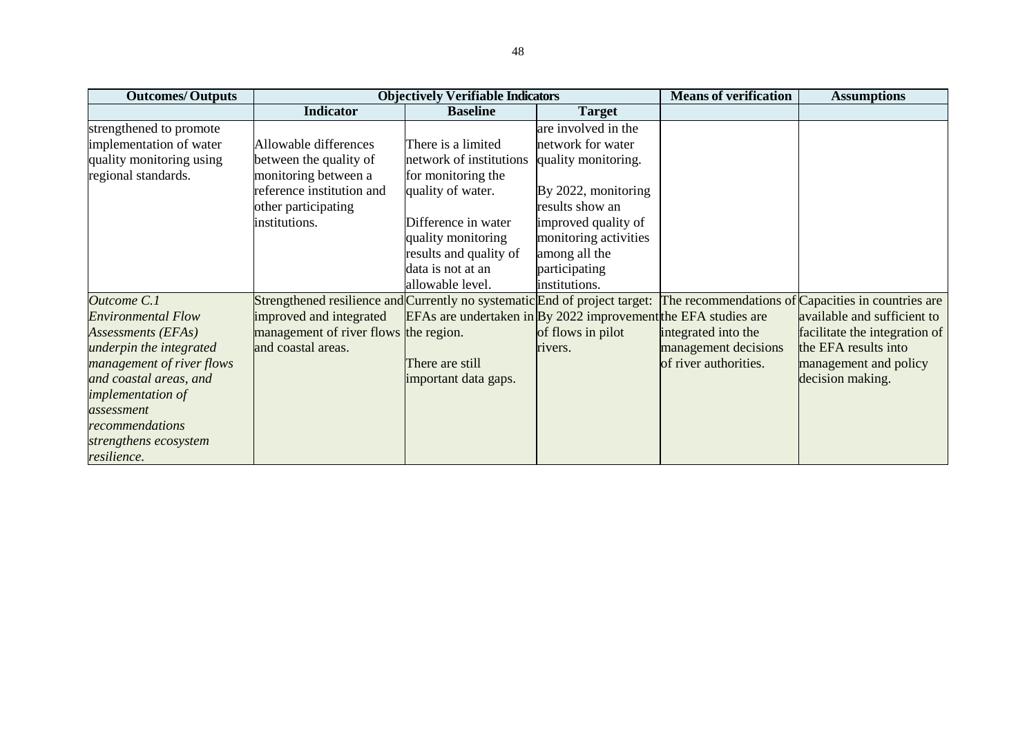| Outcomes/ Outputs | Objectively Verifiable Indicators | | | Means of verification | Assumptions |
|---|---|---|---|---|---|
| | **Indicator** | **Baseline** | **Target** | | |
| strengthened to promote implementation of water quality monitoring using regional standards. | Allowable differences between the quality of monitoring between a reference institution and other participating institutions. | There is a limited network of institutions for monitoring the quality of water.<br><br>Difference in water quality monitoring results and quality of data is not at an allowable level. | are involved in the network for water quality monitoring.<br><br>By 2022, monitoring results show an improved quality of monitoring activities among all the participating institutions. | | |
| *Outcome C.1 Environmental Flow Assessments (EFAs) underpin the integrated management of river flows and coastal areas, and implementation of assessment recommendations strengthens ecosystem resilience.* | Strengthened resilience and improved and integrated management of river flows and coastal areas. | Currently no systematic EFAs are undertaken in the region.<br><br>There are still important data gaps. | End of project target: By 2022 improvement of flows in pilot rivers. | The recommendations of the EFA studies are integrated into the management decisions of river authorities. | Capacities in countries are available and sufficient to facilitate the integration of the EFA results into management and policy decision making. |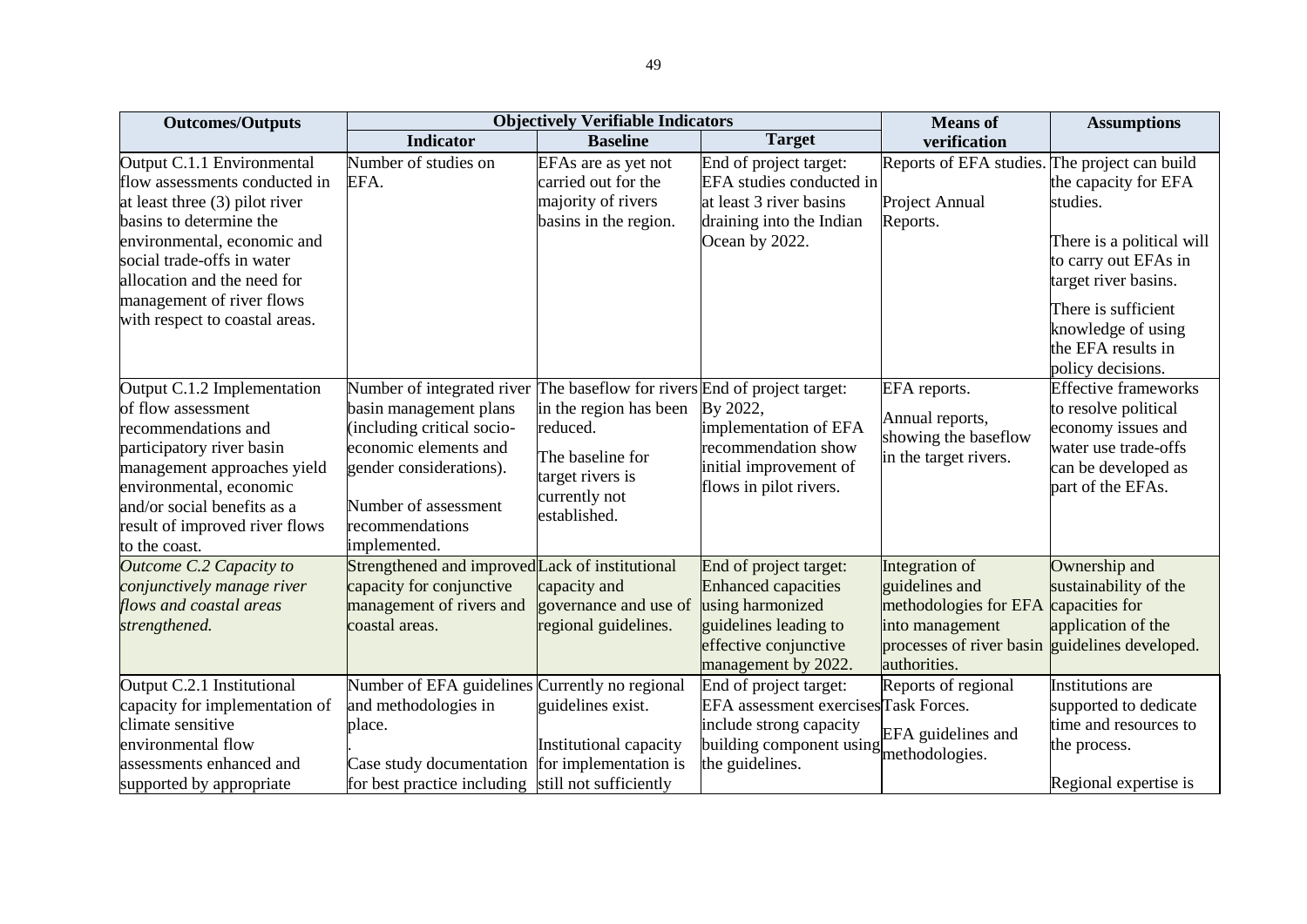| Outcomes/Outputs | Objectively Verifiable Indicators | | | Means of verification | Assumptions |
|---|---|---|---|---|---|
| | Indicator | Baseline | Target | | |
| Output C.1.1 Environmental flow assessments conducted in at least three (3) pilot river basins to determine the environmental, economic and social trade-offs in water allocation and the need for management of river flows with respect to coastal areas. | Number of studies on EFA. | EFAs are as yet not carried out for the majority of rivers basins in the region. | End of project target: EFA studies conducted in at least 3 river basins draining into the Indian Ocean by 2022. | Reports of EFA studies.<br><br>Project Annual Reports. | The project can build the capacity for EFA studies.<br><br>There is a political will to carry out EFAs in target river basins.<br><br>There is sufficient knowledge of using the EFA results in policy decisions. |
| Output C.1.2 Implementation of flow assessment recommendations and participatory river basin management approaches yield environmental, economic and/or social benefits as a result of improved river flows to the coast. | Number of integrated river basin management plans (including critical socio-economic elements and gender considerations).<br><br>Number of assessment recommendations implemented. | The baseflow for rivers in the region has been reduced.<br><br>The baseline for target rivers is currently not established. | End of project target: By 2022, implementation of EFA recommendation show initial improvement of flows in pilot rivers. | EFA reports.<br><br>Annual reports, showing the baseflow in the target rivers. | Effective frameworks to resolve political economy issues and water use trade-offs can be developed as part of the EFAs. |
| *Outcome C.2 Capacity to conjunctively manage river flows and coastal areas strengthened.* | Strengthened and improved capacity for conjunctive management of rivers and coastal areas. | Lack of institutional capacity and governance and use of regional guidelines. | End of project target: Enhanced capacities using harmonized guidelines leading to effective conjunctive management by 2022. | Integration of guidelines and methodologies for EFA into management processes of river basin authorities. | Ownership and sustainability of the capacities for application of the guidelines developed. |
| Output C.2.1 Institutional capacity for implementation of climate sensitive environmental flow assessments enhanced and supported by appropriate | Number of EFA guidelines and methodologies in place.<br>.<br>Case study documentation for best practice including | Currently no regional guidelines exist.<br><br>Institutional capacity for implementation is still not sufficiently | End of project target: EFA assessment exercises include strong capacity building component using the guidelines. | Reports of regional Task Forces.<br><br>EFA guidelines and methodologies. | Institutions are supported to dedicate time and resources to the process.<br><br>Regional expertise is |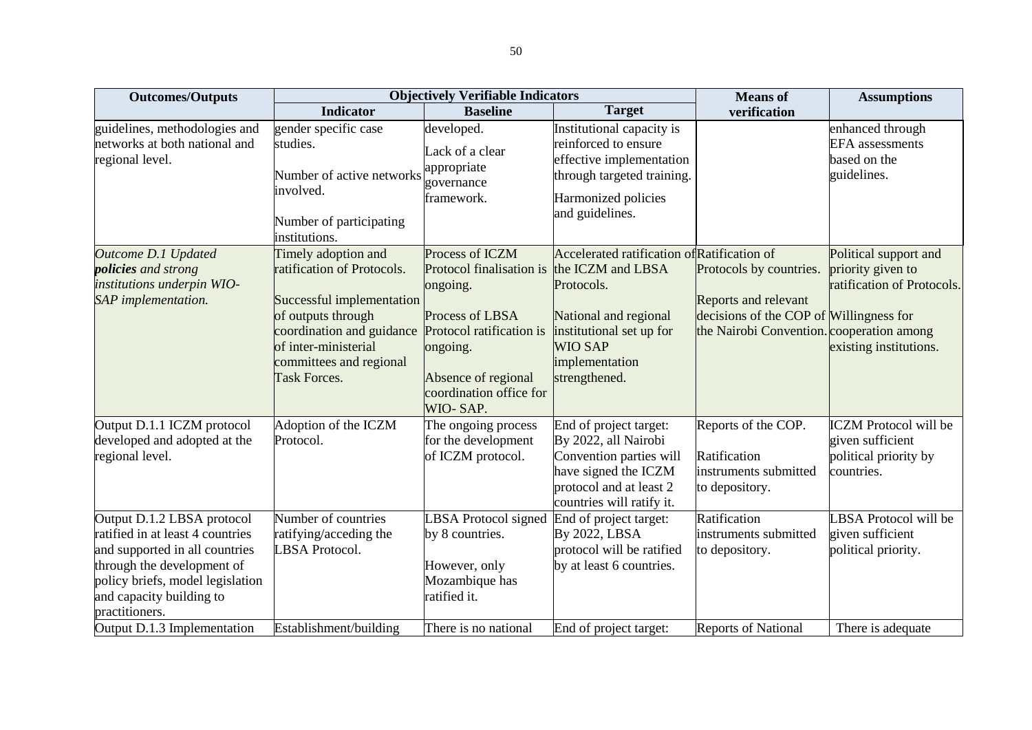| Outcomes/Outputs | Objectively Verifiable Indicators | | | Means of verification | Assumptions |
|---|---|---|---|---|---|
| | Indicator | Baseline | Target | | |
| guidelines, methodologies and networks at both national and regional level. | gender specific case studies.<br><br>Number of active networks involved.<br><br>Number of participating institutions. | developed.<br><br>Lack of a clear appropriate governance framework. | Institutional capacity is reinforced to ensure effective implementation through targeted training.<br><br>Harmonized policies and guidelines. | | enhanced through EFA assessments based on the guidelines. |
| *Outcome D.1 Updated **policies** and strong institutions underpin WIO-SAP implementation.* | Timely adoption and ratification of Protocols.<br><br>Successful implementation of outputs through coordination and guidance of inter-ministerial committees and regional Task Forces. | Process of ICZM Protocol finalisation is ongoing.<br><br>Process of LBSA Protocol ratification is ongoing.<br><br>Absence of regional coordination office for WIO- SAP. | Accelerated ratification of the ICZM and LBSA Protocols.<br><br>National and regional institutional set up for WIO SAP implementation strengthened. | Ratification of Protocols by countries.<br><br>Reports and relevant decisions of the COP of the Nairobi Convention. | Political support and priority given to ratification of Protocols.<br><br>Willingness for cooperation among existing institutions. |
| Output D.1.1 ICZM protocol developed and adopted at the regional level. | Adoption of the ICZM Protocol. | The ongoing process for the development of ICZM protocol. | End of project target: By 2022, all Nairobi Convention parties will have signed the ICZM protocol and at least 2 countries will ratify it. | Reports of the COP.<br><br>Ratification instruments submitted to depository. | ICZM Protocol will be given sufficient political priority by countries. |
| Output D.1.2 LBSA protocol ratified in at least 4 countries and supported in all countries through the development of policy briefs, model legislation and capacity building to practitioners. | Number of countries ratifying/acceding the LBSA Protocol. | LBSA Protocol signed by 8 countries.<br><br>However, only Mozambique has ratified it. | End of project target: By 2022, LBSA protocol will be ratified by at least 6 countries. | Ratification instruments submitted to depository. | LBSA Protocol will be given sufficient political priority. |
| Output D.1.3 Implementation | Establishment/building | There is no national | End of project target: | Reports of National | There is adequate |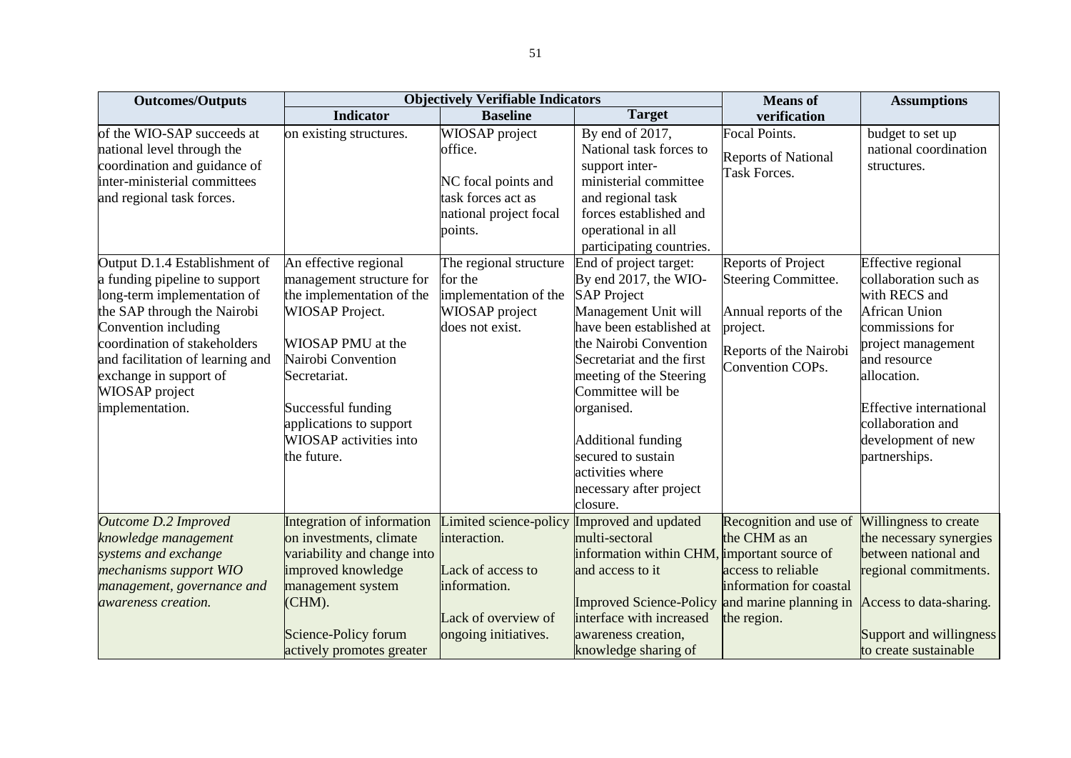| Outcomes/Outputs | Objectively Verifiable Indicators | | | Means of verification | Assumptions |
|---|---|---|---|---|---|
| | Indicator | Baseline | Target | | |
| of the WIO-SAP succeeds at national level through the coordination and guidance of inter-ministerial committees and regional task forces. | on existing structures. | WIOSAP project office.<br><br>NC focal points and task forces act as national project focal points. | By end of 2017, National task forces to support inter-ministerial committee and regional task forces established and operational in all participating countries. | Focal Points.<br><br>Reports of National Task Forces. | budget to set up national coordination structures. |
| Output D.1.4 Establishment of a funding pipeline to support long-term implementation of the SAP through the Nairobi Convention including coordination of stakeholders and facilitation of learning and exchange in support of WIOSAP project implementation. | An effective regional management structure for the implementation of the WIOSAP Project.<br><br>WIOSAP PMU at the Nairobi Convention Secretariat.<br><br>Successful funding applications to support WIOSAP activities into the future. | The regional structure for the implementation of the WIOSAP project does not exist. | End of project target: By end 2017, the WIO-SAP Project Management Unit will have been established at the Nairobi Convention Secretariat and the first meeting of the Steering Committee will be organised.<br><br>Additional funding secured to sustain activities where necessary after project closure. | Reports of Project Steering Committee.<br><br>Annual reports of the project.<br><br>Reports of the Nairobi Convention COPs. | Effective regional collaboration such as with RECS and African Union commissions for project management and resource allocation.<br><br>Effective international collaboration and development of new partnerships. |
| *Outcome D.2 Improved knowledge management systems and exchange mechanisms support WIO management, governance and awareness creation.* | Integration of information on investments, climate variability and change into improved knowledge management system (CHM).<br><br>Science-Policy forum actively promotes greater | Limited science-policy interaction.<br><br>Lack of access to information.<br><br>Lack of overview of ongoing initiatives. | Improved and updated multi-sectoral information within CHM, and access to it<br><br>Improved Science-Policy interface with increased awareness creation, knowledge sharing of | Recognition and use of the CHM as an important source of access to reliable information for coastal and marine planning in the region. | Willingness to create the necessary synergies between national and regional commitments.<br><br>Access to data-sharing.<br><br>Support and willingness to create sustainable |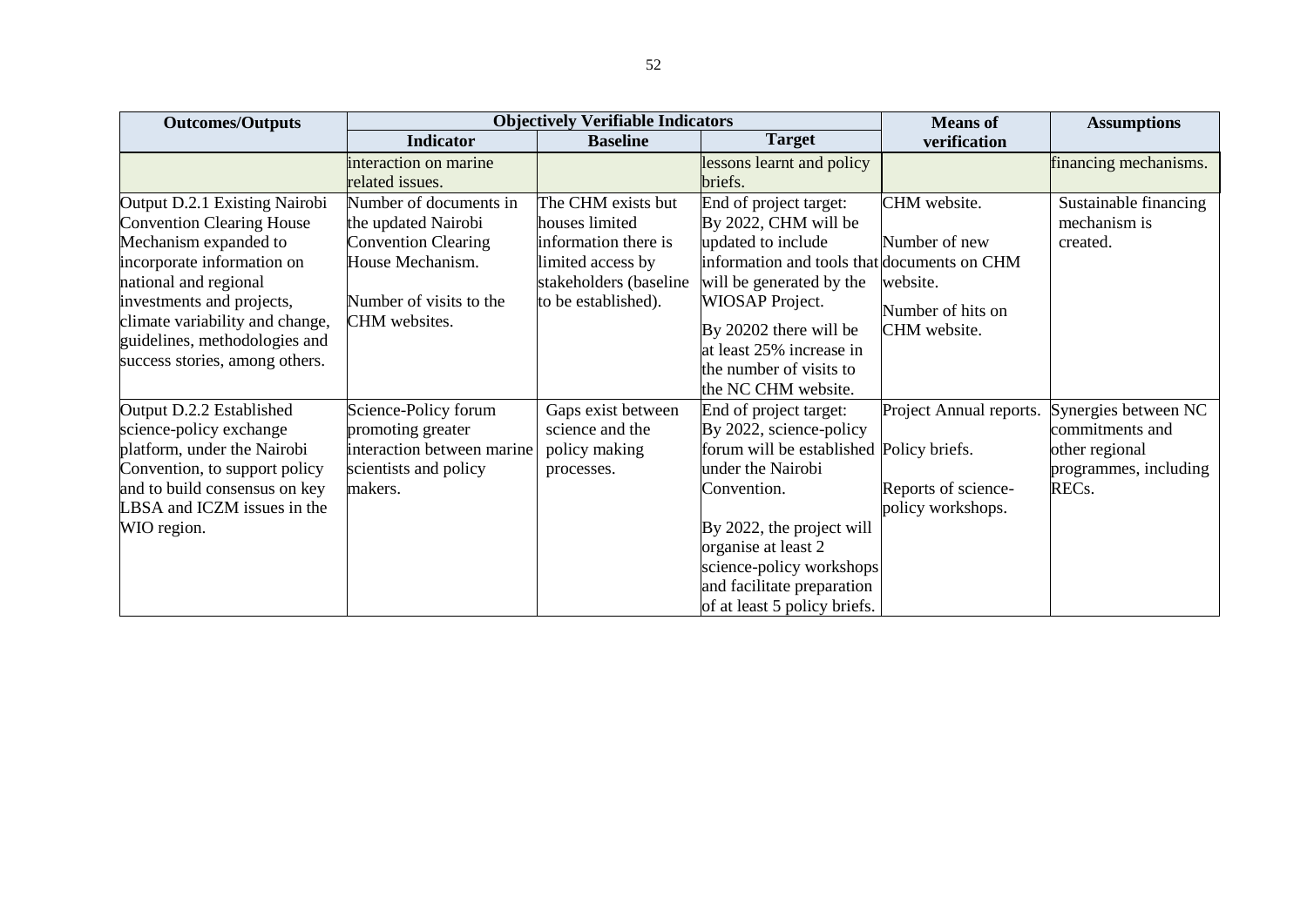| Outcomes/Outputs | Objectively Verifiable Indicators | | | Means of verification | Assumptions |
|---|---|---|---|---|---|
| | Indicator | Baseline | Target | | |
| | interaction on marine related issues. | | lessons learnt and policy briefs. | | financing mechanisms. |
| Output D.2.1 Existing Nairobi Convention Clearing House Mechanism expanded to incorporate information on national and regional investments and projects, climate variability and change, guidelines, methodologies and success stories, among others. | Number of documents in the updated Nairobi Convention Clearing House Mechanism.<br><br>Number of visits to the CHM websites. | The CHM exists but houses limited information there is limited access by stakeholders (baseline to be established). | End of project target: By 2022, CHM will be updated to include information and tools that will be generated by the WIOSAP Project.<br><br>By 20202 there will be at least 25% increase in the number of visits to the NC CHM website. | CHM website.<br><br>Number of new documents on CHM website.<br><br>Number of hits on CHM website. | Sustainable financing mechanism is created. |
| Output D.2.2 Established science-policy exchange platform, under the Nairobi Convention, to support policy and to build consensus on key LBSA and ICZM issues in the WIO region. | Science-Policy forum promoting greater interaction between marine scientists and policy makers. | Gaps exist between science and the policy making processes. | End of project target: By 2022, science-policy forum will be established under the Nairobi Convention.<br><br>By 2022, the project will organise at least 2 science-policy workshops and facilitate preparation of at least 5 policy briefs. | Project Annual reports.<br><br>Policy briefs.<br><br>Reports of science-policy workshops. | Synergies between NC commitments and other regional programmes, including RECs. |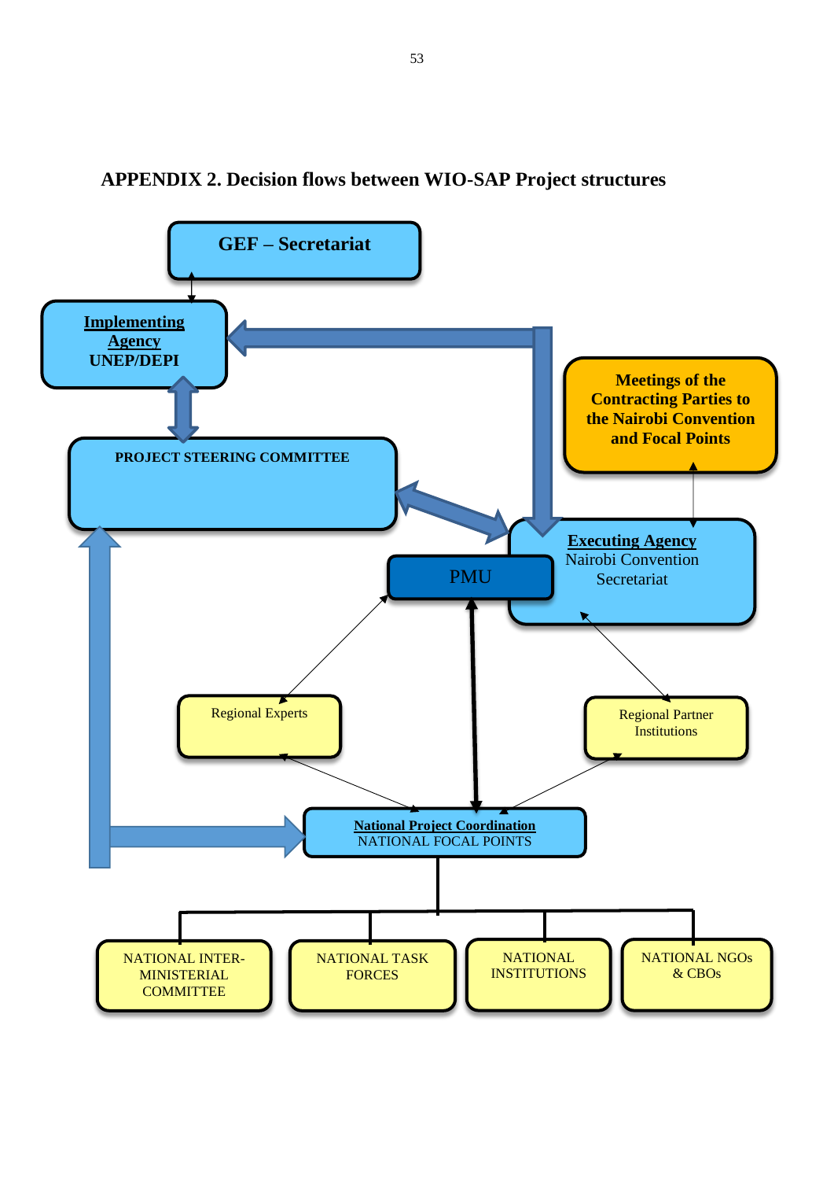## APPENDIX 2. Decision flows between WIO-SAP Project structures

GEF – Secretariat

**Implementing Agency**
UNEP/DEPI

Meetings of the Contracting Parties to the Nairobi Convention and Focal Points

PROJECT STEERING COMMITTEE

**Executing Agency**
Nairobi Convention Secretariat

PMU

Regional Experts

Regional Partner Institutions

**National Project Coordination**
NATIONAL FOCAL POINTS

NATIONAL INTER-MINISTERIAL COMMITTEE

NATIONAL TASK FORCES

NATIONAL INSTITUTIONS

NATIONAL NGOs & CBOs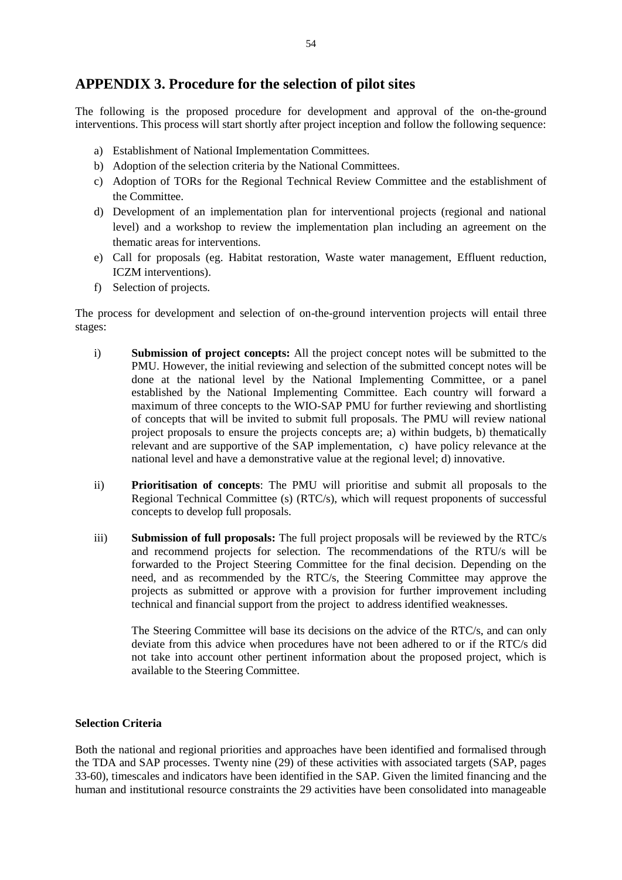## APPENDIX 3. Procedure for the selection of pilot sites

The following is the proposed procedure for development and approval of the on-the-ground interventions. This process will start shortly after project inception and follow the following sequence:

a) Establishment of National Implementation Committees.
b) Adoption of the selection criteria by the National Committees.
c) Adoption of TORs for the Regional Technical Review Committee and the establishment of the Committee.
d) Development of an implementation plan for interventional projects (regional and national level) and a workshop to review the implementation plan including an agreement on the thematic areas for interventions.
e) Call for proposals (eg. Habitat restoration, Waste water management, Effluent reduction, ICZM interventions).
f) Selection of projects.

The process for development and selection of on-the-ground intervention projects will entail three stages:

i) **Submission of project concepts:** All the project concept notes will be submitted to the PMU. However, the initial reviewing and selection of the submitted concept notes will be done at the national level by the National Implementing Committee, or a panel established by the National Implementing Committee. Each country will forward a maximum of three concepts to the WIO-SAP PMU for further reviewing and shortlisting of concepts that will be invited to submit full proposals. The PMU will review national project proposals to ensure the projects concepts are; a) within budgets, b) thematically relevant and are supportive of the SAP implementation, c) have policy relevance at the national level and have a demonstrative value at the regional level; d) innovative.

ii) **Prioritisation of concepts**: The PMU will prioritise and submit all proposals to the Regional Technical Committee (s) (RTC/s), which will request proponents of successful concepts to develop full proposals.

iii) **Submission of full proposals:** The full project proposals will be reviewed by the RTC/s and recommend projects for selection. The recommendations of the RTU/s will be forwarded to the Project Steering Committee for the final decision. Depending on the need, and as recommended by the RTC/s, the Steering Committee may approve the projects as submitted or approve with a provision for further improvement including technical and financial support from the project to address identified weaknesses.

   The Steering Committee will base its decisions on the advice of the RTC/s, and can only deviate from this advice when procedures have not been adhered to or if the RTC/s did not take into account other pertinent information about the proposed project, which is available to the Steering Committee.

**Selection Criteria**

Both the national and regional priorities and approaches have been identified and formalised through the TDA and SAP processes. Twenty nine (29) of these activities with associated targets (SAP, pages 33-60), timescales and indicators have been identified in the SAP. Given the limited financing and the human and institutional resource constraints the 29 activities have been consolidated into manageable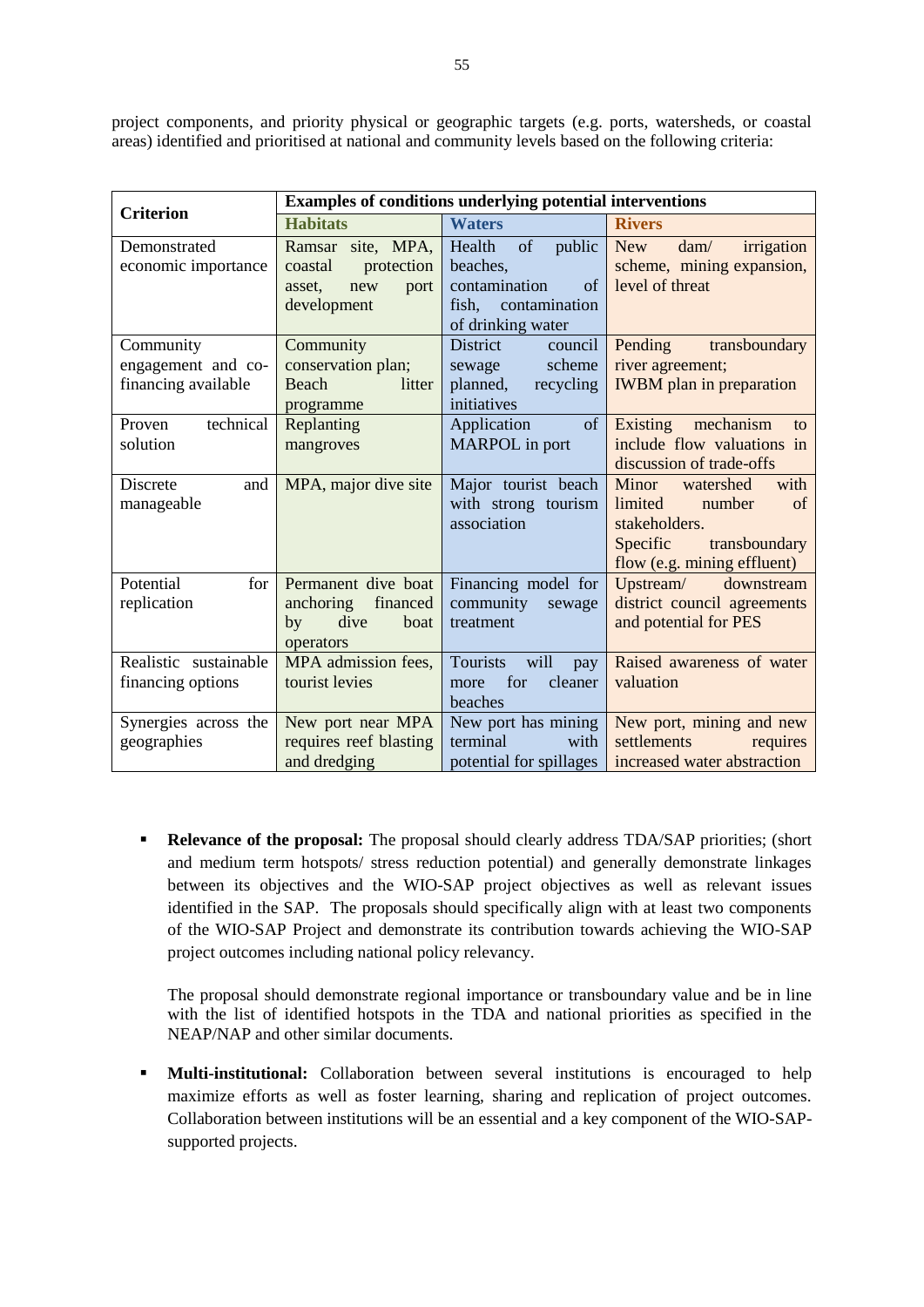project components, and priority physical or geographic targets (e.g. ports, watersheds, or coastal areas) identified and prioritised at national and community levels based on the following criteria:

| Criterion | Examples of conditions underlying potential interventions | | |
|---|---|---|---|
| | **Habitats** | **Waters** | **Rivers** |
| Demonstrated economic importance | Ramsar site, MPA, coastal protection asset, new port development | Health of public beaches, contamination of fish, contamination of drinking water | New dam/ irrigation scheme, mining expansion, level of threat |
| Community engagement and co-financing available | Community conservation plan; Beach litter programme | District council sewage scheme planned, recycling initiatives | Pending transboundary river agreement; IWBM plan in preparation |
| Proven technical solution | Replanting mangroves | Application of MARPOL in port | Existing mechanism to include flow valuations in discussion of trade-offs |
| Discrete and manageable | MPA, major dive site | Major tourist beach with strong tourism association | Minor watershed with limited number of stakeholders. Specific transboundary flow (e.g. mining effluent) |
| Potential for replication | Permanent dive boat anchoring financed by dive boat operators | Financing model for community sewage treatment | Upstream/ downstream district council agreements and potential for PES |
| Realistic sustainable financing options | MPA admission fees, tourist levies | Tourists will pay more for cleaner beaches | Raised awareness of water valuation |
| Synergies across the geographies | New port near MPA requires reef blasting and dredging | New port has mining terminal with potential for spillages | New port, mining and new settlements requires increased water abstraction |

- **Relevance of the proposal:** The proposal should clearly address TDA/SAP priorities; (short and medium term hotspots/ stress reduction potential) and generally demonstrate linkages between its objectives and the WIO-SAP project objectives as well as relevant issues identified in the SAP. The proposals should specifically align with at least two components of the WIO-SAP Project and demonstrate its contribution towards achieving the WIO-SAP project outcomes including national policy relevancy.

  The proposal should demonstrate regional importance or transboundary value and be in line with the list of identified hotspots in the TDA and national priorities as specified in the NEAP/NAP and other similar documents.

- **Multi-institutional:** Collaboration between several institutions is encouraged to help maximize efforts as well as foster learning, sharing and replication of project outcomes. Collaboration between institutions will be an essential and a key component of the WIO-SAP-supported projects.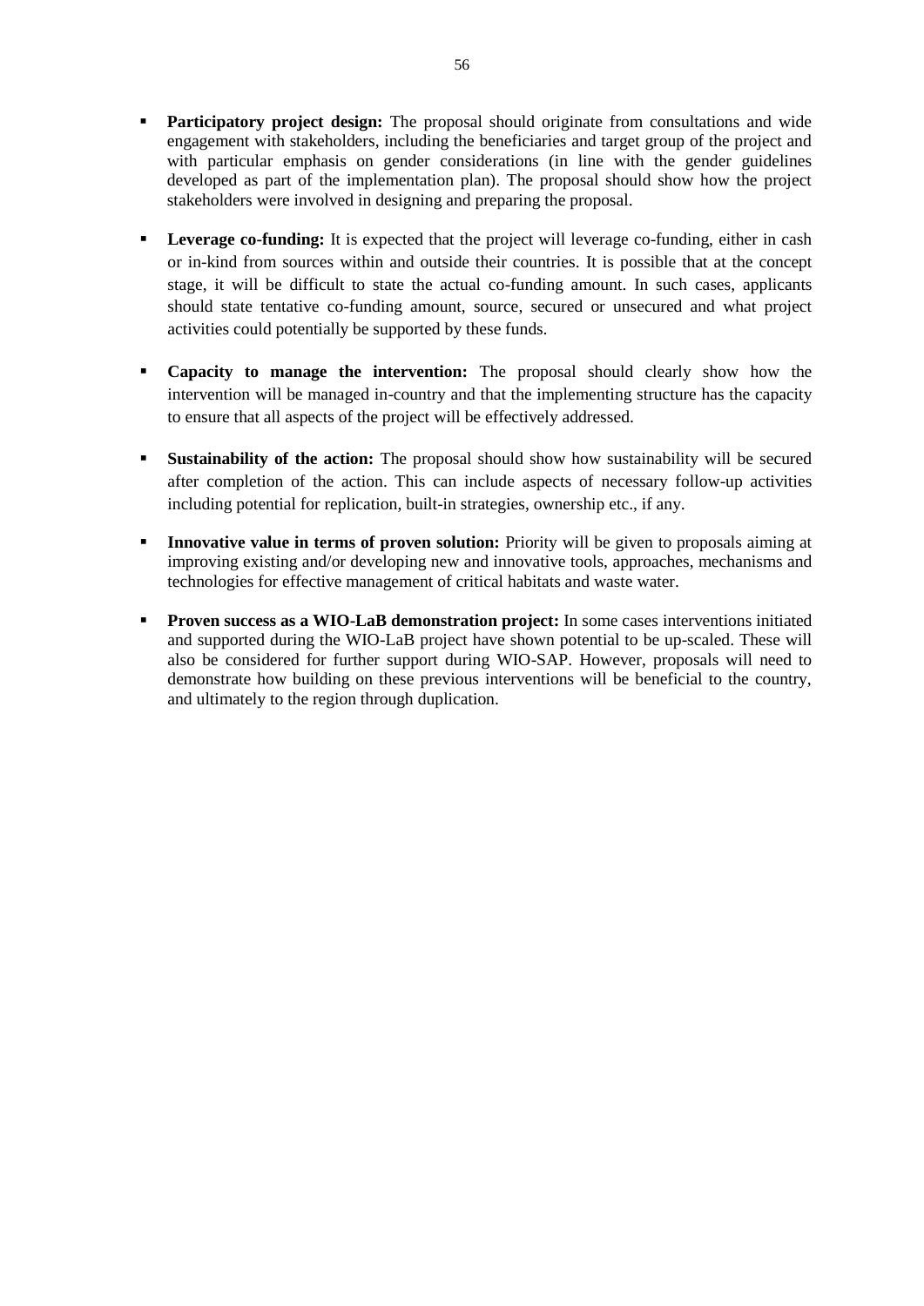- **Participatory project design:** The proposal should originate from consultations and wide engagement with stakeholders, including the beneficiaries and target group of the project and with particular emphasis on gender considerations (in line with the gender guidelines developed as part of the implementation plan). The proposal should show how the project stakeholders were involved in designing and preparing the proposal.

- **Leverage co-funding:** It is expected that the project will leverage co-funding, either in cash or in-kind from sources within and outside their countries. It is possible that at the concept stage, it will be difficult to state the actual co-funding amount. In such cases, applicants should state tentative co-funding amount, source, secured or unsecured and what project activities could potentially be supported by these funds.

- **Capacity to manage the intervention:** The proposal should clearly show how the intervention will be managed in-country and that the implementing structure has the capacity to ensure that all aspects of the project will be effectively addressed.

- **Sustainability of the action:** The proposal should show how sustainability will be secured after completion of the action. This can include aspects of necessary follow-up activities including potential for replication, built-in strategies, ownership etc., if any.

- **Innovative value in terms of proven solution:** Priority will be given to proposals aiming at improving existing and/or developing new and innovative tools, approaches, mechanisms and technologies for effective management of critical habitats and waste water.

- **Proven success as a WIO-LaB demonstration project:** In some cases interventions initiated and supported during the WIO-LaB project have shown potential to be up-scaled. These will also be considered for further support during WIO-SAP. However, proposals will need to demonstrate how building on these previous interventions will be beneficial to the country, and ultimately to the region through duplication.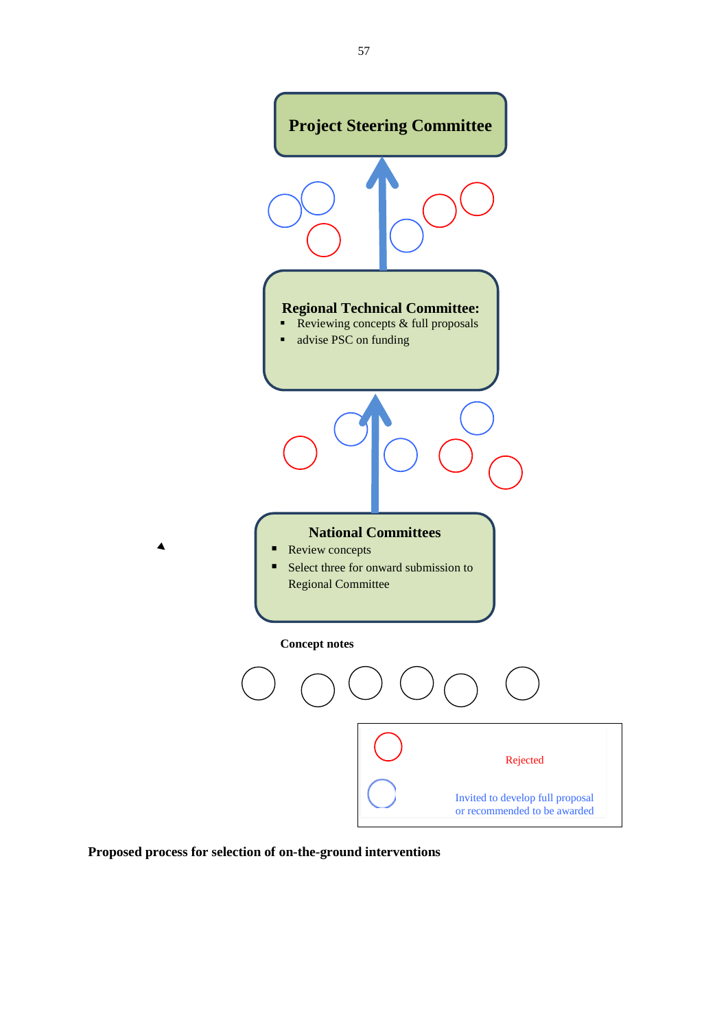**Project Steering Committee**

**Regional Technical Committee:**

- Reviewing concepts & full proposals
- advise PSC on funding

**National Committees**

- Review concepts
- Select three for onward submission to Regional Committee

**Concept notes**

Rejected

Invited to develop full proposal or recommended to be awarded

**Proposed process for selection of on-the-ground interventions**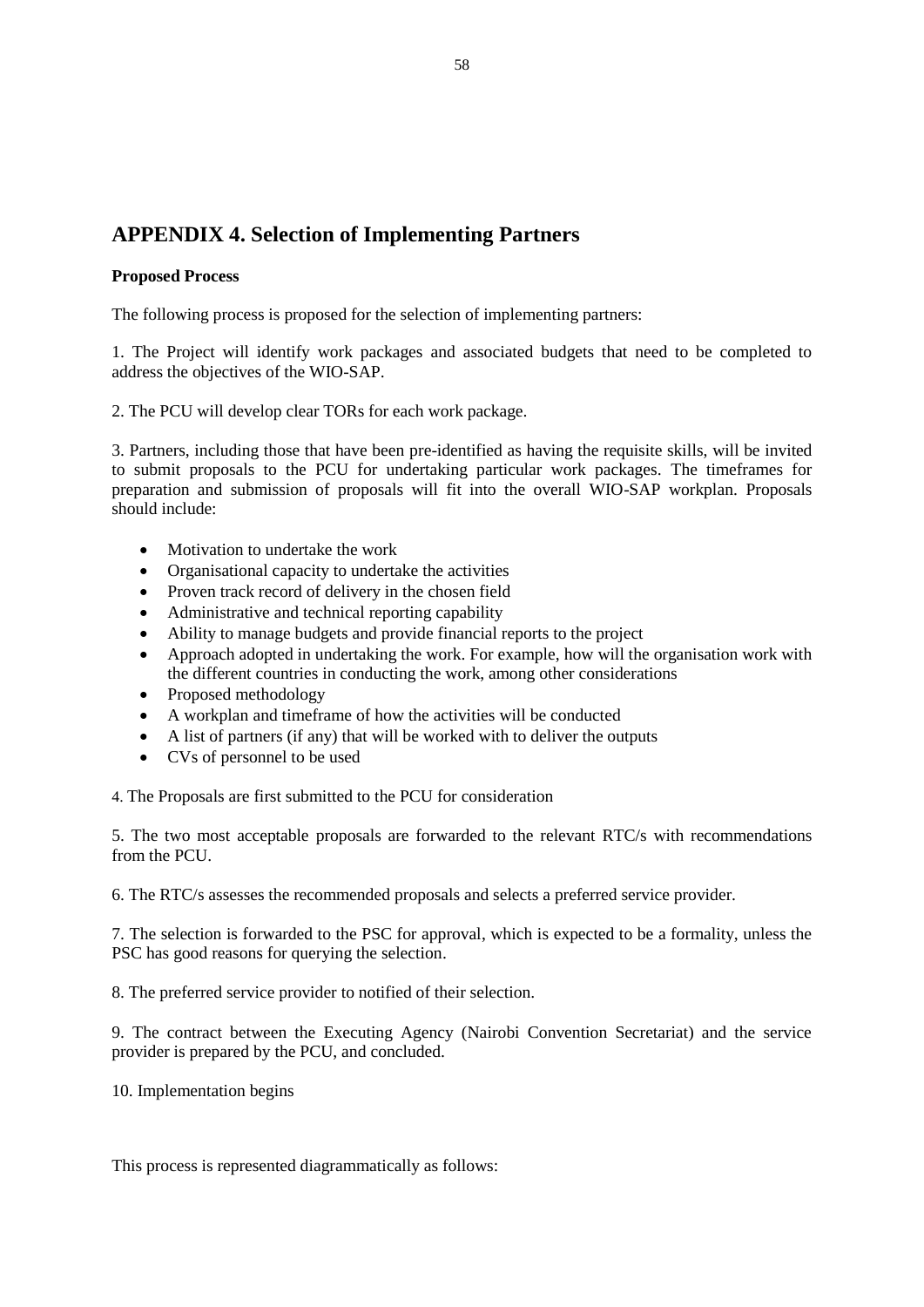## APPENDIX 4. Selection of Implementing Partners

**Proposed Process**

The following process is proposed for the selection of implementing partners:

1. The Project will identify work packages and associated budgets that need to be completed to address the objectives of the WIO-SAP.

2. The PCU will develop clear TORs for each work package.

3. Partners, including those that have been pre-identified as having the requisite skills, will be invited to submit proposals to the PCU for undertaking particular work packages. The timeframes for preparation and submission of proposals will fit into the overall WIO-SAP workplan. Proposals should include:

- Motivation to undertake the work
- Organisational capacity to undertake the activities
- Proven track record of delivery in the chosen field
- Administrative and technical reporting capability
- Ability to manage budgets and provide financial reports to the project
- Approach adopted in undertaking the work. For example, how will the organisation work with the different countries in conducting the work, among other considerations
- Proposed methodology
- A workplan and timeframe of how the activities will be conducted
- A list of partners (if any) that will be worked with to deliver the outputs
- CVs of personnel to be used

4. The Proposals are first submitted to the PCU for consideration

5. The two most acceptable proposals are forwarded to the relevant RTC/s with recommendations from the PCU.

6. The RTC/s assesses the recommended proposals and selects a preferred service provider.

7. The selection is forwarded to the PSC for approval, which is expected to be a formality, unless the PSC has good reasons for querying the selection.

8. The preferred service provider to notified of their selection.

9. The contract between the Executing Agency (Nairobi Convention Secretariat) and the service provider is prepared by the PCU, and concluded.

10. Implementation begins

This process is represented diagrammatically as follows: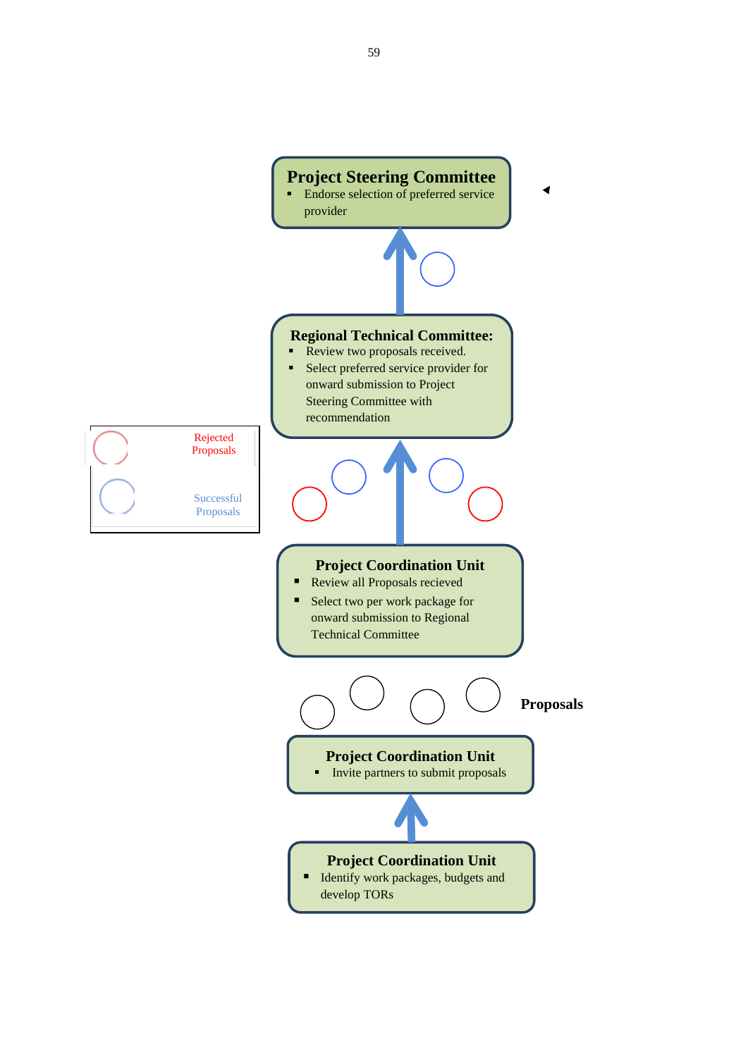**Project Steering Committee**

- Endorse selection of preferred service provider

**Regional Technical Committee:**

- Review two proposals received.
- Select preferred service provider for onward submission to Project Steering Committee with recommendation

Rejected Proposals

Successful Proposals

**Project Coordination Unit**

- Review all Proposals recieved
- Select two per work package for onward submission to Regional Technical Committee

**Proposals**

**Project Coordination Unit**

- Invite partners to submit proposals

**Project Coordination Unit**

- Identify work packages, budgets and develop TORs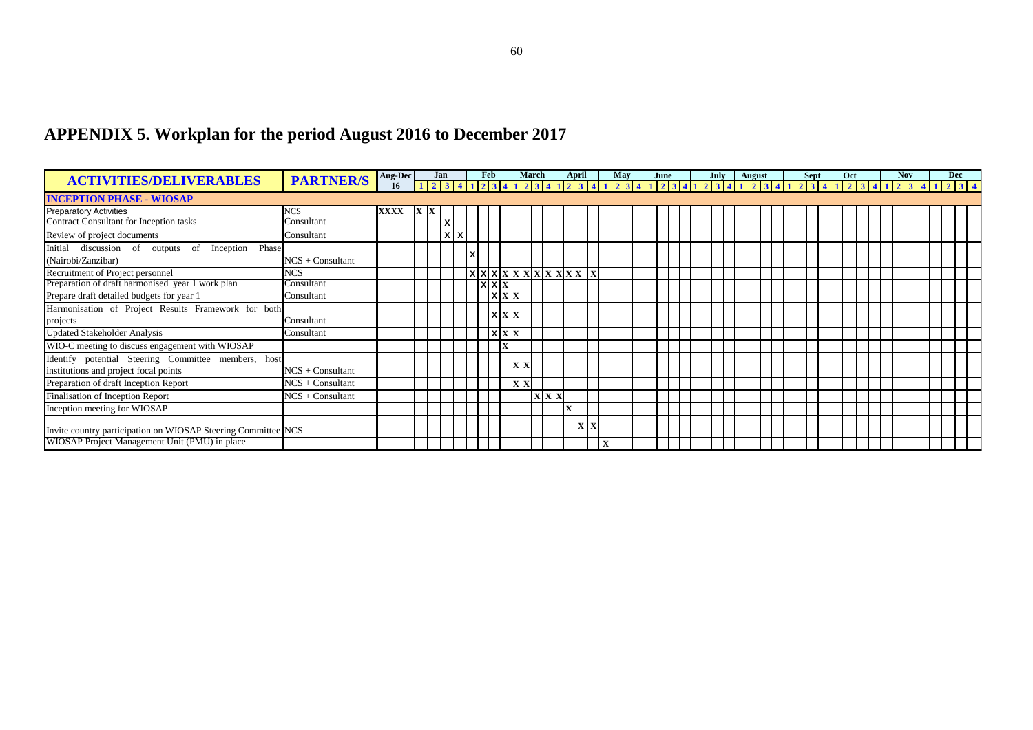# APPENDIX 5. Workplan for the period August 2016 to December 2017

| ACTIVITIES/DELIVERABLES | PARTNER/S | Aug-Dec 16 | Jan | | | | Feb | | | | March | | | | April | | | | May | | | | June | | | | July | | | | August | | | | Sept | | | | Oct | | | | Nov | | | | Dec | | | |
|---|---|---|---|---|---|---|---|---|---|---|---|---|---|---|---|---|---|---|---|---|---|---|---|---|---|---|---|---|---|---|---|---|---|---|---|---|---|---|---|---|---|---|---|---|---|---|---|---|---|---|
| | | | 1 | 2 | 3 | 4 | 1 | 2 | 3 | 4 | 1 | 2 | 3 | 4 | 1 | 2 | 3 | 4 | 1 | 2 | 3 | 4 | 1 | 2 | 3 | 4 | 1 | 2 | 3 | 4 | 1 | 2 | 3 | 4 | 1 | 2 | 3 | 4 | 1 | 2 | 3 | 4 | 1 | 2 | 3 | 4 | 1 | 2 | 3 | 4 |
| **INCEPTION PHASE - WIOSAP** | | | | | | | | | | | | | | | | | | | | | | | | | | | | | | | | | | | | | | | | | | | | | | | | | | |
| Preparatory Activities | NCS | XXXX | X | X | | | | | | | | | | | | | | | | | | | | | | | | | | | | | | | | | | | | | | | | | | | | | | |
| Contract Consultant for Inception tasks | Consultant | | | | X | | | | | | | | | | | | | | | | | | | | | | | | | | | | | | | | | | | | | | | | | | | | | |
| Review of project documents | Consultant | | | | X | X | | | | | | | | | | | | | | | | | | | | | | | | | | | | | | | | | | | | | | | | | | | | |
| Initial discussion of outputs of Inception Phase (Nairobi/Zanzibar) | NCS + Consultant | | | | | | X | | | | | | | | | | | | | | | | | | | | | | | | | | | | | | | | | | | | | | | | | |
| Recruitment of Project personnel | NCS | | | | | | X | X | X | X | X | X | X | X | X | X | | X | | | | | | | | | | | | | | | | | | | | | | | | | | | | | | |
| Preparation of draft harmonised year 1 work plan | Consultant | | | | | | | X | X | X | | | | | | | | | | | | | | | | | | | | | | | | | | | | | | | | | | | | | | |
| Prepare draft detailed budgets for year 1 | Consultant | | | | | | | | X | X | X | | | | | | | | | | | | | | | | | | | | | | | | | | | | | | | | | | | | | |
| Harmonisation of Project Results Framework for both projects | Consultant | | | | | | | | X | X | X | | | | | | | | | | | | | | | | | | | | | | | | | | | | | | | | | | | | | |
| Updated Stakeholder Analysis | Consultant | | | | | | | | X | X | X | | | | | | | | | | | | | | | | | | | | | | | | | | | | | | | | | | | | | |
| WIO-C meeting to discuss engagement with WIOSAP | | | | | | | | | | X | | | | | | | | | | | | | | | | | | | | | | | | | | | | | | | | | | | | | | |
| Identify potential Steering Committee members, host institutions and project focal points | NCS + Consultant | | | | | | | | | | X | X | | | | | | | | | | | | | | | | | | | | | | | | | | | | | | | | | | | | |
| Preparation of draft Inception Report | NCS + Consultant | | | | | | | | | | X | X | | | | | | | | | | | | | | | | | | | | | | | | | | | | | | | | | | | | |
| Finalisation of Inception Report | NCS + Consultant | | | | | | | | | | | | X | X | X | | | | | | | | | | | | | | | | | | | | | | | | | | | | | | | | | |
| Inception meeting for WIOSAP | | | | | | | | | | | | | | | | X | | | | | | | | | | | | | | | | | | | | | | | | | | | | | | | | |
| Invite country participation on WIOSAP Steering Committee | NCS | | | | | | | | | | | | | | | | X | X | | | | | | | | | | | | | | | | | | | | | | | | | | | | | | |
| WIOSAP Project Management Unit (PMU) in place | | | | | | | | | | | | | | | | | | | X | | | | | | | | | | | | | | | | | | | | | | | | | | | | | |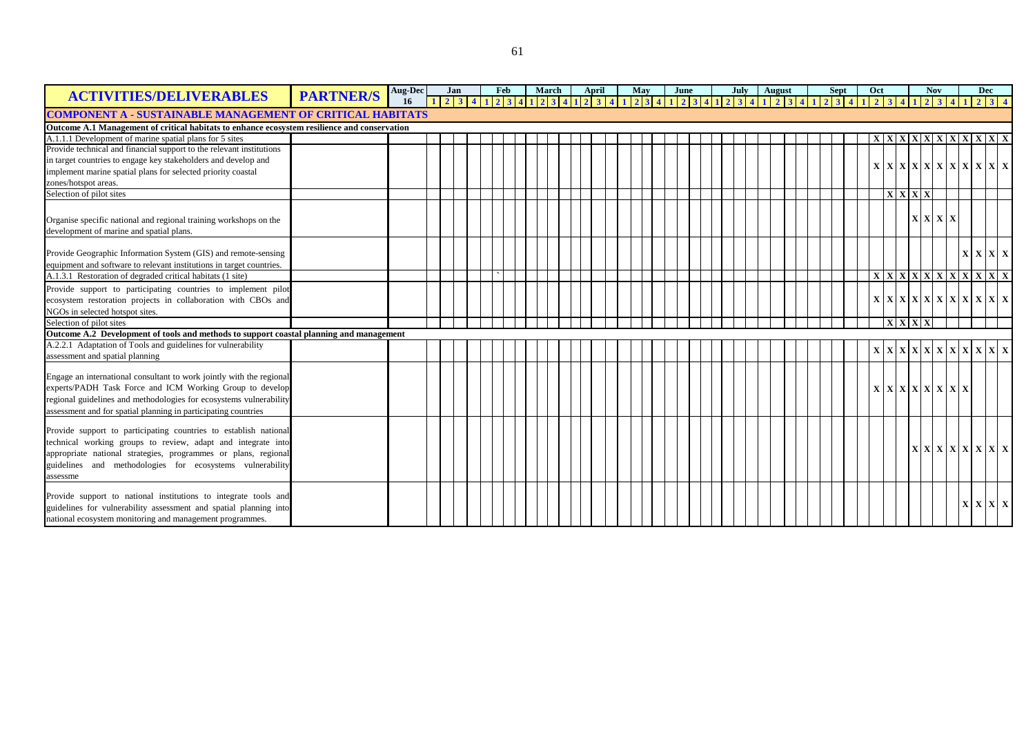| ACTIVITIES/DELIVERABLES | PARTNER/S | Aug-Dec 16 | Jan | | | | Feb | | | | March | | | | April | | | | May | | | | June | | | | July | | | | August | | | | Sept | | | | Oct | | | | Nov | | | | Dec | | | |
|---|---|---|---|---|---|---|---|---|---|---|---|---|---|---|---|---|---|---|---|---|---|---|---|---|---|---|---|---|---|---|---|---|---|---|---|---|---|---|---|---|---|---|---|---|---|---|---|---|---|---|
| | | | 1 | 2 | 3 | 4 | 1 | 2 | 3 | 4 | 1 | 2 | 3 | 4 | 1 | 2 | 3 | 4 | 1 | 2 | 3 | 4 | 1 | 2 | 3 | 4 | 1 | 2 | 3 | 4 | 1 | 2 | 3 | 4 | 1 | 2 | 3 | 4 | 1 | 2 | 3 | 4 | 1 | 2 | 3 | 4 | 1 | 2 | 3 | 4 |
| **COMPONENT A - SUSTAINABLE MANAGEMENT OF CRITICAL HABITATS** | | | | | | | | | | | | | | | | | | | | | | | | | | | | | | | | | | | | | | | | | | | | | | | | | | |
| **Outcome A.1 Management of critical habitats to enhance ecosystem resilience and conservation** | | | | | | | | | | | | | | | | | | | | | | | | | | | | | | | | | | | | | | | | | | | | | | | | | | |
| A.1.1.1 Development of marine spatial plans for 5 sites | | | | | | | | | | | | | | | | | | | | | | | | | | | | | | | | | | | | | | | | X | X | X | X | X | X | X | X | X | X | X |
| Provide technical and financial support to the relevant institutions in target countries to engage key stakeholders and develop and implement marine spatial plans for selected priority coastal zones/hotspot areas. | | | | | | | | | | | | | | | | | | | | | | | | | | | | | | | | | | | | | | | | X | X | X | X | X | X | X | X | X | X | X |
| Selection of pilot sites | | | | | | | | | | | | | | | | | | | | | | | | | | | | | | | | | | | | | | | | | X | X | X | X | | | | | | |
| Organise specific national and regional training workshops on the development of marine and spatial plans. | | | | | | | | | | | | | | | | | | | | | | | | | | | | | | | | | | | | | | | | | | | X | X | X | X | | | | |
| Provide Geographic Information System (GIS) and remote-sensing equipment and software to relevant institutions in target countries. | | | | | | | | | | | | | | | | | | | | | | | | | | | | | | | | | | | | | | | | | | | | | | | X | X | X | X |
| A.1.3.1 Restoration of degraded critical habitats (1 site) | | | | | | | | ` | | | | | | | | | | | | | | | | | | | | | | | | | | | | | | | | X | X | X | X | X | X | X | X | X | X | X |
| Provide support to participating countries to implement pilot ecosystem restoration projects in collaboration with CBOs and NGOs in selected hotspot sites. | | | | | | | | | | | | | | | | | | | | | | | | | | | | | | | | | | | | | | | | X | X | X | X | X | X | X | X | X | X | X |
| Selection of pilot sites | | | | | | | | | | | | | | | | | | | | | | | | | | | | | | | | | | | | | | | | | X | X | X | X | | | | | | |
| **Outcome A.2 Development of tools and methods to support coastal planning and management** | | | | | | | | | | | | | | | | | | | | | | | | | | | | | | | | | | | | | | | | | | | | | | | | | | |
| A.2.2.1 Adaptation of Tools and guidelines for vulnerability assessment and spatial planning | | | | | | | | | | | | | | | | | | | | | | | | | | | | | | | | | | | | | | | | X | X | X | X | X | X | X | X | X | X | X |
| Engage an international consultant to work jointly with the regional experts/PADH Task Force and ICM Working Group to develop regional guidelines and methodologies for ecosystems vulnerability assessment and for spatial planning in participating countries | | | | | | | | | | | | | | | | | | | | | | | | | | | | | | | | | | | | | | | | X | X | X | X | X | X | X | X | | | |
| Provide support to participating countries to establish national technical working groups to review, adapt and integrate into appropriate national strategies, programmes or plans, regional guidelines and methodologies for ecosystems vulnerability assessme | | | | | | | | | | | | | | | | | | | | | | | | | | | | | | | | | | | | | | | | | | | X | X | X | X | X | X | X | X |
| Provide support to national institutions to integrate tools and guidelines for vulnerability assessment and spatial planning into national ecosystem monitoring and management programmes. | | | | | | | | | | | | | | | | | | | | | | | | | | | | | | | | | | | | | | | | | | | | | | | X | X | X | X |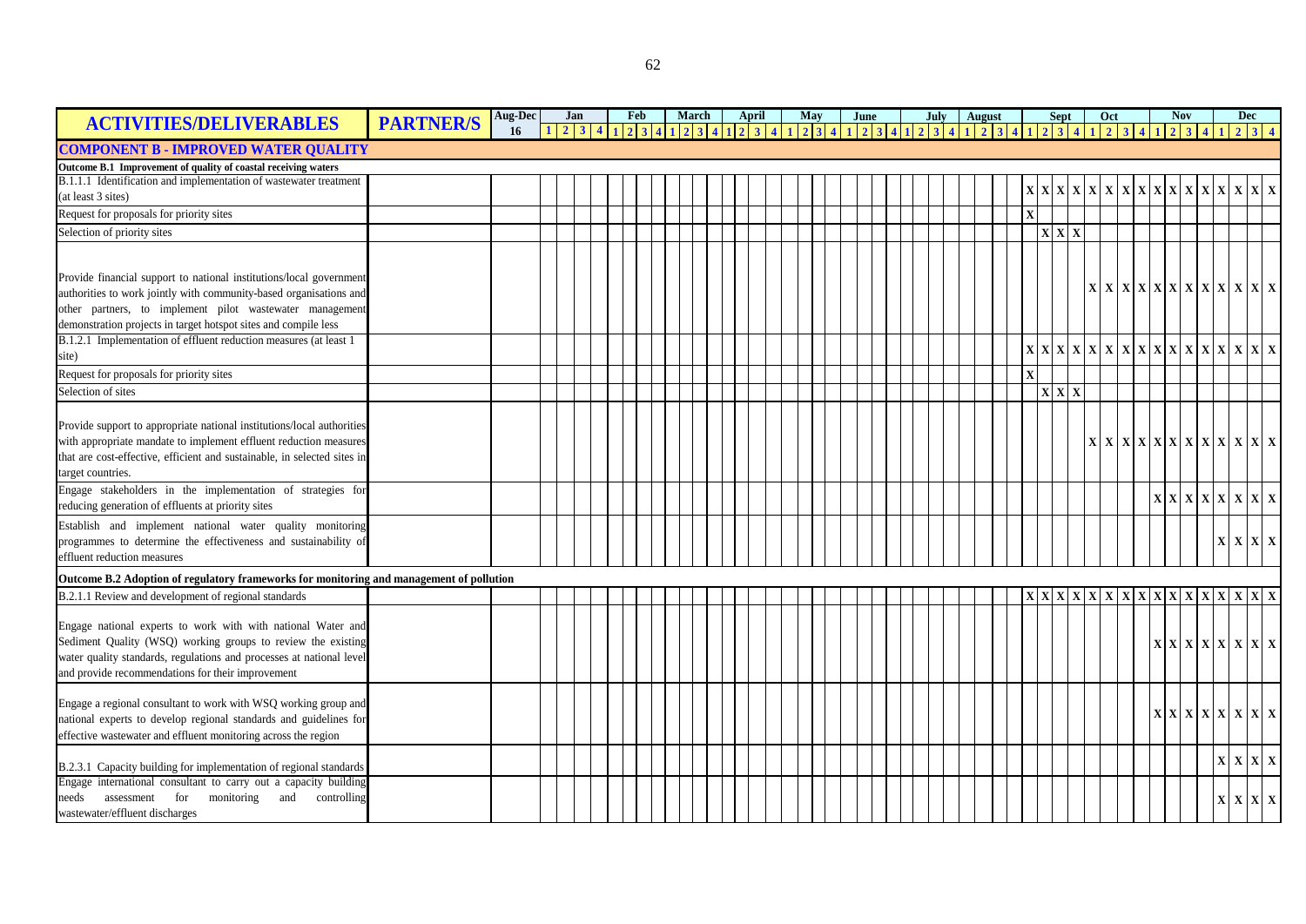| ACTIVITIES/DELIVERABLES | PARTNER/S | Aug-Dec 16 | Jan | | | | Feb | | | | March | | | | April | | | | May | | | | June | | | | July | | | | August | | | | Sept | | | | Oct | | | | Nov | | | | Dec | | | |
|---|---|---|---|---|---|---|---|---|---|---|---|---|---|---|---|---|---|---|---|---|---|---|---|---|---|---|---|---|---|---|---|---|---|---|---|---|---|---|---|---|---|---|---|---|---|---|---|---|---|---|
| | | | 1 | 2 | 3 | 4 | 1 | 2 | 3 | 4 | 1 | 2 | 3 | 4 | 1 | 2 | 3 | 4 | 1 | 2 | 3 | 4 | 1 | 2 | 3 | 4 | 1 | 2 | 3 | 4 | 1 | 2 | 3 | 4 | 1 | 2 | 3 | 4 | 1 | 2 | 3 | 4 | 1 | 2 | 3 | 4 | 1 | 2 | 3 | 4 |
| **COMPONENT B - IMPROVED WATER QUALITY** | | | | | | | | | | | | | | | | | | | | | | | | | | | | | | | | | | | | | | | | | | | | | | | | | | |
| **Outcome B.1 Improvement of quality of coastal receiving waters** | | | | | | | | | | | | | | | | | | | | | | | | | | | | | | | | | | | | | | | | | | | | | | | | | | |
| B.1.1.1 Identification and implementation of wastewater treatment (at least 3 sites) | | | | | | | | | | | | | | | | | | | | | | | | | | | | | | | | | | | X | X | X | X | X | X | X | X | X | X | X | X | X | X | X | X |
| Request for proposals for priority sites | | | | | | | | | | | | | | | | | | | | | | | | | | | | | | | | | | | X | | | | | | | | | | | | | | | |
| Selection of priority sites | | | | | | | | | | | | | | | | | | | | | | | | | | | | | | | | | | | | X | X | X | | | | | | | | | | | | |
| Provide financial support to national institutions/local government authorities to work jointly with community-based organisations and other partners, to implement pilot wastewater management demonstration projects in target hotspot sites and compile less | | | | | | | | | | | | | | | | | | | | | | | | | | | | | | | | | | | | | | | X | X | X | X | X | X | X | X | X | X | X | X |
| B.1.2.1 Implementation of effluent reduction measures (at least 1 site) | | | | | | | | | | | | | | | | | | | | | | | | | | | | | | | | | | | X | X | X | X | X | X | X | X | X | X | X | X | X | X | X | X |
| Request for proposals for priority sites | | | | | | | | | | | | | | | | | | | | | | | | | | | | | | | | | | | X | | | | | | | | | | | | | | | |
| Selection of sites | | | | | | | | | | | | | | | | | | | | | | | | | | | | | | | | | | | | X | X | X | | | | | | | | | | | | |
| Provide support to appropriate national institutions/local authorities with appropriate mandate to implement effluent reduction measures that are cost-effective, efficient and sustainable, in selected sites in target countries. | | | | | | | | | | | | | | | | | | | | | | | | | | | | | | | | | | | | | | | X | X | X | X | X | X | X | X | X | X | X | X |
| Engage stakeholders in the implementation of strategies for reducing generation of effluents at priority sites | | | | | | | | | | | | | | | | | | | | | | | | | | | | | | | | | | | | | | | | | | | X | X | X | X | X | X | X | X |
| Establish and implement national water quality monitoring programmes to determine the effectiveness and sustainability of effluent reduction measures | | | | | | | | | | | | | | | | | | | | | | | | | | | | | | | | | | | | | | | | | | | | | | | X | X | X | X |
| **Outcome B.2 Adoption of regulatory frameworks for monitoring and management of pollution** | | | | | | | | | | | | | | | | | | | | | | | | | | | | | | | | | | | | | | | | | | | | | | | | | | |
| B.2.1.1 Review and development of regional standards | | | | | | | | | | | | | | | | | | | | | | | | | | | | | | | | | | | X | X | X | X | X | X | X | X | X | X | X | X | X | X | X | X |
| Engage national experts to work with with national Water and Sediment Quality (WSQ) working groups to review the existing water quality standards, regulations and processes at national level and provide recommendations for their improvement | | | | | | | | | | | | | | | | | | | | | | | | | | | | | | | | | | | | | | | | | | | X | X | X | X | X | X | X | X |
| Engage a regional consultant to work with WSQ working group and national experts to develop regional standards and guidelines for effective wastewater and effluent monitoring across the region | | | | | | | | | | | | | | | | | | | | | | | | | | | | | | | | | | | | | | | | | | | X | X | X | X | X | X | X | X |
| B.2.3.1 Capacity building for implementation of regional standards | | | | | | | | | | | | | | | | | | | | | | | | | | | | | | | | | | | | | | | | | | | | | | | X | X | X | X |
| Engage international consultant to carry out a capacity building needs assessment for monitoring and controlling wastewater/effluent discharges | | | | | | | | | | | | | | | | | | | | | | | | | | | | | | | | | | | | | | | | | | | | | | | X | X | X | X |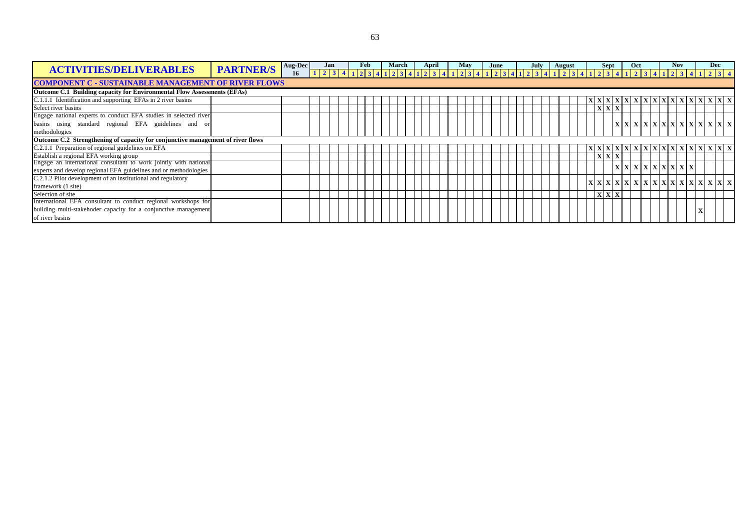| ACTIVITIES/DELIVERABLES | PARTNER/S | Aug-Dec 16 | Jan | | | | Feb | | | | March | | | | April | | | | May | | | | June | | | | July | | | | August | | | | Sept | | | | Oct | | | | Nov | | | | Dec | | | |
|---|---|---|---|---|---|---|---|---|---|---|---|---|---|---|---|---|---|---|---|---|---|---|---|---|---|---|---|---|---|---|---|---|---|---|---|---|---|---|---|---|---|---|---|---|---|---|---|---|---|---|
| | | | 1 | 2 | 3 | 4 | 1 | 2 | 3 | 4 | 1 | 2 | 3 | 4 | 1 | 2 | 3 | 4 | 1 | 2 | 3 | 4 | 1 | 2 | 3 | 4 | 1 | 2 | 3 | 4 | 1 | 2 | 3 | 4 | 1 | 2 | 3 | 4 | 1 | 2 | 3 | 4 | 1 | 2 | 3 | 4 | 1 | 2 | 3 | 4 |
| **COMPONENT C - SUSTAINABLE MANAGEMENT OF RIVER FLOWS** | | | | | | | | | | | | | | | | | | | | | | | | | | | | | | | | | | | | | | | | | | | | | | | | | | |
| **Outcome C.1 Building capacity for Environmental Flow Assessments (EFAs)** | | | | | | | | | | | | | | | | | | | | | | | | | | | | | | | | | | | | | | | | | | | | | | | | | | |
| C.1.1.1 Identification and supporting EFAs in 2 river basins | | | | | | | | | | | | | | | | | | | | | | | | | | | | | | | | | | | X | X | X | X | X | X | X | X | X | X | X | X | X | X | X | X |
| Select river basins | | | | | | | | | | | | | | | | | | | | | | | | | | | | | | | | | | | | X | X | X | | | | | | | | | | | | |
| Engage national experts to conduct EFA studies in selected river basins using standard regional EFA guidelines and or methodologies | | | | | | | | | | | | | | | | | | | | | | | | | | | | | | | | | | | | | | X | X | X | X | X | X | X | X | X | X | X | X | X |
| **Outcome C.2 Strengthening of capacity for conjunctive management of river flows** | | | | | | | | | | | | | | | | | | | | | | | | | | | | | | | | | | | | | | | | | | | | | | | | | | |
| C.2.1.1 Preparation of regional guidelines on EFA | | | | | | | | | | | | | | | | | | | | | | | | | | | | | | | | | | | X | X | X | X | X | X | X | X | X | X | X | X | X | X | X | X |
| Establish a regional EFA working group | | | | | | | | | | | | | | | | | | | | | | | | | | | | | | | | | | | | X | X | X | | | | | | | | | | | | |
| Engage an international consultant to work jointly with national experts and develop regional EFA guidelines and or methodologies | | | | | | | | | | | | | | | | | | | | | | | | | | | | | | | | | | | | | | X | X | X | X | X | X | X | X | X | | | | |
| C.2.1.2 Pilot development of an institutional and regulatory framework (1 site) | | | | | | | | | | | | | | | | | | | | | | | | | | | | | | | | | | | X | X | X | X | X | X | X | X | X | X | X | X | X | X | X | X |
| Selection of site | | | | | | | | | | | | | | | | | | | | | | | | | | | | | | | | | | | | X | X | X | | | | | | | | | | | | |
| International EFA consultant to conduct regional workshops for building multi-stakehoder capacity for a conjunctive management of river basins | | | | | | | | | | | | | | | | | | | | | | | | | | | | | | | | | | | | | | | | | | | | | | | X | | | |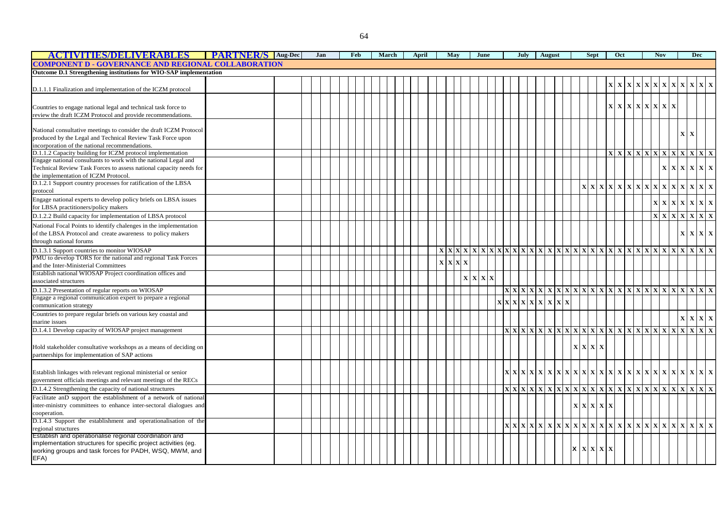| ACTIVITIES/DELIVERABLES | PARTNER/S | Aug-Dec | Jan | Feb | March | April | May | June | July | August | Sept | Oct | Nov | Dec |
|---|---|---|---|---|---|---|---|---|---|---|---|---|---|---|
| **COMPONENT D - GOVERNANCE AND REGIONAL COLLABORATION** | | | | | | | | | | | | | | |
| **Outcome D.1 Strengthening institutions for WIO-SAP implementation** | | | | | | | | | | | | | | |
| D.1.1.1 Finalization and implementation of the ICZM protocol | | | | | | | | | | | | X | X | X |
| Countries to engage national legal and technical task force to review the draft ICZM Protocol and provide recommendations. | | | | | | | | | | | | X | X | |
| National consultative meetings to consider the draft ICZM Protocol produced by the Legal and Technical Review Task Force upon incorporation of the national recommendations. | | | | | | | | | | | | | | X |
| D.1.1.2 Capacity building for ICZM protocol implementation | | | | | | | | | | | | X | X | X |
| Engage national consultants to work with the national Legal and Technical Review Task Forces to assess national capacity needs for the implementation of ICZM Protocol. | | | | | | | | | | | | | X | X |
| D.1.2.1 Support country processes for ratification of the LBSA protocol | | | | | | | | | | | X | X | X | X |
| Engage national experts to develop policy briefs on LBSA issues for LBSA practitioners/policy makers | | | | | | | | | | | | | X | X |
| D.1.2.2 Build capacity for implementation of LBSA protocol | | | | | | | | | | | | | X | X |
| National Focal Points to identify chalenges in the implementation of the LBSA Protocol and create awareness to policy makers through national forums | | | | | | | | | | | | | | X |
| D.1.3.1 Support countries to monitor WIOSAP | | | | | | | X | X | X | X | X | X | X | X |
| PMU to develop TORS for the national and regional Task Forces and the Inter-Ministerial Committees | | | | | | | X | | | | | | | |
| Establish national WIOSAP Project coordination offices and associated structures | | | | | | | | X | | | | | | |
| D.1.3.2 Presentation of regular reports on WIOSAP | | | | | | | | | X | X | X | X | X | X |
| Engage a regional communication expert to prepare a regional communication strategy | | | | | | | | | X | X | | | | |
| Countries to prepare regular briefs on various key coastal and marine issues | | | | | | | | | | | | | | X |
| D.1.4.1 Develop capacity of WIOSAP project management | | | | | | | | | X | X | X | X | X | X |
| Hold stakeholder consultative workshops as a means of deciding on partnerships for implementation of SAP actions | | | | | | | | | | | X | | | |
| Establish linkages with relevant regional ministerial or senior government officials meetings and relevant meetings of the RECs | | | | | | | | | X | X | X | X | X | X |
| D.1.4.2 Strengthening the capacity of national structures | | | | | | | | | X | X | X | X | X | X |
| Facilitate anD support the establishment of a network of national inter-ministry committees to enhance inter-sectoral dialogues and cooperation. | | | | | | | | | | | X | | | |
| D.1.4.3 Support the establishment and operationalisation of the regional structures | | | | | | | | | X | X | X | X | X | X |
| Establish and operationalise regional coordination and implementation structures for specific project activities (eg. working groups and task forces for PADH, WSQ, MWM, and EFA) | | | | | | | | | | | X | | | |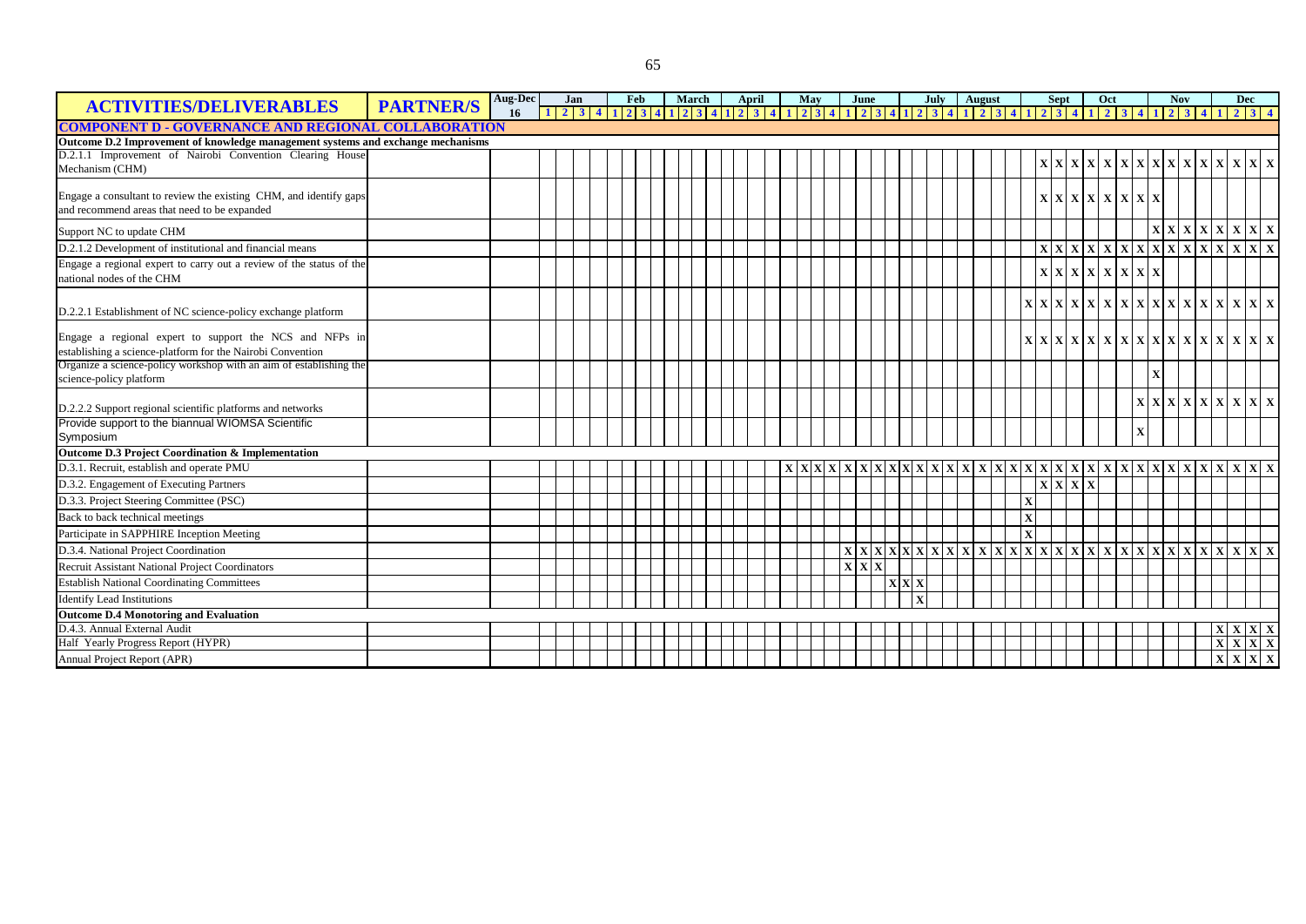| ACTIVITIES/DELIVERABLES | PARTNER/S | Aug-Dec 16 | Jan | | | | Feb | | | | March | | | | April | | | | May | | | | June | | | | July | | | | August | | | | Sept | | | | Oct | | | | Nov | | | | Dec | | | |
|---|---|---|---|---|---|---|---|---|---|---|---|---|---|---|---|---|---|---|---|---|---|---|---|---|---|---|---|---|---|---|---|---|---|---|---|---|---|---|---|---|---|---|---|---|---|---|---|---|---|---|
| | | | 1 | 2 | 3 | 4 | 1 | 2 | 3 | 4 | 1 | 2 | 3 | 4 | 1 | 2 | 3 | 4 | 1 | 2 | 3 | 4 | 1 | 2 | 3 | 4 | 1 | 2 | 3 | 4 | 1 | 2 | 3 | 4 | 1 | 2 | 3 | 4 | 1 | 2 | 3 | 4 | 1 | 2 | 3 | 4 | 1 | 2 | 3 | 4 |
| **COMPONENT D - GOVERNANCE AND REGIONAL COLLABORATION** | | | | | | | | | | | | | | | | | | | | | | | | | | | | | | | | | | | | | | | | | | | | | | | | | | |
| **Outcome D.2 Improvement of knowledge management systems and exchange mechanisms** | | | | | | | | | | | | | | | | | | | | | | | | | | | | | | | | | | | | | | | | | | | | | | | | | | |
| D.2.1.1 Improvement of Nairobi Convention Clearing House Mechanism (CHM) | | | | | | | | | | | | | | | | | | | | | | | | | | | | | | | | | | | | X | X | X | X | X | X | X | X | X | X | X | X | X | X | X |
| Engage a consultant to review the existing CHM, and identify gaps and recommend areas that need to be expanded | | | | | | | | | | | | | | | | | | | | | | | | | | | | | | | | | | | | X | X | X | X | X | X | X | X | | | | | | | |
| Support NC to update CHM | | | | | | | | | | | | | | | | | | | | | | | | | | | | | | | | | | | | | | | | | | | X | X | X | X | X | X | X | X |
| D.2.1.2 Development of institutional and financial means | | | | | | | | | | | | | | | | | | | | | | | | | | | | | | | | | | | | X | X | X | X | X | X | X | X | X | X | X | X | X | X | X |
| Engage a regional expert to carry out a review of the status of the national nodes of the CHM | | | | | | | | | | | | | | | | | | | | | | | | | | | | | | | | | | | | X | X | X | X | X | X | X | X | | | | | | | |
| D.2.2.1 Establishment of NC science-policy exchange platform | | | | | | | | | | | | | | | | | | | | | | | | | | | | | | | | | | | X | X | X | X | X | X | X | X | X | X | X | X | X | X | X | X |
| Engage a regional expert to support the NCS and NFPs in establishing a science-platform for the Nairobi Convention | | | | | | | | | | | | | | | | | | | | | | | | | | | | | | | | | | | X | X | X | X | X | X | X | X | X | X | X | X | X | X | X | X |
| Organize a science-policy workshop with an aim of establishing the science-policy platform | | | | | | | | | | | | | | | | | | | | | | | | | | | | | | | | | | | | | | | | | | | X | | | | | | | |
| D.2.2.2 Support regional scientific platforms and networks | | | | | | | | | | | | | | | | | | | | | | | | | | | | | | | | | | | | | | | | | | X | X | X | X | X | X | X | X | X |
| Provide support to the biannual WIOMSA Scientific Symposium | | | | | | | | | | | | | | | | | | | | | | | | | | | | | | | | | | | | | | | | | | X | | | | | | | | |
| **Outcome D.3 Project Coordination & Implementation** | | | | | | | | | | | | | | | | | | | | | | | | | | | | | | | | | | | | | | | | | | | | | | | | | | |
| D.3.1. Recruit, establish and operate PMU | | | | | | | | | | | | | | | | | | | X | X | X | X | X | X | X | X | X | X | X | X | X | X | X | X | X | X | X | X | X | X | X | X | X | X | X | X | X | X | X | X |
| D.3.2. Engagement of Executing Partners | | | | | | | | | | | | | | | | | | | | | | | | | | | | | | | | | | | | X | X | X | X | | | | | | | | | | | |
| D.3.3. Project Steering Committee (PSC) | | | | | | | | | | | | | | | | | | | | | | | | | | | | | | | | | | | X | | | | | | | | | | | | | | | |
| Back to back technical meetings | | | | | | | | | | | | | | | | | | | | | | | | | | | | | | | | | | | X | | | | | | | | | | | | | | | |
| Participate in SAPPHIRE Inception Meeting | | | | | | | | | | | | | | | | | | | | | | | | | | | | | | | | | | | X | | | | | | | | | | | | | | | |
| D.3.4. National Project Coordination | | | | | | | | | | | | | | | | | | | | | | | X | X | X | X | X | X | X | X | X | X | X | X | X | X | X | X | X | X | X | X | X | X | X | X | X | X | X | X |
| Recruit Assistant National Project Coordinators | | | | | | | | | | | | | | | | | | | | | | | X | X | X | | | | | | | | | | | | | | | | | | | | | | | | | |
| Establish National Coordinating Committees | | | | | | | | | | | | | | | | | | | | | | | | | | X | X | X | | | | | | | | | | | | | | | | | | | | | | |
| Identify Lead Institutions | | | | | | | | | | | | | | | | | | | | | | | | | | | | X | | | | | | | | | | | | | | | | | | | | | | |
| **Outcome D.4 Monotoring and Evaluation** | | | | | | | | | | | | | | | | | | | | | | | | | | | | | | | | | | | | | | | | | | | | | | | | | | |
| D.4.3. Annual External Audit | | | | | | | | | | | | | | | | | | | | | | | | | | | | | | | | | | | | | | | | | | | | | | | | X | X | X | X |
| Half Yearly Progress Report (HYPR) | | | | | | | | | | | | | | | | | | | | | | | | | | | | | | | | | | | | | | | | | | | | | | | | X | X | X | X |
| Annual Project Report (APR) | | | | | | | | | | | | | | | | | | | | | | | | | | | | | | | | | | | | | | | | | | | | | | | | X | X | X | X |